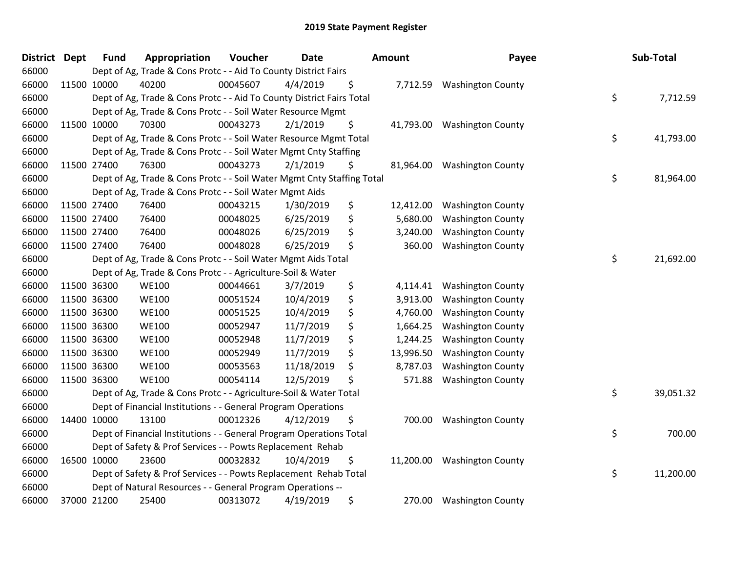# 2019 State Payment Register

| District | Dept | Fund | Appropriation | Voucher | Date | | Amount | Payee | | Sub-Total |
|---|---|---|---|---|---|---|---|---|---|---|
| 66000 | | Dept of Ag, Trade & Cons Protc - - Aid To County District Fairs | | | | | | | | |
| 66000 | 11500 | 10000 | 40200 | 00045607 | 4/4/2019 | $ | 7,712.59 | Washington County | | |
| 66000 | | Dept of Ag, Trade & Cons Protc - - Aid To County District Fairs Total | | | | | | | $ | 7,712.59 |
| 66000 | | Dept of Ag, Trade & Cons Protc - - Soil Water Resource Mgmt | | | | | | | | |
| 66000 | 11500 | 10000 | 70300 | 00043273 | 2/1/2019 | $ | 41,793.00 | Washington County | | |
| 66000 | | Dept of Ag, Trade & Cons Protc - - Soil Water Resource Mgmt Total | | | | | | | $ | 41,793.00 |
| 66000 | | Dept of Ag, Trade & Cons Protc - - Soil Water Mgmt Cnty Staffing | | | | | | | | |
| 66000 | 11500 | 27400 | 76300 | 00043273 | 2/1/2019 | $ | 81,964.00 | Washington County | | |
| 66000 | | Dept of Ag, Trade & Cons Protc - - Soil Water Mgmt Cnty Staffing Total | | | | | | | $ | 81,964.00 |
| 66000 | | Dept of Ag, Trade & Cons Protc - - Soil Water Mgmt Aids | | | | | | | | |
| 66000 | 11500 | 27400 | 76400 | 00043215 | 1/30/2019 | $ | 12,412.00 | Washington County | | |
| 66000 | 11500 | 27400 | 76400 | 00048025 | 6/25/2019 | $ | 5,680.00 | Washington County | | |
| 66000 | 11500 | 27400 | 76400 | 00048026 | 6/25/2019 | $ | 3,240.00 | Washington County | | |
| 66000 | 11500 | 27400 | 76400 | 00048028 | 6/25/2019 | $ | 360.00 | Washington County | | |
| 66000 | | Dept of Ag, Trade & Cons Protc - - Soil Water Mgmt Aids Total | | | | | | | $ | 21,692.00 |
| 66000 | | Dept of Ag, Trade & Cons Protc - - Agriculture-Soil & Water | | | | | | | | |
| 66000 | 11500 | 36300 | WE100 | 00044661 | 3/7/2019 | $ | 4,114.41 | Washington County | | |
| 66000 | 11500 | 36300 | WE100 | 00051524 | 10/4/2019 | $ | 3,913.00 | Washington County | | |
| 66000 | 11500 | 36300 | WE100 | 00051525 | 10/4/2019 | $ | 4,760.00 | Washington County | | |
| 66000 | 11500 | 36300 | WE100 | 00052947 | 11/7/2019 | $ | 1,664.25 | Washington County | | |
| 66000 | 11500 | 36300 | WE100 | 00052948 | 11/7/2019 | $ | 1,244.25 | Washington County | | |
| 66000 | 11500 | 36300 | WE100 | 00052949 | 11/7/2019 | $ | 13,996.50 | Washington County | | |
| 66000 | 11500 | 36300 | WE100 | 00053563 | 11/18/2019 | $ | 8,787.03 | Washington County | | |
| 66000 | 11500 | 36300 | WE100 | 00054114 | 12/5/2019 | $ | 571.88 | Washington County | | |
| 66000 | | Dept of Ag, Trade & Cons Protc - - Agriculture-Soil & Water Total | | | | | | | $ | 39,051.32 |
| 66000 | | Dept of Financial Institutions - - General Program Operations | | | | | | | | |
| 66000 | 14400 | 10000 | 13100 | 00012326 | 4/12/2019 | $ | 700.00 | Washington County | | |
| 66000 | | Dept of Financial Institutions - - General Program Operations Total | | | | | | | $ | 700.00 |
| 66000 | | Dept of Safety & Prof Services - - Powts Replacement Rehab | | | | | | | | |
| 66000 | 16500 | 10000 | 23600 | 00032832 | 10/4/2019 | $ | 11,200.00 | Washington County | | |
| 66000 | | Dept of Safety & Prof Services - - Powts Replacement Rehab Total | | | | | | | $ | 11,200.00 |
| 66000 | | Dept of Natural Resources - - General Program Operations -- | | | | | | | | |
| 66000 | 37000 | 21200 | 25400 | 00313072 | 4/19/2019 | $ | 270.00 | Washington County | | |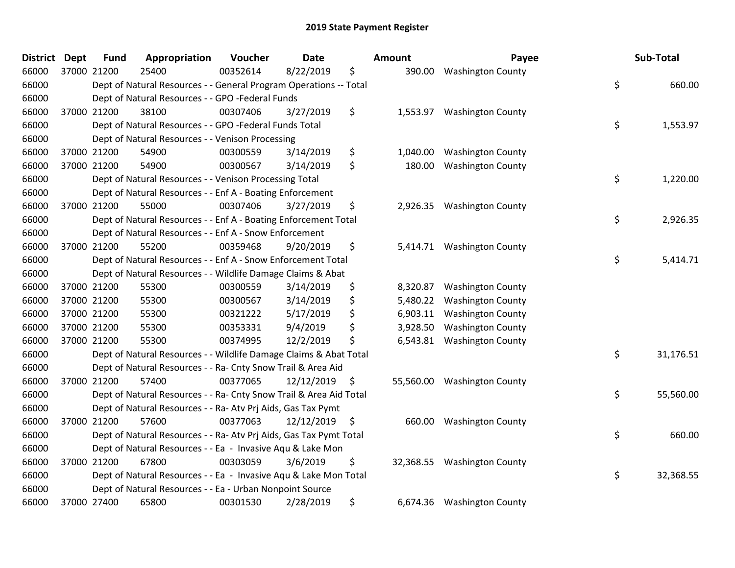# 2019 State Payment Register

| District | Dept | Fund | Appropriation | Voucher | Date | Amount | Payee | Sub-Total |
|---|---|---|---|---|---|---|---|---|
| 66000 | 37000 | 21200 | 25400 | 00352614 | 8/22/2019 | $ 390.00 | Washington County | |
| 66000 | | Dept of Natural Resources - - General Program Operations -- Total | | | | | | $ 660.00 |
| 66000 | | Dept of Natural Resources - - GPO -Federal Funds | | | | | | |
| 66000 | 37000 | 21200 | 38100 | 00307406 | 3/27/2019 | $ 1,553.97 | Washington County | |
| 66000 | | Dept of Natural Resources - - GPO -Federal Funds Total | | | | | | $ 1,553.97 |
| 66000 | | Dept of Natural Resources - - Venison Processing | | | | | | |
| 66000 | 37000 | 21200 | 54900 | 00300559 | 3/14/2019 | $ 1,040.00 | Washington County | |
| 66000 | 37000 | 21200 | 54900 | 00300567 | 3/14/2019 | $ 180.00 | Washington County | |
| 66000 | | Dept of Natural Resources - - Venison Processing Total | | | | | | $ 1,220.00 |
| 66000 | | Dept of Natural Resources - - Enf A - Boating Enforcement | | | | | | |
| 66000 | 37000 | 21200 | 55000 | 00307406 | 3/27/2019 | $ 2,926.35 | Washington County | |
| 66000 | | Dept of Natural Resources - - Enf A - Boating Enforcement Total | | | | | | $ 2,926.35 |
| 66000 | | Dept of Natural Resources - - Enf A - Snow Enforcement | | | | | | |
| 66000 | 37000 | 21200 | 55200 | 00359468 | 9/20/2019 | $ 5,414.71 | Washington County | |
| 66000 | | Dept of Natural Resources - - Enf A - Snow Enforcement Total | | | | | | $ 5,414.71 |
| 66000 | | Dept of Natural Resources - - Wildlife Damage Claims & Abat | | | | | | |
| 66000 | 37000 | 21200 | 55300 | 00300559 | 3/14/2019 | $ 8,320.87 | Washington County | |
| 66000 | 37000 | 21200 | 55300 | 00300567 | 3/14/2019 | $ 5,480.22 | Washington County | |
| 66000 | 37000 | 21200 | 55300 | 00321222 | 5/17/2019 | $ 6,903.11 | Washington County | |
| 66000 | 37000 | 21200 | 55300 | 00353331 | 9/4/2019 | $ 3,928.50 | Washington County | |
| 66000 | 37000 | 21200 | 55300 | 00374995 | 12/2/2019 | $ 6,543.81 | Washington County | |
| 66000 | | Dept of Natural Resources - - Wildlife Damage Claims & Abat Total | | | | | | $ 31,176.51 |
| 66000 | | Dept of Natural Resources - - Ra- Cnty Snow Trail & Area Aid | | | | | | |
| 66000 | 37000 | 21200 | 57400 | 00377065 | 12/12/2019 | $ 55,560.00 | Washington County | |
| 66000 | | Dept of Natural Resources - - Ra- Cnty Snow Trail & Area Aid Total | | | | | | $ 55,560.00 |
| 66000 | | Dept of Natural Resources - - Ra- Atv Prj Aids, Gas Tax Pymt | | | | | | |
| 66000 | 37000 | 21200 | 57600 | 00377063 | 12/12/2019 | $ 660.00 | Washington County | |
| 66000 | | Dept of Natural Resources - - Ra- Atv Prj Aids, Gas Tax Pymt Total | | | | | | $ 660.00 |
| 66000 | | Dept of Natural Resources - - Ea - Invasive Aqu & Lake Mon | | | | | | |
| 66000 | 37000 | 21200 | 67800 | 00303059 | 3/6/2019 | $ 32,368.55 | Washington County | |
| 66000 | | Dept of Natural Resources - - Ea - Invasive Aqu & Lake Mon Total | | | | | | $ 32,368.55 |
| 66000 | | Dept of Natural Resources - - Ea - Urban Nonpoint Source | | | | | | |
| 66000 | 37000 | 27400 | 65800 | 00301530 | 2/28/2019 | $ 6,674.36 | Washington County | |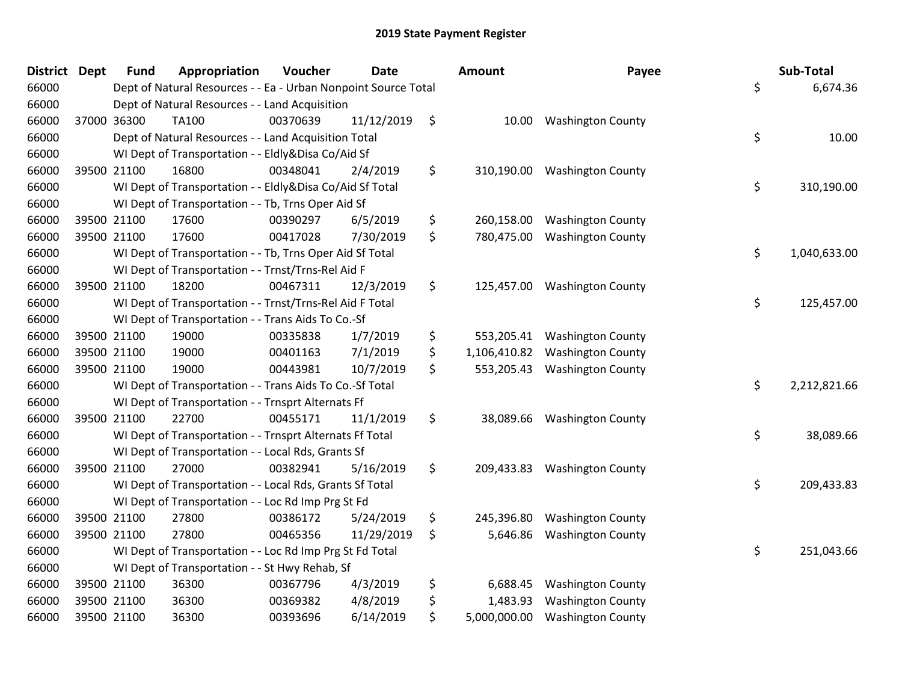# 2019 State Payment Register

| District | Dept | Fund | Appropriation | Voucher | Date | Amount | Payee | Sub-Total |
|---|---|---|---|---|---|---|---|---|
| 66000 | | Dept of Natural Resources - - Ea - Urban Nonpoint Source Total | | | | | | $ 6,674.36 |
| 66000 | | Dept of Natural Resources - - Land Acquisition | | | | | | |
| 66000 | 37000 | 36300 | TA100 | 00370639 | 11/12/2019 | $ 10.00 | Washington County | |
| 66000 | | Dept of Natural Resources - - Land Acquisition Total | | | | | | $ 10.00 |
| 66000 | | WI Dept of Transportation - - Eldly&Disa Co/Aid Sf | | | | | | |
| 66000 | 39500 | 21100 | 16800 | 00348041 | 2/4/2019 | $ 310,190.00 | Washington County | |
| 66000 | | WI Dept of Transportation - - Eldly&Disa Co/Aid Sf Total | | | | | | $ 310,190.00 |
| 66000 | | WI Dept of Transportation - - Tb, Trns Oper Aid Sf | | | | | | |
| 66000 | 39500 | 21100 | 17600 | 00390297 | 6/5/2019 | $ 260,158.00 | Washington County | |
| 66000 | 39500 | 21100 | 17600 | 00417028 | 7/30/2019 | $ 780,475.00 | Washington County | |
| 66000 | | WI Dept of Transportation - - Tb, Trns Oper Aid Sf Total | | | | | | $ 1,040,633.00 |
| 66000 | | WI Dept of Transportation - - Trnst/Trns-Rel Aid F | | | | | | |
| 66000 | 39500 | 21100 | 18200 | 00467311 | 12/3/2019 | $ 125,457.00 | Washington County | |
| 66000 | | WI Dept of Transportation - - Trnst/Trns-Rel Aid F Total | | | | | | $ 125,457.00 |
| 66000 | | WI Dept of Transportation - - Trans Aids To Co.-Sf | | | | | | |
| 66000 | 39500 | 21100 | 19000 | 00335838 | 1/7/2019 | $ 553,205.41 | Washington County | |
| 66000 | 39500 | 21100 | 19000 | 00401163 | 7/1/2019 | $ 1,106,410.82 | Washington County | |
| 66000 | 39500 | 21100 | 19000 | 00443981 | 10/7/2019 | $ 553,205.43 | Washington County | |
| 66000 | | WI Dept of Transportation - - Trans Aids To Co.-Sf Total | | | | | | $ 2,212,821.66 |
| 66000 | | WI Dept of Transportation - - Trnsprt Alternats Ff | | | | | | |
| 66000 | 39500 | 21100 | 22700 | 00455171 | 11/1/2019 | $ 38,089.66 | Washington County | |
| 66000 | | WI Dept of Transportation - - Trnsprt Alternats Ff Total | | | | | | $ 38,089.66 |
| 66000 | | WI Dept of Transportation - - Local Rds, Grants Sf | | | | | | |
| 66000 | 39500 | 21100 | 27000 | 00382941 | 5/16/2019 | $ 209,433.83 | Washington County | |
| 66000 | | WI Dept of Transportation - - Local Rds, Grants Sf Total | | | | | | $ 209,433.83 |
| 66000 | | WI Dept of Transportation - - Loc Rd Imp Prg St Fd | | | | | | |
| 66000 | 39500 | 21100 | 27800 | 00386172 | 5/24/2019 | $ 245,396.80 | Washington County | |
| 66000 | 39500 | 21100 | 27800 | 00465356 | 11/29/2019 | $ 5,646.86 | Washington County | |
| 66000 | | WI Dept of Transportation - - Loc Rd Imp Prg St Fd Total | | | | | | $ 251,043.66 |
| 66000 | | WI Dept of Transportation - - St Hwy Rehab, Sf | | | | | | |
| 66000 | 39500 | 21100 | 36300 | 00367796 | 4/3/2019 | $ 6,688.45 | Washington County | |
| 66000 | 39500 | 21100 | 36300 | 00369382 | 4/8/2019 | $ 1,483.93 | Washington County | |
| 66000 | 39500 | 21100 | 36300 | 00393696 | 6/14/2019 | $ 5,000,000.00 | Washington County | |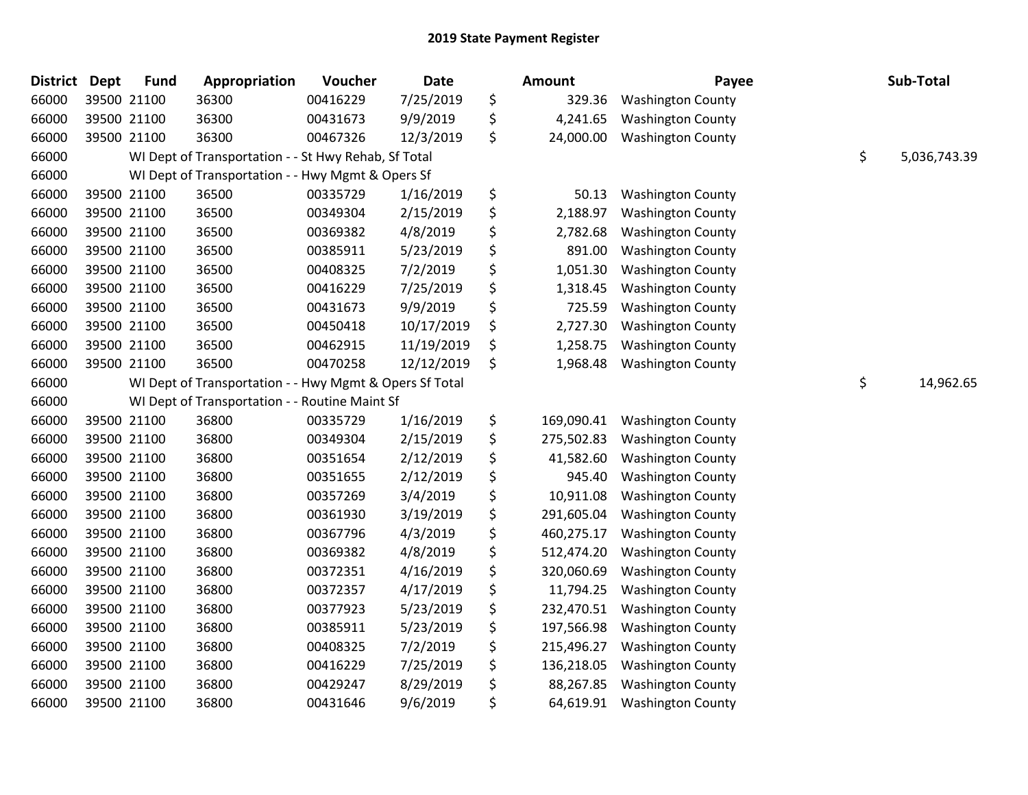## 2019 State Payment Register

| District | Dept | Fund | Appropriation | Voucher | Date | | Amount | Payee | | Sub-Total |
|---|---|---|---|---|---|---|---|---|---|---|
| 66000 | 39500 | 21100 | 36300 | 00416229 | 7/25/2019 | $ | 329.36 | Washington County | | |
| 66000 | 39500 | 21100 | 36300 | 00431673 | 9/9/2019 | $ | 4,241.65 | Washington County | | |
| 66000 | 39500 | 21100 | 36300 | 00467326 | 12/3/2019 | $ | 24,000.00 | Washington County | | |
| 66000 | | WI Dept of Transportation - - St Hwy Rehab, Sf Total | | | | | | | $ | 5,036,743.39 |
| 66000 | | WI Dept of Transportation - - Hwy Mgmt & Opers Sf | | | | | | | | |
| 66000 | 39500 | 21100 | 36500 | 00335729 | 1/16/2019 | $ | 50.13 | Washington County | | |
| 66000 | 39500 | 21100 | 36500 | 00349304 | 2/15/2019 | $ | 2,188.97 | Washington County | | |
| 66000 | 39500 | 21100 | 36500 | 00369382 | 4/8/2019 | $ | 2,782.68 | Washington County | | |
| 66000 | 39500 | 21100 | 36500 | 00385911 | 5/23/2019 | $ | 891.00 | Washington County | | |
| 66000 | 39500 | 21100 | 36500 | 00408325 | 7/2/2019 | $ | 1,051.30 | Washington County | | |
| 66000 | 39500 | 21100 | 36500 | 00416229 | 7/25/2019 | $ | 1,318.45 | Washington County | | |
| 66000 | 39500 | 21100 | 36500 | 00431673 | 9/9/2019 | $ | 725.59 | Washington County | | |
| 66000 | 39500 | 21100 | 36500 | 00450418 | 10/17/2019 | $ | 2,727.30 | Washington County | | |
| 66000 | 39500 | 21100 | 36500 | 00462915 | 11/19/2019 | $ | 1,258.75 | Washington County | | |
| 66000 | 39500 | 21100 | 36500 | 00470258 | 12/12/2019 | $ | 1,968.48 | Washington County | | |
| 66000 | | WI Dept of Transportation - - Hwy Mgmt & Opers Sf Total | | | | | | | $ | 14,962.65 |
| 66000 | | WI Dept of Transportation - - Routine Maint Sf | | | | | | | | |
| 66000 | 39500 | 21100 | 36800 | 00335729 | 1/16/2019 | $ | 169,090.41 | Washington County | | |
| 66000 | 39500 | 21100 | 36800 | 00349304 | 2/15/2019 | $ | 275,502.83 | Washington County | | |
| 66000 | 39500 | 21100 | 36800 | 00351654 | 2/12/2019 | $ | 41,582.60 | Washington County | | |
| 66000 | 39500 | 21100 | 36800 | 00351655 | 2/12/2019 | $ | 945.40 | Washington County | | |
| 66000 | 39500 | 21100 | 36800 | 00357269 | 3/4/2019 | $ | 10,911.08 | Washington County | | |
| 66000 | 39500 | 21100 | 36800 | 00361930 | 3/19/2019 | $ | 291,605.04 | Washington County | | |
| 66000 | 39500 | 21100 | 36800 | 00367796 | 4/3/2019 | $ | 460,275.17 | Washington County | | |
| 66000 | 39500 | 21100 | 36800 | 00369382 | 4/8/2019 | $ | 512,474.20 | Washington County | | |
| 66000 | 39500 | 21100 | 36800 | 00372351 | 4/16/2019 | $ | 320,060.69 | Washington County | | |
| 66000 | 39500 | 21100 | 36800 | 00372357 | 4/17/2019 | $ | 11,794.25 | Washington County | | |
| 66000 | 39500 | 21100 | 36800 | 00377923 | 5/23/2019 | $ | 232,470.51 | Washington County | | |
| 66000 | 39500 | 21100 | 36800 | 00385911 | 5/23/2019 | $ | 197,566.98 | Washington County | | |
| 66000 | 39500 | 21100 | 36800 | 00408325 | 7/2/2019 | $ | 215,496.27 | Washington County | | |
| 66000 | 39500 | 21100 | 36800 | 00416229 | 7/25/2019 | $ | 136,218.05 | Washington County | | |
| 66000 | 39500 | 21100 | 36800 | 00429247 | 8/29/2019 | $ | 88,267.85 | Washington County | | |
| 66000 | 39500 | 21100 | 36800 | 00431646 | 9/6/2019 | $ | 64,619.91 | Washington County | | |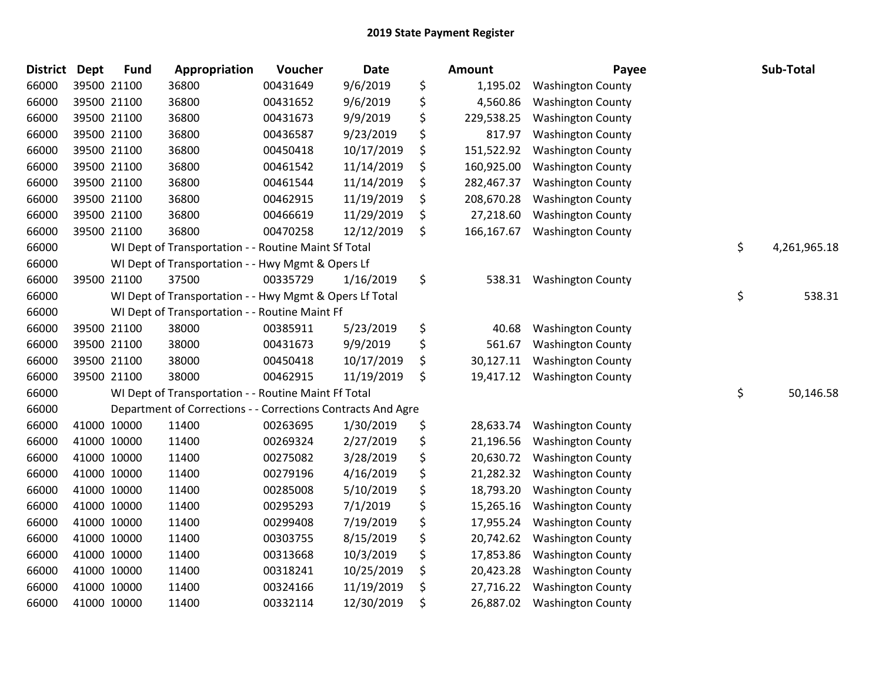## 2019 State Payment Register

| District | Dept | Fund | Appropriation | Voucher | Date | | Amount | Payee | | Sub-Total |
|---|---|---|---|---|---|---|---|---|---|---|
| 66000 | 39500 | 21100 | 36800 | 00431649 | 9/6/2019 | $ | 1,195.02 | Washington County | | |
| 66000 | 39500 | 21100 | 36800 | 00431652 | 9/6/2019 | $ | 4,560.86 | Washington County | | |
| 66000 | 39500 | 21100 | 36800 | 00431673 | 9/9/2019 | $ | 229,538.25 | Washington County | | |
| 66000 | 39500 | 21100 | 36800 | 00436587 | 9/23/2019 | $ | 817.97 | Washington County | | |
| 66000 | 39500 | 21100 | 36800 | 00450418 | 10/17/2019 | $ | 151,522.92 | Washington County | | |
| 66000 | 39500 | 21100 | 36800 | 00461542 | 11/14/2019 | $ | 160,925.00 | Washington County | | |
| 66000 | 39500 | 21100 | 36800 | 00461544 | 11/14/2019 | $ | 282,467.37 | Washington County | | |
| 66000 | 39500 | 21100 | 36800 | 00462915 | 11/19/2019 | $ | 208,670.28 | Washington County | | |
| 66000 | 39500 | 21100 | 36800 | 00466619 | 11/29/2019 | $ | 27,218.60 | Washington County | | |
| 66000 | 39500 | 21100 | 36800 | 00470258 | 12/12/2019 | $ | 166,167.67 | Washington County | | |
| 66000 | | WI Dept of Transportation - - Routine Maint Sf Total | | | | | | | $ | 4,261,965.18 |
| 66000 | | WI Dept of Transportation - - Hwy Mgmt & Opers Lf | | | | | | | | |
| 66000 | 39500 | 21100 | 37500 | 00335729 | 1/16/2019 | $ | 538.31 | Washington County | | |
| 66000 | | WI Dept of Transportation - - Hwy Mgmt & Opers Lf Total | | | | | | | $ | 538.31 |
| 66000 | | WI Dept of Transportation - - Routine Maint Ff | | | | | | | | |
| 66000 | 39500 | 21100 | 38000 | 00385911 | 5/23/2019 | $ | 40.68 | Washington County | | |
| 66000 | 39500 | 21100 | 38000 | 00431673 | 9/9/2019 | $ | 561.67 | Washington County | | |
| 66000 | 39500 | 21100 | 38000 | 00450418 | 10/17/2019 | $ | 30,127.11 | Washington County | | |
| 66000 | 39500 | 21100 | 38000 | 00462915 | 11/19/2019 | $ | 19,417.12 | Washington County | | |
| 66000 | | WI Dept of Transportation - - Routine Maint Ff Total | | | | | | | $ | 50,146.58 |
| 66000 | | Department of Corrections - - Corrections Contracts And Agre | | | | | | | | |
| 66000 | 41000 | 10000 | 11400 | 00263695 | 1/30/2019 | $ | 28,633.74 | Washington County | | |
| 66000 | 41000 | 10000 | 11400 | 00269324 | 2/27/2019 | $ | 21,196.56 | Washington County | | |
| 66000 | 41000 | 10000 | 11400 | 00275082 | 3/28/2019 | $ | 20,630.72 | Washington County | | |
| 66000 | 41000 | 10000 | 11400 | 00279196 | 4/16/2019 | $ | 21,282.32 | Washington County | | |
| 66000 | 41000 | 10000 | 11400 | 00285008 | 5/10/2019 | $ | 18,793.20 | Washington County | | |
| 66000 | 41000 | 10000 | 11400 | 00295293 | 7/1/2019 | $ | 15,265.16 | Washington County | | |
| 66000 | 41000 | 10000 | 11400 | 00299408 | 7/19/2019 | $ | 17,955.24 | Washington County | | |
| 66000 | 41000 | 10000 | 11400 | 00303755 | 8/15/2019 | $ | 20,742.62 | Washington County | | |
| 66000 | 41000 | 10000 | 11400 | 00313668 | 10/3/2019 | $ | 17,853.86 | Washington County | | |
| 66000 | 41000 | 10000 | 11400 | 00318241 | 10/25/2019 | $ | 20,423.28 | Washington County | | |
| 66000 | 41000 | 10000 | 11400 | 00324166 | 11/19/2019 | $ | 27,716.22 | Washington County | | |
| 66000 | 41000 | 10000 | 11400 | 00332114 | 12/30/2019 | $ | 26,887.02 | Washington County | | |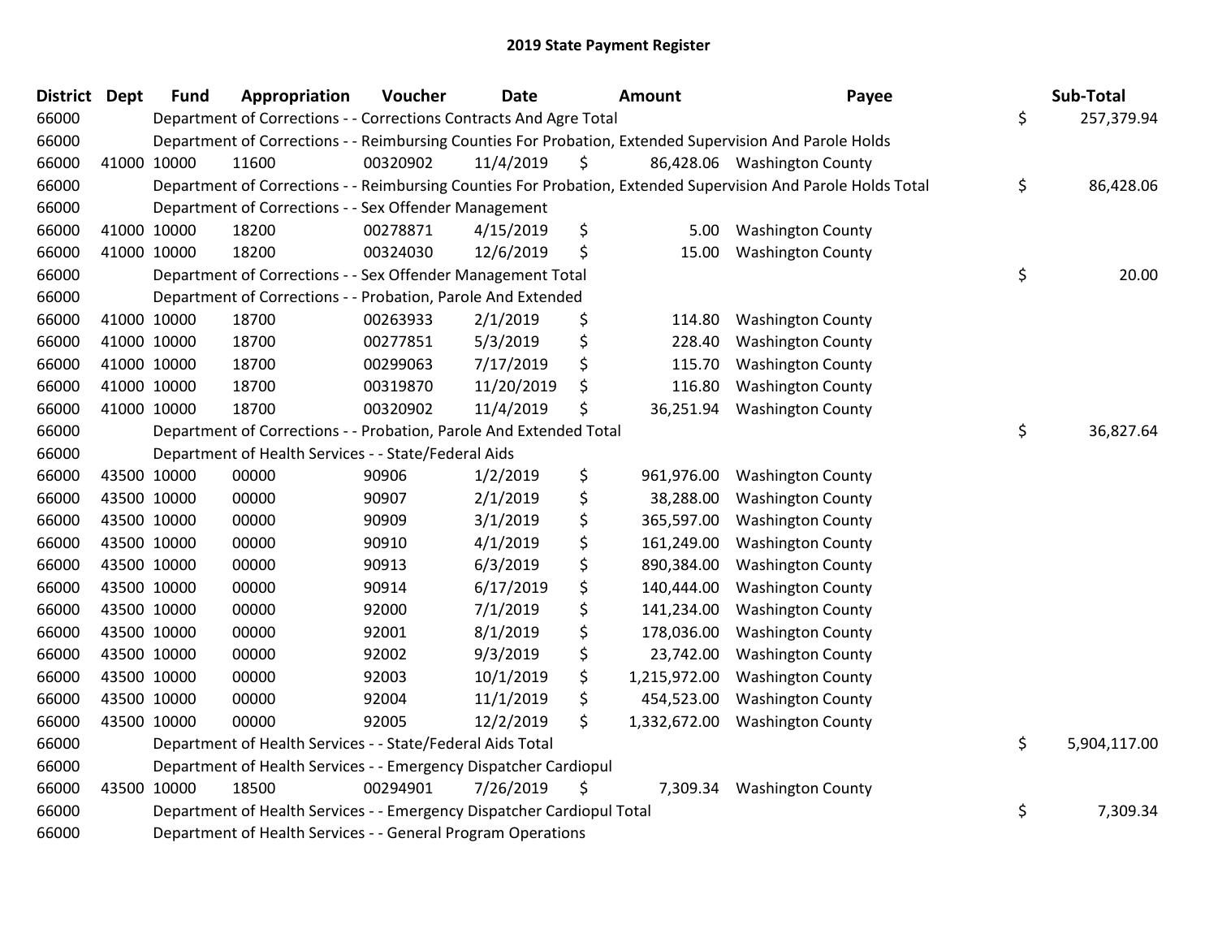# 2019 State Payment Register

| District | Dept | Fund | Appropriation | Voucher | Date | Amount | Payee | Sub-Total |
|---|---|---|---|---|---|---|---|---|
| 66000 | | Department of Corrections - - Corrections Contracts And Agre Total | | | | | | $ 257,379.94 |
| 66000 | | Department of Corrections - - Reimbursing Counties For Probation, Extended Supervision And Parole Holds | | | | | | |
| 66000 | 41000 | 10000 | 11600 | 00320902 | 11/4/2019 | $ 86,428.06 | Washington County | |
| 66000 | | Department of Corrections - - Reimbursing Counties For Probation, Extended Supervision And Parole Holds Total | | | | | | $ 86,428.06 |
| 66000 | | Department of Corrections - - Sex Offender Management | | | | | | |
| 66000 | 41000 | 10000 | 18200 | 00278871 | 4/15/2019 | $ 5.00 | Washington County | |
| 66000 | 41000 | 10000 | 18200 | 00324030 | 12/6/2019 | $ 15.00 | Washington County | |
| 66000 | | Department of Corrections - - Sex Offender Management Total | | | | | | $ 20.00 |
| 66000 | | Department of Corrections - - Probation, Parole And Extended | | | | | | |
| 66000 | 41000 | 10000 | 18700 | 00263933 | 2/1/2019 | $ 114.80 | Washington County | |
| 66000 | 41000 | 10000 | 18700 | 00277851 | 5/3/2019 | $ 228.40 | Washington County | |
| 66000 | 41000 | 10000 | 18700 | 00299063 | 7/17/2019 | $ 115.70 | Washington County | |
| 66000 | 41000 | 10000 | 18700 | 00319870 | 11/20/2019 | $ 116.80 | Washington County | |
| 66000 | 41000 | 10000 | 18700 | 00320902 | 11/4/2019 | $ 36,251.94 | Washington County | |
| 66000 | | Department of Corrections - - Probation, Parole And Extended Total | | | | | | $ 36,827.64 |
| 66000 | | Department of Health Services - - State/Federal Aids | | | | | | |
| 66000 | 43500 | 10000 | 00000 | 90906 | 1/2/2019 | $ 961,976.00 | Washington County | |
| 66000 | 43500 | 10000 | 00000 | 90907 | 2/1/2019 | $ 38,288.00 | Washington County | |
| 66000 | 43500 | 10000 | 00000 | 90909 | 3/1/2019 | $ 365,597.00 | Washington County | |
| 66000 | 43500 | 10000 | 00000 | 90910 | 4/1/2019 | $ 161,249.00 | Washington County | |
| 66000 | 43500 | 10000 | 00000 | 90913 | 6/3/2019 | $ 890,384.00 | Washington County | |
| 66000 | 43500 | 10000 | 00000 | 90914 | 6/17/2019 | $ 140,444.00 | Washington County | |
| 66000 | 43500 | 10000 | 00000 | 92000 | 7/1/2019 | $ 141,234.00 | Washington County | |
| 66000 | 43500 | 10000 | 00000 | 92001 | 8/1/2019 | $ 178,036.00 | Washington County | |
| 66000 | 43500 | 10000 | 00000 | 92002 | 9/3/2019 | $ 23,742.00 | Washington County | |
| 66000 | 43500 | 10000 | 00000 | 92003 | 10/1/2019 | $ 1,215,972.00 | Washington County | |
| 66000 | 43500 | 10000 | 00000 | 92004 | 11/1/2019 | $ 454,523.00 | Washington County | |
| 66000 | 43500 | 10000 | 00000 | 92005 | 12/2/2019 | $ 1,332,672.00 | Washington County | |
| 66000 | | Department of Health Services - - State/Federal Aids Total | | | | | | $ 5,904,117.00 |
| 66000 | | Department of Health Services - - Emergency Dispatcher Cardiopul | | | | | | |
| 66000 | 43500 | 10000 | 18500 | 00294901 | 7/26/2019 | $ 7,309.34 | Washington County | |
| 66000 | | Department of Health Services - - Emergency Dispatcher Cardiopul Total | | | | | | $ 7,309.34 |
| 66000 | | Department of Health Services - - General Program Operations | | | | | | |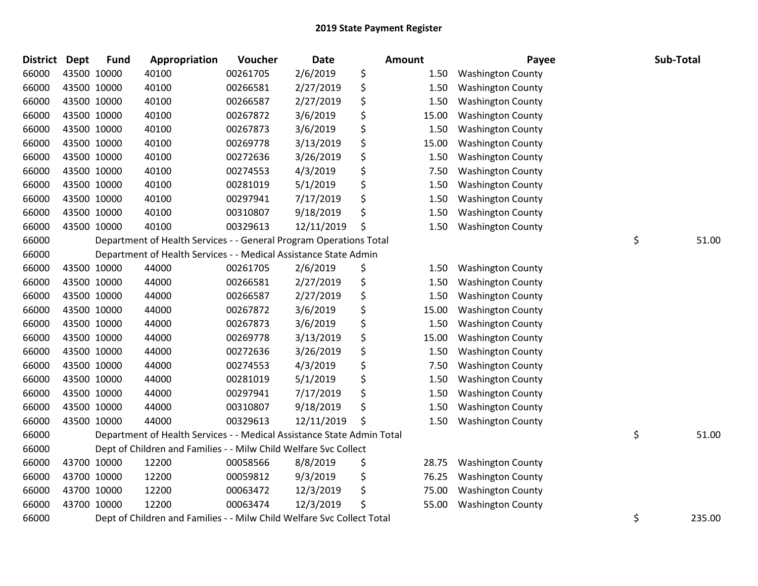# 2019 State Payment Register

| District | Dept | Fund | Appropriation | Voucher | Date | Amount | Payee | Sub-Total |
|---|---|---|---|---|---|---|---|---|
| 66000 | 43500 | 10000 | 40100 | 00261705 | 2/6/2019 | $ 1.50 | Washington County | |
| 66000 | 43500 | 10000 | 40100 | 00266581 | 2/27/2019 | $ 1.50 | Washington County | |
| 66000 | 43500 | 10000 | 40100 | 00266587 | 2/27/2019 | $ 1.50 | Washington County | |
| 66000 | 43500 | 10000 | 40100 | 00267872 | 3/6/2019 | $ 15.00 | Washington County | |
| 66000 | 43500 | 10000 | 40100 | 00267873 | 3/6/2019 | $ 1.50 | Washington County | |
| 66000 | 43500 | 10000 | 40100 | 00269778 | 3/13/2019 | $ 15.00 | Washington County | |
| 66000 | 43500 | 10000 | 40100 | 00272636 | 3/26/2019 | $ 1.50 | Washington County | |
| 66000 | 43500 | 10000 | 40100 | 00274553 | 4/3/2019 | $ 7.50 | Washington County | |
| 66000 | 43500 | 10000 | 40100 | 00281019 | 5/1/2019 | $ 1.50 | Washington County | |
| 66000 | 43500 | 10000 | 40100 | 00297941 | 7/17/2019 | $ 1.50 | Washington County | |
| 66000 | 43500 | 10000 | 40100 | 00310807 | 9/18/2019 | $ 1.50 | Washington County | |
| 66000 | 43500 | 10000 | 40100 | 00329613 | 12/11/2019 | $ 1.50 | Washington County | |
| 66000 | | Department of Health Services - - General Program Operations Total | | | | | | $ 51.00 |
| 66000 | | Department of Health Services - - Medical Assistance State Admin | | | | | | |
| 66000 | 43500 | 10000 | 44000 | 00261705 | 2/6/2019 | $ 1.50 | Washington County | |
| 66000 | 43500 | 10000 | 44000 | 00266581 | 2/27/2019 | $ 1.50 | Washington County | |
| 66000 | 43500 | 10000 | 44000 | 00266587 | 2/27/2019 | $ 1.50 | Washington County | |
| 66000 | 43500 | 10000 | 44000 | 00267872 | 3/6/2019 | $ 15.00 | Washington County | |
| 66000 | 43500 | 10000 | 44000 | 00267873 | 3/6/2019 | $ 1.50 | Washington County | |
| 66000 | 43500 | 10000 | 44000 | 00269778 | 3/13/2019 | $ 15.00 | Washington County | |
| 66000 | 43500 | 10000 | 44000 | 00272636 | 3/26/2019 | $ 1.50 | Washington County | |
| 66000 | 43500 | 10000 | 44000 | 00274553 | 4/3/2019 | $ 7.50 | Washington County | |
| 66000 | 43500 | 10000 | 44000 | 00281019 | 5/1/2019 | $ 1.50 | Washington County | |
| 66000 | 43500 | 10000 | 44000 | 00297941 | 7/17/2019 | $ 1.50 | Washington County | |
| 66000 | 43500 | 10000 | 44000 | 00310807 | 9/18/2019 | $ 1.50 | Washington County | |
| 66000 | 43500 | 10000 | 44000 | 00329613 | 12/11/2019 | $ 1.50 | Washington County | |
| 66000 | | Department of Health Services - - Medical Assistance State Admin Total | | | | | | $ 51.00 |
| 66000 | | Dept of Children and Families - - Milw Child Welfare Svc Collect | | | | | | |
| 66000 | 43700 | 10000 | 12200 | 00058566 | 8/8/2019 | $ 28.75 | Washington County | |
| 66000 | 43700 | 10000 | 12200 | 00059812 | 9/3/2019 | $ 76.25 | Washington County | |
| 66000 | 43700 | 10000 | 12200 | 00063472 | 12/3/2019 | $ 75.00 | Washington County | |
| 66000 | 43700 | 10000 | 12200 | 00063474 | 12/3/2019 | $ 55.00 | Washington County | |
| 66000 | | Dept of Children and Families - - Milw Child Welfare Svc Collect Total | | | | | | $ 235.00 |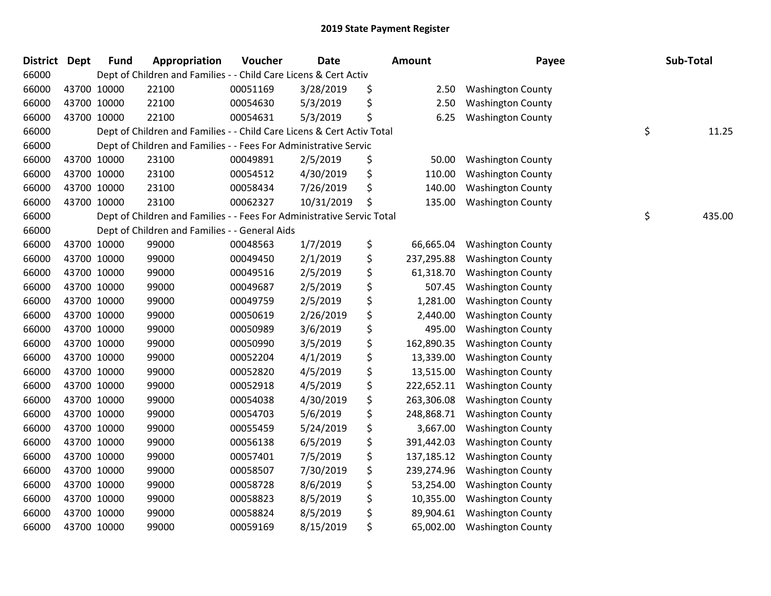## 2019 State Payment Register

| District | Dept | Fund | Appropriation | Voucher | Date | Amount | Payee | Sub-Total |
|---|---|---|---|---|---|---|---|---|
| 66000 | | Dept of Children and Families - - Child Care Licens & Cert Activ | | | | | | |
| 66000 | 43700 | 10000 | 22100 | 00051169 | 3/28/2019 | $ 2.50 | Washington County | |
| 66000 | 43700 | 10000 | 22100 | 00054630 | 5/3/2019 | $ 2.50 | Washington County | |
| 66000 | 43700 | 10000 | 22100 | 00054631 | 5/3/2019 | $ 6.25 | Washington County | |
| 66000 | | Dept of Children and Families - - Child Care Licens & Cert Activ Total | | | | | | $ 11.25 |
| 66000 | | Dept of Children and Families - - Fees For Administrative Servic | | | | | | |
| 66000 | 43700 | 10000 | 23100 | 00049891 | 2/5/2019 | $ 50.00 | Washington County | |
| 66000 | 43700 | 10000 | 23100 | 00054512 | 4/30/2019 | $ 110.00 | Washington County | |
| 66000 | 43700 | 10000 | 23100 | 00058434 | 7/26/2019 | $ 140.00 | Washington County | |
| 66000 | 43700 | 10000 | 23100 | 00062327 | 10/31/2019 | $ 135.00 | Washington County | |
| 66000 | | Dept of Children and Families - - Fees For Administrative Servic Total | | | | | | $ 435.00 |
| 66000 | | Dept of Children and Families - - General Aids | | | | | | |
| 66000 | 43700 | 10000 | 99000 | 00048563 | 1/7/2019 | $ 66,665.04 | Washington County | |
| 66000 | 43700 | 10000 | 99000 | 00049450 | 2/1/2019 | $ 237,295.88 | Washington County | |
| 66000 | 43700 | 10000 | 99000 | 00049516 | 2/5/2019 | $ 61,318.70 | Washington County | |
| 66000 | 43700 | 10000 | 99000 | 00049687 | 2/5/2019 | $ 507.45 | Washington County | |
| 66000 | 43700 | 10000 | 99000 | 00049759 | 2/5/2019 | $ 1,281.00 | Washington County | |
| 66000 | 43700 | 10000 | 99000 | 00050619 | 2/26/2019 | $ 2,440.00 | Washington County | |
| 66000 | 43700 | 10000 | 99000 | 00050989 | 3/6/2019 | $ 495.00 | Washington County | |
| 66000 | 43700 | 10000 | 99000 | 00050990 | 3/5/2019 | $ 162,890.35 | Washington County | |
| 66000 | 43700 | 10000 | 99000 | 00052204 | 4/1/2019 | $ 13,339.00 | Washington County | |
| 66000 | 43700 | 10000 | 99000 | 00052820 | 4/5/2019 | $ 13,515.00 | Washington County | |
| 66000 | 43700 | 10000 | 99000 | 00052918 | 4/5/2019 | $ 222,652.11 | Washington County | |
| 66000 | 43700 | 10000 | 99000 | 00054038 | 4/30/2019 | $ 263,306.08 | Washington County | |
| 66000 | 43700 | 10000 | 99000 | 00054703 | 5/6/2019 | $ 248,868.71 | Washington County | |
| 66000 | 43700 | 10000 | 99000 | 00055459 | 5/24/2019 | $ 3,667.00 | Washington County | |
| 66000 | 43700 | 10000 | 99000 | 00056138 | 6/5/2019 | $ 391,442.03 | Washington County | |
| 66000 | 43700 | 10000 | 99000 | 00057401 | 7/5/2019 | $ 137,185.12 | Washington County | |
| 66000 | 43700 | 10000 | 99000 | 00058507 | 7/30/2019 | $ 239,274.96 | Washington County | |
| 66000 | 43700 | 10000 | 99000 | 00058728 | 8/6/2019 | $ 53,254.00 | Washington County | |
| 66000 | 43700 | 10000 | 99000 | 00058823 | 8/5/2019 | $ 10,355.00 | Washington County | |
| 66000 | 43700 | 10000 | 99000 | 00058824 | 8/5/2019 | $ 89,904.61 | Washington County | |
| 66000 | 43700 | 10000 | 99000 | 00059169 | 8/15/2019 | $ 65,002.00 | Washington County | |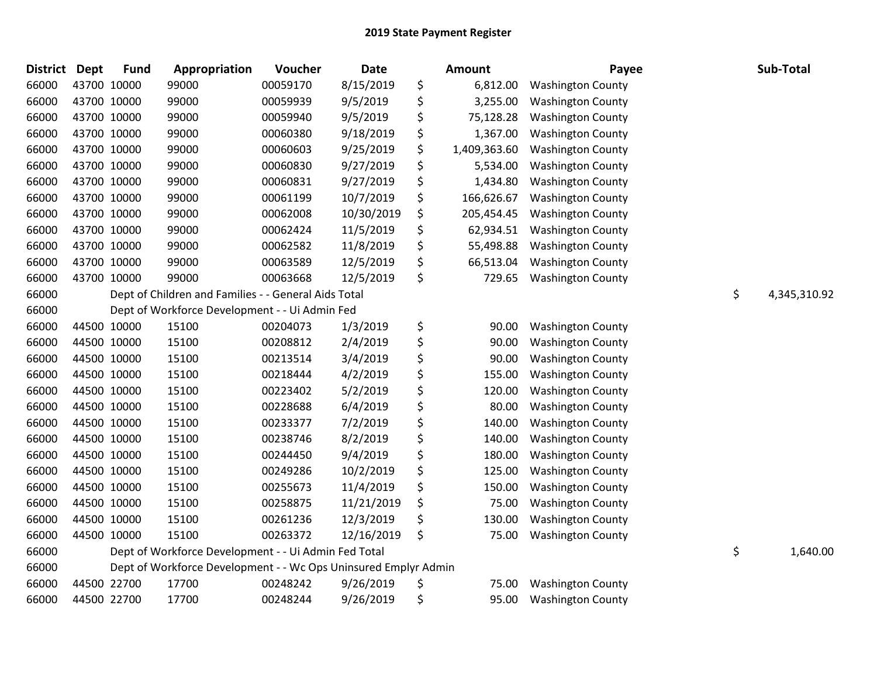# 2019 State Payment Register

| District | Dept | Fund | Appropriation | Voucher | Date | | Amount | Payee | | Sub-Total |
|---|---|---|---|---|---|---|---|---|---|---|
| 66000 | 43700 | 10000 | 99000 | 00059170 | 8/15/2019 | $ | 6,812.00 | Washington County | | |
| 66000 | 43700 | 10000 | 99000 | 00059939 | 9/5/2019 | $ | 3,255.00 | Washington County | | |
| 66000 | 43700 | 10000 | 99000 | 00059940 | 9/5/2019 | $ | 75,128.28 | Washington County | | |
| 66000 | 43700 | 10000 | 99000 | 00060380 | 9/18/2019 | $ | 1,367.00 | Washington County | | |
| 66000 | 43700 | 10000 | 99000 | 00060603 | 9/25/2019 | $ | 1,409,363.60 | Washington County | | |
| 66000 | 43700 | 10000 | 99000 | 00060830 | 9/27/2019 | $ | 5,534.00 | Washington County | | |
| 66000 | 43700 | 10000 | 99000 | 00060831 | 9/27/2019 | $ | 1,434.80 | Washington County | | |
| 66000 | 43700 | 10000 | 99000 | 00061199 | 10/7/2019 | $ | 166,626.67 | Washington County | | |
| 66000 | 43700 | 10000 | 99000 | 00062008 | 10/30/2019 | $ | 205,454.45 | Washington County | | |
| 66000 | 43700 | 10000 | 99000 | 00062424 | 11/5/2019 | $ | 62,934.51 | Washington County | | |
| 66000 | 43700 | 10000 | 99000 | 00062582 | 11/8/2019 | $ | 55,498.88 | Washington County | | |
| 66000 | 43700 | 10000 | 99000 | 00063589 | 12/5/2019 | $ | 66,513.04 | Washington County | | |
| 66000 | 43700 | 10000 | 99000 | 00063668 | 12/5/2019 | $ | 729.65 | Washington County | | |
| 66000 | | Dept of Children and Families - - General Aids Total | | | | | | | $ | 4,345,310.92 |
| 66000 | | Dept of Workforce Development - - Ui Admin Fed | | | | | | | | |
| 66000 | 44500 | 10000 | 15100 | 00204073 | 1/3/2019 | $ | 90.00 | Washington County | | |
| 66000 | 44500 | 10000 | 15100 | 00208812 | 2/4/2019 | $ | 90.00 | Washington County | | |
| 66000 | 44500 | 10000 | 15100 | 00213514 | 3/4/2019 | $ | 90.00 | Washington County | | |
| 66000 | 44500 | 10000 | 15100 | 00218444 | 4/2/2019 | $ | 155.00 | Washington County | | |
| 66000 | 44500 | 10000 | 15100 | 00223402 | 5/2/2019 | $ | 120.00 | Washington County | | |
| 66000 | 44500 | 10000 | 15100 | 00228688 | 6/4/2019 | $ | 80.00 | Washington County | | |
| 66000 | 44500 | 10000 | 15100 | 00233377 | 7/2/2019 | $ | 140.00 | Washington County | | |
| 66000 | 44500 | 10000 | 15100 | 00238746 | 8/2/2019 | $ | 140.00 | Washington County | | |
| 66000 | 44500 | 10000 | 15100 | 00244450 | 9/4/2019 | $ | 180.00 | Washington County | | |
| 66000 | 44500 | 10000 | 15100 | 00249286 | 10/2/2019 | $ | 125.00 | Washington County | | |
| 66000 | 44500 | 10000 | 15100 | 00255673 | 11/4/2019 | $ | 150.00 | Washington County | | |
| 66000 | 44500 | 10000 | 15100 | 00258875 | 11/21/2019 | $ | 75.00 | Washington County | | |
| 66000 | 44500 | 10000 | 15100 | 00261236 | 12/3/2019 | $ | 130.00 | Washington County | | |
| 66000 | 44500 | 10000 | 15100 | 00263372 | 12/16/2019 | $ | 75.00 | Washington County | | |
| 66000 | | Dept of Workforce Development - - Ui Admin Fed Total | | | | | | | $ | 1,640.00 |
| 66000 | | Dept of Workforce Development - - Wc Ops Uninsured Emplyr Admin | | | | | | | | |
| 66000 | 44500 | 22700 | 17700 | 00248242 | 9/26/2019 | $ | 75.00 | Washington County | | |
| 66000 | 44500 | 22700 | 17700 | 00248244 | 9/26/2019 | $ | 95.00 | Washington County | | |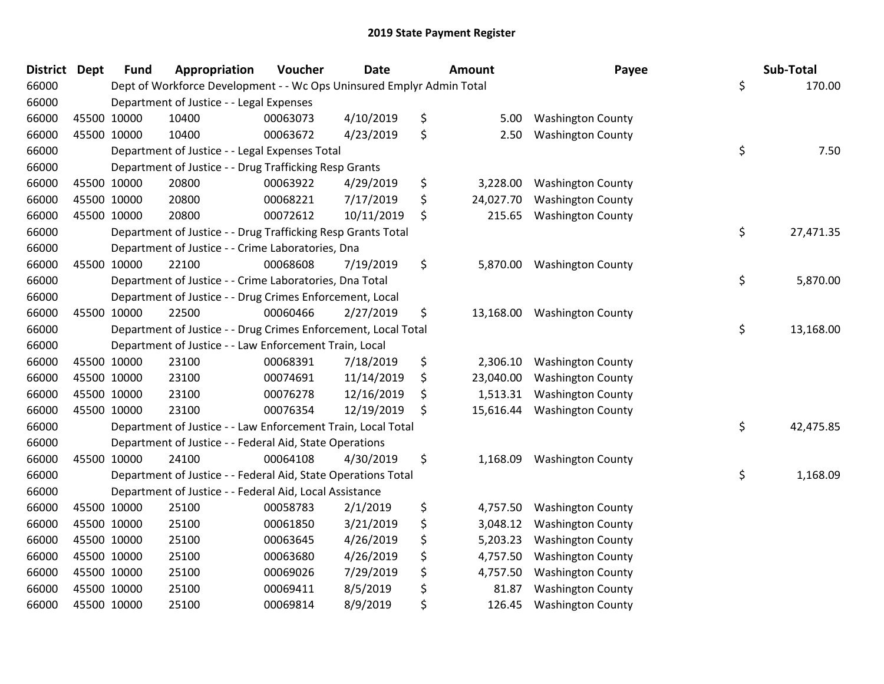## 2019 State Payment Register

| District | Dept | Fund | Appropriation | Voucher | Date | Amount | Payee | Sub-Total |
|---|---|---|---|---|---|---|---|---|
| 66000 | | Dept of Workforce Development - - Wc Ops Uninsured Emplyr Admin Total | | | | | | $ 170.00 |
| 66000 | | Department of Justice - - Legal Expenses | | | | | | |
| 66000 | 45500 | 10000 | 10400 | 00063073 | 4/10/2019 | $ 5.00 | Washington County | |
| 66000 | 45500 | 10000 | 10400 | 00063672 | 4/23/2019 | $ 2.50 | Washington County | |
| 66000 | | Department of Justice - - Legal Expenses Total | | | | | | $ 7.50 |
| 66000 | | Department of Justice - - Drug Trafficking Resp Grants | | | | | | |
| 66000 | 45500 | 10000 | 20800 | 00063922 | 4/29/2019 | $ 3,228.00 | Washington County | |
| 66000 | 45500 | 10000 | 20800 | 00068221 | 7/17/2019 | $ 24,027.70 | Washington County | |
| 66000 | 45500 | 10000 | 20800 | 00072612 | 10/11/2019 | $ 215.65 | Washington County | |
| 66000 | | Department of Justice - - Drug Trafficking Resp Grants Total | | | | | | $ 27,471.35 |
| 66000 | | Department of Justice - - Crime Laboratories, Dna | | | | | | |
| 66000 | 45500 | 10000 | 22100 | 00068608 | 7/19/2019 | $ 5,870.00 | Washington County | |
| 66000 | | Department of Justice - - Crime Laboratories, Dna Total | | | | | | $ 5,870.00 |
| 66000 | | Department of Justice - - Drug Crimes Enforcement, Local | | | | | | |
| 66000 | 45500 | 10000 | 22500 | 00060466 | 2/27/2019 | $ 13,168.00 | Washington County | |
| 66000 | | Department of Justice - - Drug Crimes Enforcement, Local Total | | | | | | $ 13,168.00 |
| 66000 | | Department of Justice - - Law Enforcement Train, Local | | | | | | |
| 66000 | 45500 | 10000 | 23100 | 00068391 | 7/18/2019 | $ 2,306.10 | Washington County | |
| 66000 | 45500 | 10000 | 23100 | 00074691 | 11/14/2019 | $ 23,040.00 | Washington County | |
| 66000 | 45500 | 10000 | 23100 | 00076278 | 12/16/2019 | $ 1,513.31 | Washington County | |
| 66000 | 45500 | 10000 | 23100 | 00076354 | 12/19/2019 | $ 15,616.44 | Washington County | |
| 66000 | | Department of Justice - - Law Enforcement Train, Local Total | | | | | | $ 42,475.85 |
| 66000 | | Department of Justice - - Federal Aid, State Operations | | | | | | |
| 66000 | 45500 | 10000 | 24100 | 00064108 | 4/30/2019 | $ 1,168.09 | Washington County | |
| 66000 | | Department of Justice - - Federal Aid, State Operations Total | | | | | | $ 1,168.09 |
| 66000 | | Department of Justice - - Federal Aid, Local Assistance | | | | | | |
| 66000 | 45500 | 10000 | 25100 | 00058783 | 2/1/2019 | $ 4,757.50 | Washington County | |
| 66000 | 45500 | 10000 | 25100 | 00061850 | 3/21/2019 | $ 3,048.12 | Washington County | |
| 66000 | 45500 | 10000 | 25100 | 00063645 | 4/26/2019 | $ 5,203.23 | Washington County | |
| 66000 | 45500 | 10000 | 25100 | 00063680 | 4/26/2019 | $ 4,757.50 | Washington County | |
| 66000 | 45500 | 10000 | 25100 | 00069026 | 7/29/2019 | $ 4,757.50 | Washington County | |
| 66000 | 45500 | 10000 | 25100 | 00069411 | 8/5/2019 | $ 81.87 | Washington County | |
| 66000 | 45500 | 10000 | 25100 | 00069814 | 8/9/2019 | $ 126.45 | Washington County | |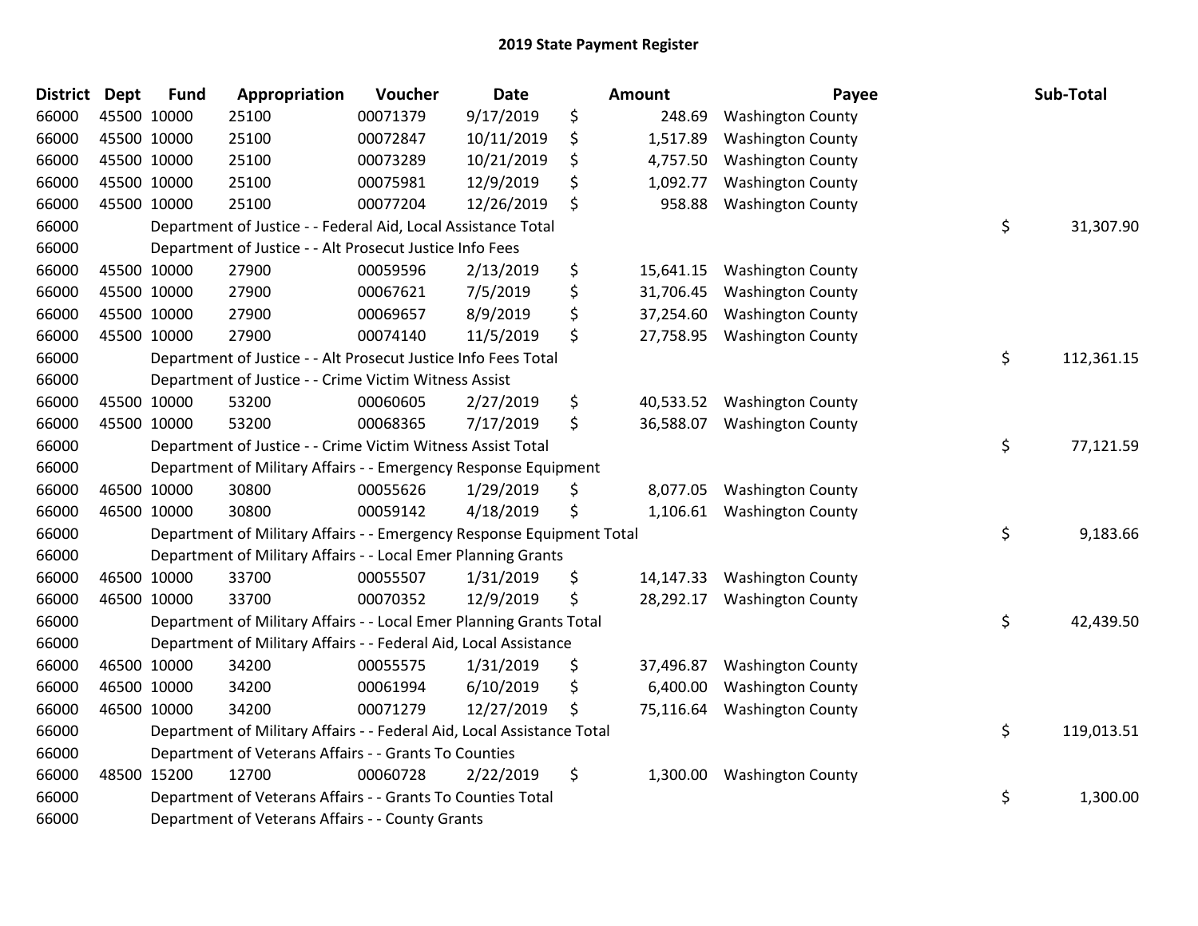## 2019 State Payment Register

| District | Dept | Fund | Appropriation | Voucher | Date | Amount | Payee | Sub-Total |
|---|---|---|---|---|---|---|---|---|
| 66000 | 45500 | 10000 | 25100 | 00071379 | 9/17/2019 | $ 248.69 | Washington County | |
| 66000 | 45500 | 10000 | 25100 | 00072847 | 10/11/2019 | $ 1,517.89 | Washington County | |
| 66000 | 45500 | 10000 | 25100 | 00073289 | 10/21/2019 | $ 4,757.50 | Washington County | |
| 66000 | 45500 | 10000 | 25100 | 00075981 | 12/9/2019 | $ 1,092.77 | Washington County | |
| 66000 | 45500 | 10000 | 25100 | 00077204 | 12/26/2019 | $ 958.88 | Washington County | |
| 66000 | | Department of Justice - - Federal Aid, Local Assistance Total | | | | | | $ 31,307.90 |
| 66000 | | Department of Justice - - Alt Prosecut Justice Info Fees | | | | | | |
| 66000 | 45500 | 10000 | 27900 | 00059596 | 2/13/2019 | $ 15,641.15 | Washington County | |
| 66000 | 45500 | 10000 | 27900 | 00067621 | 7/5/2019 | $ 31,706.45 | Washington County | |
| 66000 | 45500 | 10000 | 27900 | 00069657 | 8/9/2019 | $ 37,254.60 | Washington County | |
| 66000 | 45500 | 10000 | 27900 | 00074140 | 11/5/2019 | $ 27,758.95 | Washington County | |
| 66000 | | Department of Justice - - Alt Prosecut Justice Info Fees Total | | | | | | $ 112,361.15 |
| 66000 | | Department of Justice - - Crime Victim Witness Assist | | | | | | |
| 66000 | 45500 | 10000 | 53200 | 00060605 | 2/27/2019 | $ 40,533.52 | Washington County | |
| 66000 | 45500 | 10000 | 53200 | 00068365 | 7/17/2019 | $ 36,588.07 | Washington County | |
| 66000 | | Department of Justice - - Crime Victim Witness Assist Total | | | | | | $ 77,121.59 |
| 66000 | | Department of Military Affairs - - Emergency Response Equipment | | | | | | |
| 66000 | 46500 | 10000 | 30800 | 00055626 | 1/29/2019 | $ 8,077.05 | Washington County | |
| 66000 | 46500 | 10000 | 30800 | 00059142 | 4/18/2019 | $ 1,106.61 | Washington County | |
| 66000 | | Department of Military Affairs - - Emergency Response Equipment Total | | | | | | $ 9,183.66 |
| 66000 | | Department of Military Affairs - - Local Emer Planning Grants | | | | | | |
| 66000 | 46500 | 10000 | 33700 | 00055507 | 1/31/2019 | $ 14,147.33 | Washington County | |
| 66000 | 46500 | 10000 | 33700 | 00070352 | 12/9/2019 | $ 28,292.17 | Washington County | |
| 66000 | | Department of Military Affairs - - Local Emer Planning Grants Total | | | | | | $ 42,439.50 |
| 66000 | | Department of Military Affairs - - Federal Aid, Local Assistance | | | | | | |
| 66000 | 46500 | 10000 | 34200 | 00055575 | 1/31/2019 | $ 37,496.87 | Washington County | |
| 66000 | 46500 | 10000 | 34200 | 00061994 | 6/10/2019 | $ 6,400.00 | Washington County | |
| 66000 | 46500 | 10000 | 34200 | 00071279 | 12/27/2019 | $ 75,116.64 | Washington County | |
| 66000 | | Department of Military Affairs - - Federal Aid, Local Assistance Total | | | | | | $ 119,013.51 |
| 66000 | | Department of Veterans Affairs - - Grants To Counties | | | | | | |
| 66000 | 48500 | 15200 | 12700 | 00060728 | 2/22/2019 | $ 1,300.00 | Washington County | |
| 66000 | | Department of Veterans Affairs - - Grants To Counties Total | | | | | | $ 1,300.00 |
| 66000 | | Department of Veterans Affairs - - County Grants | | | | | | |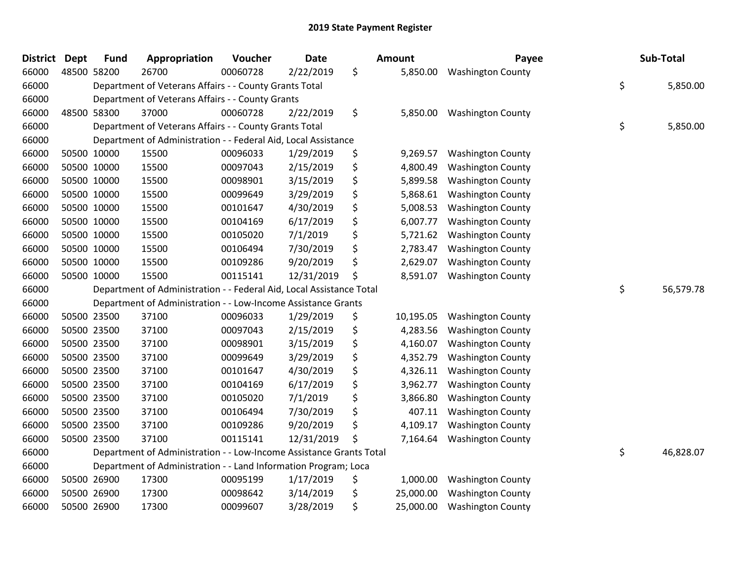# 2019 State Payment Register

| District | Dept | Fund | Appropriation | Voucher | Date | Amount | Payee | Sub-Total |
|---|---|---|---|---|---|---|---|---|
| 66000 | 48500 | 58200 | 26700 | 00060728 | 2/22/2019 | $ 5,850.00 | Washington County | |
| 66000 | | Department of Veterans Affairs - - County Grants Total | | | | | | $ 5,850.00 |
| 66000 | | Department of Veterans Affairs - - County Grants | | | | | | |
| 66000 | 48500 | 58300 | 37000 | 00060728 | 2/22/2019 | $ 5,850.00 | Washington County | |
| 66000 | | Department of Veterans Affairs - - County Grants Total | | | | | | $ 5,850.00 |
| 66000 | | Department of Administration - - Federal Aid, Local Assistance | | | | | | |
| 66000 | 50500 | 10000 | 15500 | 00096033 | 1/29/2019 | $ 9,269.57 | Washington County | |
| 66000 | 50500 | 10000 | 15500 | 00097043 | 2/15/2019 | $ 4,800.49 | Washington County | |
| 66000 | 50500 | 10000 | 15500 | 00098901 | 3/15/2019 | $ 5,899.58 | Washington County | |
| 66000 | 50500 | 10000 | 15500 | 00099649 | 3/29/2019 | $ 5,868.61 | Washington County | |
| 66000 | 50500 | 10000 | 15500 | 00101647 | 4/30/2019 | $ 5,008.53 | Washington County | |
| 66000 | 50500 | 10000 | 15500 | 00104169 | 6/17/2019 | $ 6,007.77 | Washington County | |
| 66000 | 50500 | 10000 | 15500 | 00105020 | 7/1/2019 | $ 5,721.62 | Washington County | |
| 66000 | 50500 | 10000 | 15500 | 00106494 | 7/30/2019 | $ 2,783.47 | Washington County | |
| 66000 | 50500 | 10000 | 15500 | 00109286 | 9/20/2019 | $ 2,629.07 | Washington County | |
| 66000 | 50500 | 10000 | 15500 | 00115141 | 12/31/2019 | $ 8,591.07 | Washington County | |
| 66000 | | Department of Administration - - Federal Aid, Local Assistance Total | | | | | | $ 56,579.78 |
| 66000 | | Department of Administration - - Low-Income Assistance Grants | | | | | | |
| 66000 | 50500 | 23500 | 37100 | 00096033 | 1/29/2019 | $ 10,195.05 | Washington County | |
| 66000 | 50500 | 23500 | 37100 | 00097043 | 2/15/2019 | $ 4,283.56 | Washington County | |
| 66000 | 50500 | 23500 | 37100 | 00098901 | 3/15/2019 | $ 4,160.07 | Washington County | |
| 66000 | 50500 | 23500 | 37100 | 00099649 | 3/29/2019 | $ 4,352.79 | Washington County | |
| 66000 | 50500 | 23500 | 37100 | 00101647 | 4/30/2019 | $ 4,326.11 | Washington County | |
| 66000 | 50500 | 23500 | 37100 | 00104169 | 6/17/2019 | $ 3,962.77 | Washington County | |
| 66000 | 50500 | 23500 | 37100 | 00105020 | 7/1/2019 | $ 3,866.80 | Washington County | |
| 66000 | 50500 | 23500 | 37100 | 00106494 | 7/30/2019 | $ 407.11 | Washington County | |
| 66000 | 50500 | 23500 | 37100 | 00109286 | 9/20/2019 | $ 4,109.17 | Washington County | |
| 66000 | 50500 | 23500 | 37100 | 00115141 | 12/31/2019 | $ 7,164.64 | Washington County | |
| 66000 | | Department of Administration - - Low-Income Assistance Grants Total | | | | | | $ 46,828.07 |
| 66000 | | Department of Administration - - Land Information Program; Loca | | | | | | |
| 66000 | 50500 | 26900 | 17300 | 00095199 | 1/17/2019 | $ 1,000.00 | Washington County | |
| 66000 | 50500 | 26900 | 17300 | 00098642 | 3/14/2019 | $ 25,000.00 | Washington County | |
| 66000 | 50500 | 26900 | 17300 | 00099607 | 3/28/2019 | $ 25,000.00 | Washington County | |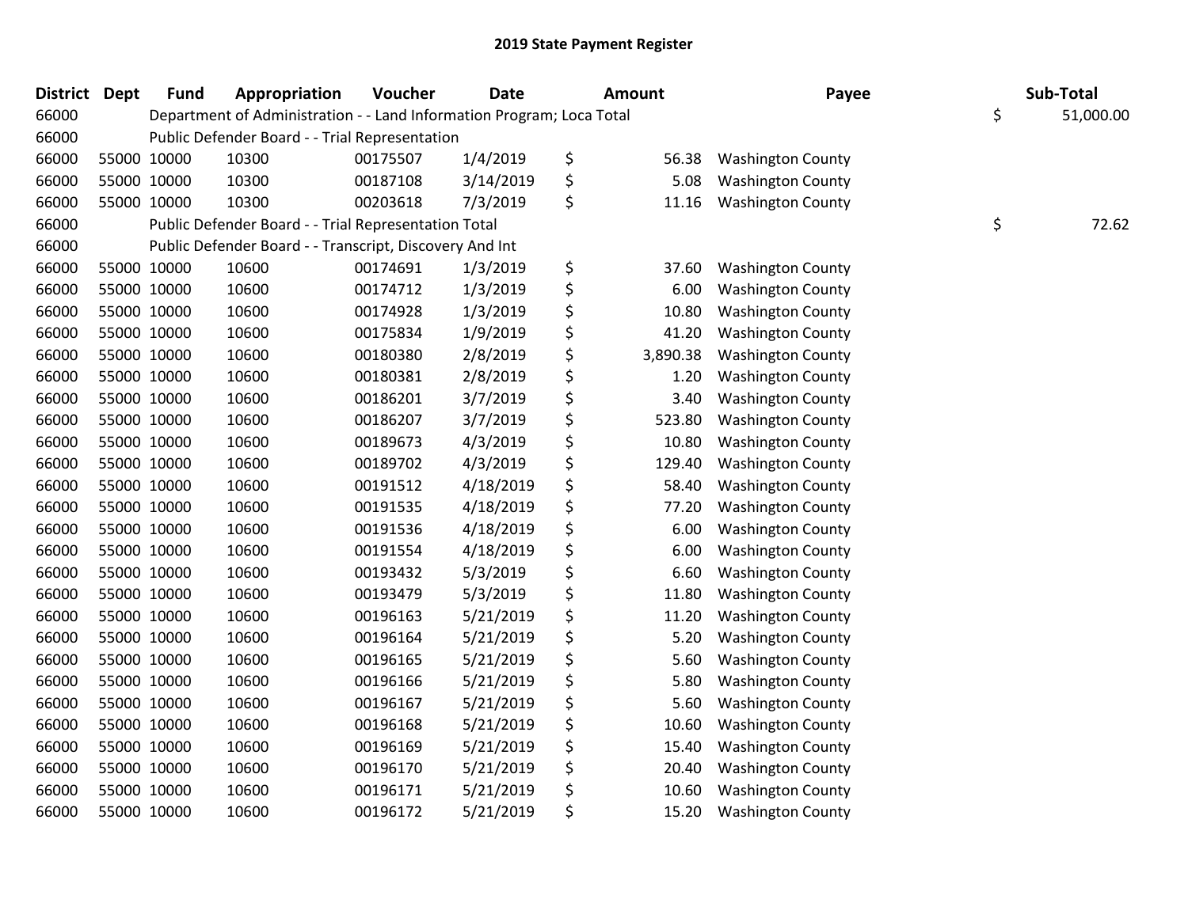## 2019 State Payment Register

| District | Dept | Fund | Appropriation | Voucher | Date | Amount | Payee | Sub-Total |
|---|---|---|---|---|---|---|---|---|
| 66000 | | Department of Administration - - Land Information Program; Loca Total | | | | | | $ 51,000.00 |
| 66000 | | Public Defender Board - - Trial Representation | | | | | | |
| 66000 | 55000 | 10000 | 10300 | 00175507 | 1/4/2019 | $ 56.38 | Washington County | |
| 66000 | 55000 | 10000 | 10300 | 00187108 | 3/14/2019 | $ 5.08 | Washington County | |
| 66000 | 55000 | 10000 | 10300 | 00203618 | 7/3/2019 | $ 11.16 | Washington County | |
| 66000 | | Public Defender Board - - Trial Representation Total | | | | | | $ 72.62 |
| 66000 | | Public Defender Board - - Transcript, Discovery And Int | | | | | | |
| 66000 | 55000 | 10000 | 10600 | 00174691 | 1/3/2019 | $ 37.60 | Washington County | |
| 66000 | 55000 | 10000 | 10600 | 00174712 | 1/3/2019 | $ 6.00 | Washington County | |
| 66000 | 55000 | 10000 | 10600 | 00174928 | 1/3/2019 | $ 10.80 | Washington County | |
| 66000 | 55000 | 10000 | 10600 | 00175834 | 1/9/2019 | $ 41.20 | Washington County | |
| 66000 | 55000 | 10000 | 10600 | 00180380 | 2/8/2019 | $ 3,890.38 | Washington County | |
| 66000 | 55000 | 10000 | 10600 | 00180381 | 2/8/2019 | $ 1.20 | Washington County | |
| 66000 | 55000 | 10000 | 10600 | 00186201 | 3/7/2019 | $ 3.40 | Washington County | |
| 66000 | 55000 | 10000 | 10600 | 00186207 | 3/7/2019 | $ 523.80 | Washington County | |
| 66000 | 55000 | 10000 | 10600 | 00189673 | 4/3/2019 | $ 10.80 | Washington County | |
| 66000 | 55000 | 10000 | 10600 | 00189702 | 4/3/2019 | $ 129.40 | Washington County | |
| 66000 | 55000 | 10000 | 10600 | 00191512 | 4/18/2019 | $ 58.40 | Washington County | |
| 66000 | 55000 | 10000 | 10600 | 00191535 | 4/18/2019 | $ 77.20 | Washington County | |
| 66000 | 55000 | 10000 | 10600 | 00191536 | 4/18/2019 | $ 6.00 | Washington County | |
| 66000 | 55000 | 10000 | 10600 | 00191554 | 4/18/2019 | $ 6.00 | Washington County | |
| 66000 | 55000 | 10000 | 10600 | 00193432 | 5/3/2019 | $ 6.60 | Washington County | |
| 66000 | 55000 | 10000 | 10600 | 00193479 | 5/3/2019 | $ 11.80 | Washington County | |
| 66000 | 55000 | 10000 | 10600 | 00196163 | 5/21/2019 | $ 11.20 | Washington County | |
| 66000 | 55000 | 10000 | 10600 | 00196164 | 5/21/2019 | $ 5.20 | Washington County | |
| 66000 | 55000 | 10000 | 10600 | 00196165 | 5/21/2019 | $ 5.60 | Washington County | |
| 66000 | 55000 | 10000 | 10600 | 00196166 | 5/21/2019 | $ 5.80 | Washington County | |
| 66000 | 55000 | 10000 | 10600 | 00196167 | 5/21/2019 | $ 5.60 | Washington County | |
| 66000 | 55000 | 10000 | 10600 | 00196168 | 5/21/2019 | $ 10.60 | Washington County | |
| 66000 | 55000 | 10000 | 10600 | 00196169 | 5/21/2019 | $ 15.40 | Washington County | |
| 66000 | 55000 | 10000 | 10600 | 00196170 | 5/21/2019 | $ 20.40 | Washington County | |
| 66000 | 55000 | 10000 | 10600 | 00196171 | 5/21/2019 | $ 10.60 | Washington County | |
| 66000 | 55000 | 10000 | 10600 | 00196172 | 5/21/2019 | $ 15.20 | Washington County | |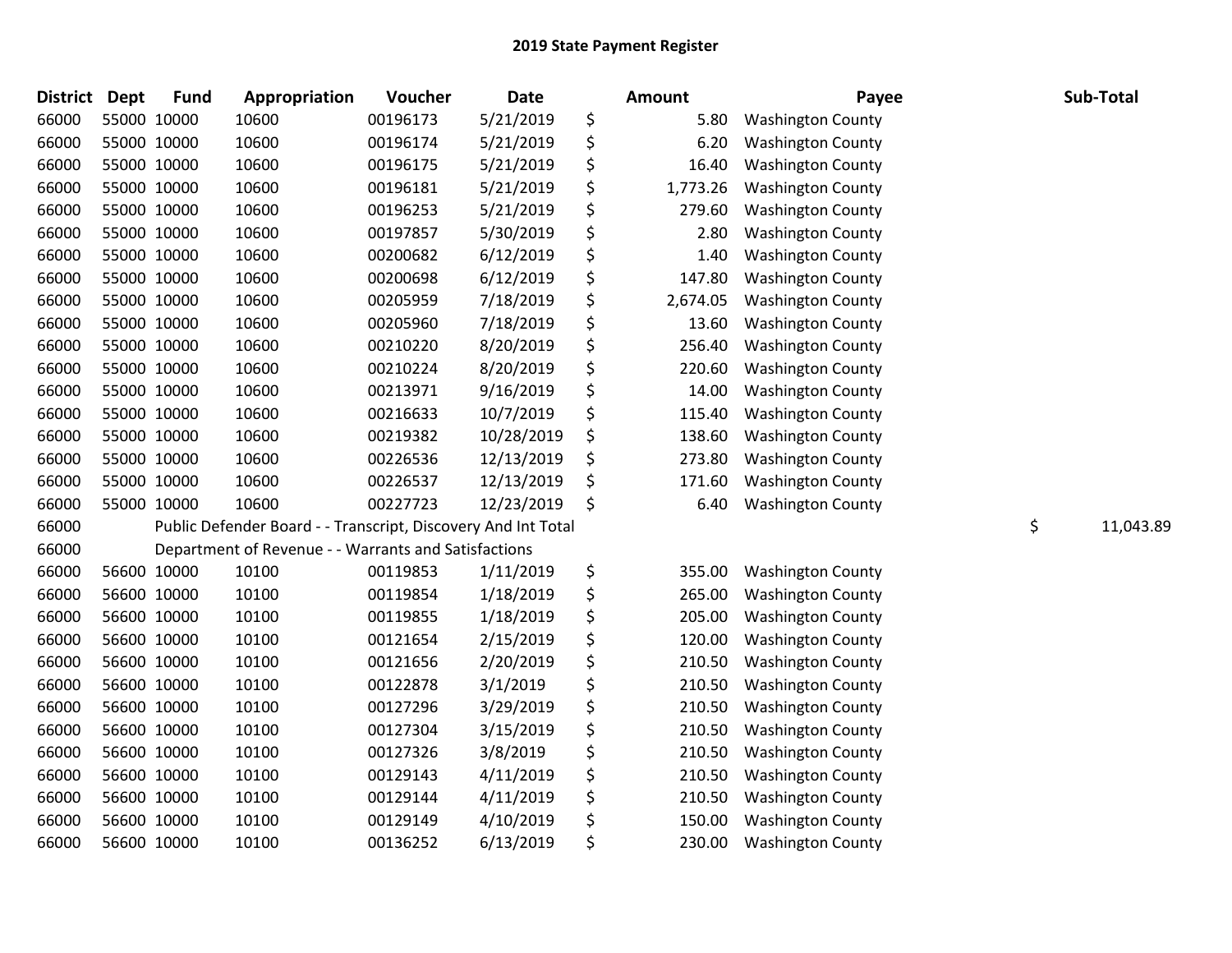# 2019 State Payment Register

| District | Dept | Fund | Appropriation | Voucher | Date | Amount | Payee | Sub-Total |
|---|---|---|---|---|---|---|---|---|
| 66000 | 55000 | 10000 | 10600 | 00196173 | 5/21/2019 | $ 5.80 | Washington County | |
| 66000 | 55000 | 10000 | 10600 | 00196174 | 5/21/2019 | $ 6.20 | Washington County | |
| 66000 | 55000 | 10000 | 10600 | 00196175 | 5/21/2019 | $ 16.40 | Washington County | |
| 66000 | 55000 | 10000 | 10600 | 00196181 | 5/21/2019 | $ 1,773.26 | Washington County | |
| 66000 | 55000 | 10000 | 10600 | 00196253 | 5/21/2019 | $ 279.60 | Washington County | |
| 66000 | 55000 | 10000 | 10600 | 00197857 | 5/30/2019 | $ 2.80 | Washington County | |
| 66000 | 55000 | 10000 | 10600 | 00200682 | 6/12/2019 | $ 1.40 | Washington County | |
| 66000 | 55000 | 10000 | 10600 | 00200698 | 6/12/2019 | $ 147.80 | Washington County | |
| 66000 | 55000 | 10000 | 10600 | 00205959 | 7/18/2019 | $ 2,674.05 | Washington County | |
| 66000 | 55000 | 10000 | 10600 | 00205960 | 7/18/2019 | $ 13.60 | Washington County | |
| 66000 | 55000 | 10000 | 10600 | 00210220 | 8/20/2019 | $ 256.40 | Washington County | |
| 66000 | 55000 | 10000 | 10600 | 00210224 | 8/20/2019 | $ 220.60 | Washington County | |
| 66000 | 55000 | 10000 | 10600 | 00213971 | 9/16/2019 | $ 14.00 | Washington County | |
| 66000 | 55000 | 10000 | 10600 | 00216633 | 10/7/2019 | $ 115.40 | Washington County | |
| 66000 | 55000 | 10000 | 10600 | 00219382 | 10/28/2019 | $ 138.60 | Washington County | |
| 66000 | 55000 | 10000 | 10600 | 00226536 | 12/13/2019 | $ 273.80 | Washington County | |
| 66000 | 55000 | 10000 | 10600 | 00226537 | 12/13/2019 | $ 171.60 | Washington County | |
| 66000 | 55000 | 10000 | 10600 | 00227723 | 12/23/2019 | $ 6.40 | Washington County | |
| 66000 | | Public Defender Board - - Transcript, Discovery And Int Total | | | | | | $ 11,043.89 |
| 66000 | | Department of Revenue - - Warrants and Satisfactions | | | | | | |
| 66000 | 56600 | 10000 | 10100 | 00119853 | 1/11/2019 | $ 355.00 | Washington County | |
| 66000 | 56600 | 10000 | 10100 | 00119854 | 1/18/2019 | $ 265.00 | Washington County | |
| 66000 | 56600 | 10000 | 10100 | 00119855 | 1/18/2019 | $ 205.00 | Washington County | |
| 66000 | 56600 | 10000 | 10100 | 00121654 | 2/15/2019 | $ 120.00 | Washington County | |
| 66000 | 56600 | 10000 | 10100 | 00121656 | 2/20/2019 | $ 210.50 | Washington County | |
| 66000 | 56600 | 10000 | 10100 | 00122878 | 3/1/2019 | $ 210.50 | Washington County | |
| 66000 | 56600 | 10000 | 10100 | 00127296 | 3/29/2019 | $ 210.50 | Washington County | |
| 66000 | 56600 | 10000 | 10100 | 00127304 | 3/15/2019 | $ 210.50 | Washington County | |
| 66000 | 56600 | 10000 | 10100 | 00127326 | 3/8/2019 | $ 210.50 | Washington County | |
| 66000 | 56600 | 10000 | 10100 | 00129143 | 4/11/2019 | $ 210.50 | Washington County | |
| 66000 | 56600 | 10000 | 10100 | 00129144 | 4/11/2019 | $ 210.50 | Washington County | |
| 66000 | 56600 | 10000 | 10100 | 00129149 | 4/10/2019 | $ 150.00 | Washington County | |
| 66000 | 56600 | 10000 | 10100 | 00136252 | 6/13/2019 | $ 230.00 | Washington County | |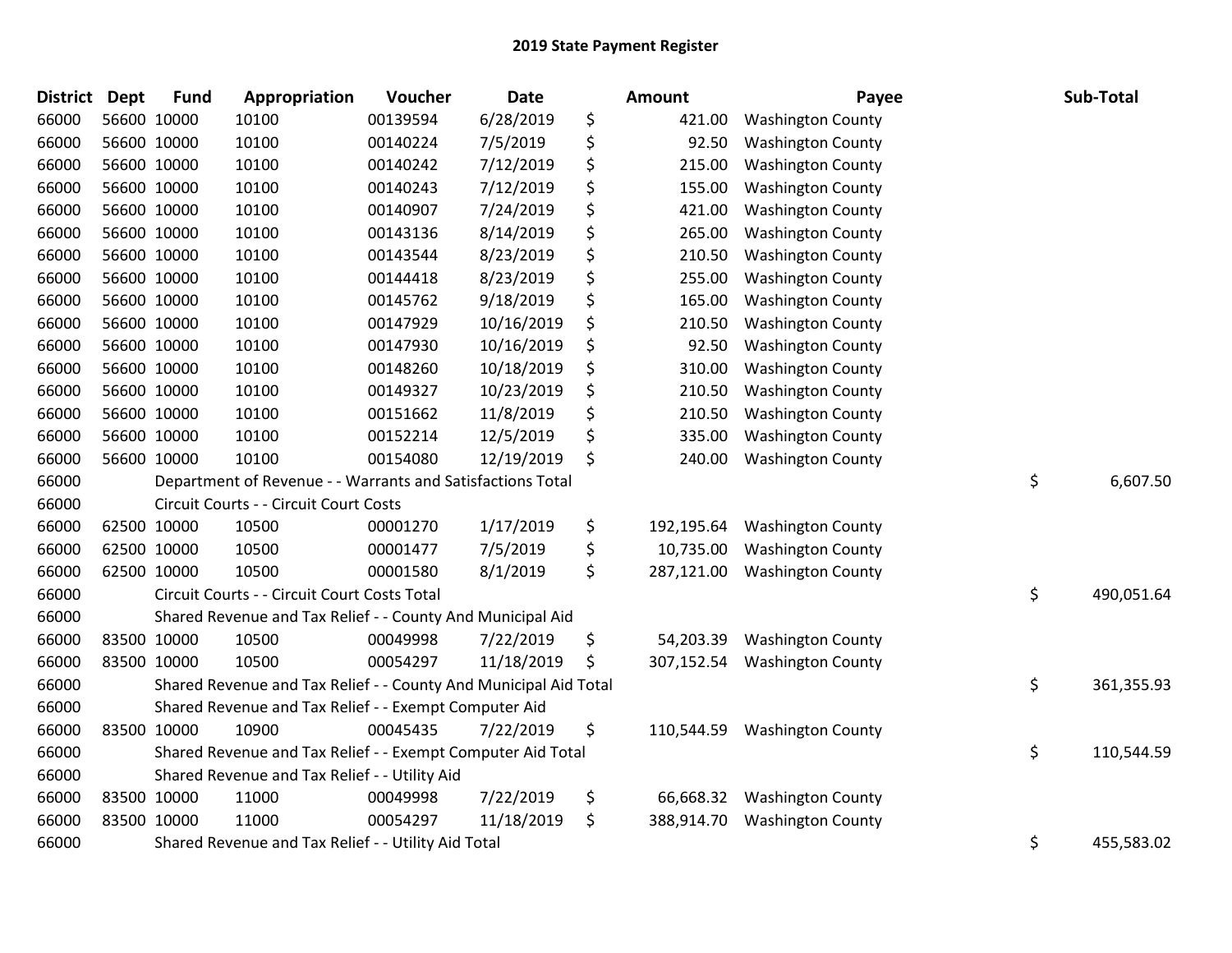# 2019 State Payment Register

| District | Dept | Fund | Appropriation | Voucher | Date | Amount | Payee | Sub-Total |
|---|---|---|---|---|---|---|---|---|
| 66000 | 56600 | 10000 | 10100 | 00139594 | 6/28/2019 | $ 421.00 | Washington County | |
| 66000 | 56600 | 10000 | 10100 | 00140224 | 7/5/2019 | $ 92.50 | Washington County | |
| 66000 | 56600 | 10000 | 10100 | 00140242 | 7/12/2019 | $ 215.00 | Washington County | |
| 66000 | 56600 | 10000 | 10100 | 00140243 | 7/12/2019 | $ 155.00 | Washington County | |
| 66000 | 56600 | 10000 | 10100 | 00140907 | 7/24/2019 | $ 421.00 | Washington County | |
| 66000 | 56600 | 10000 | 10100 | 00143136 | 8/14/2019 | $ 265.00 | Washington County | |
| 66000 | 56600 | 10000 | 10100 | 00143544 | 8/23/2019 | $ 210.50 | Washington County | |
| 66000 | 56600 | 10000 | 10100 | 00144418 | 8/23/2019 | $ 255.00 | Washington County | |
| 66000 | 56600 | 10000 | 10100 | 00145762 | 9/18/2019 | $ 165.00 | Washington County | |
| 66000 | 56600 | 10000 | 10100 | 00147929 | 10/16/2019 | $ 210.50 | Washington County | |
| 66000 | 56600 | 10000 | 10100 | 00147930 | 10/16/2019 | $ 92.50 | Washington County | |
| 66000 | 56600 | 10000 | 10100 | 00148260 | 10/18/2019 | $ 310.00 | Washington County | |
| 66000 | 56600 | 10000 | 10100 | 00149327 | 10/23/2019 | $ 210.50 | Washington County | |
| 66000 | 56600 | 10000 | 10100 | 00151662 | 11/8/2019 | $ 210.50 | Washington County | |
| 66000 | 56600 | 10000 | 10100 | 00152214 | 12/5/2019 | $ 335.00 | Washington County | |
| 66000 | 56600 | 10000 | 10100 | 00154080 | 12/19/2019 | $ 240.00 | Washington County | |
| 66000 | | Department of Revenue - - Warrants and Satisfactions Total | | | | | | $ 6,607.50 |
| 66000 | | Circuit Courts - - Circuit Court Costs | | | | | | |
| 66000 | 62500 | 10000 | 10500 | 00001270 | 1/17/2019 | $ 192,195.64 | Washington County | |
| 66000 | 62500 | 10000 | 10500 | 00001477 | 7/5/2019 | $ 10,735.00 | Washington County | |
| 66000 | 62500 | 10000 | 10500 | 00001580 | 8/1/2019 | $ 287,121.00 | Washington County | |
| 66000 | | Circuit Courts - - Circuit Court Costs Total | | | | | | $ 490,051.64 |
| 66000 | | Shared Revenue and Tax Relief - - County And Municipal Aid | | | | | | |
| 66000 | 83500 | 10000 | 10500 | 00049998 | 7/22/2019 | $ 54,203.39 | Washington County | |
| 66000 | 83500 | 10000 | 10500 | 00054297 | 11/18/2019 | $ 307,152.54 | Washington County | |
| 66000 | | Shared Revenue and Tax Relief - - County And Municipal Aid Total | | | | | | $ 361,355.93 |
| 66000 | | Shared Revenue and Tax Relief - - Exempt Computer Aid | | | | | | |
| 66000 | 83500 | 10000 | 10900 | 00045435 | 7/22/2019 | $ 110,544.59 | Washington County | |
| 66000 | | Shared Revenue and Tax Relief - - Exempt Computer Aid Total | | | | | | $ 110,544.59 |
| 66000 | | Shared Revenue and Tax Relief - - Utility Aid | | | | | | |
| 66000 | 83500 | 10000 | 11000 | 00049998 | 7/22/2019 | $ 66,668.32 | Washington County | |
| 66000 | 83500 | 10000 | 11000 | 00054297 | 11/18/2019 | $ 388,914.70 | Washington County | |
| 66000 | | Shared Revenue and Tax Relief - - Utility Aid Total | | | | | | $ 455,583.02 |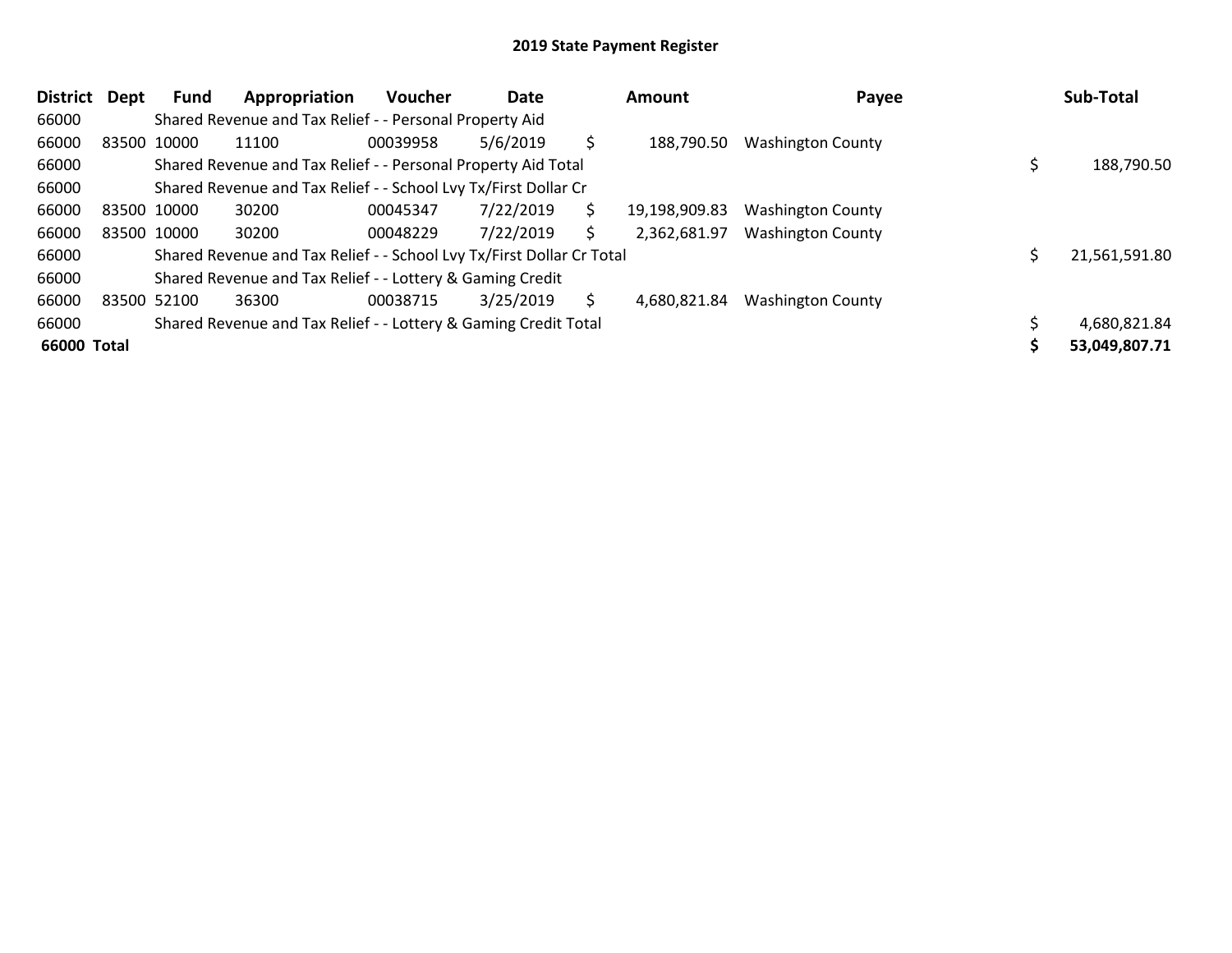# 2019 State Payment Register

| District | Dept | Fund | Appropriation | Voucher | Date | Amount | Payee | Sub-Total |
|---|---|---|---|---|---|---|---|---|
| 66000 | | Shared Revenue and Tax Relief - - Personal Property Aid | | | | | | |
| 66000 | 83500 | 10000 | 11100 | 00039958 | 5/6/2019 | $ 188,790.50 | Washington County | |
| 66000 | | Shared Revenue and Tax Relief - - Personal Property Aid Total | | | | | | $ 188,790.50 |
| 66000 | | Shared Revenue and Tax Relief - - School Lvy Tx/First Dollar Cr | | | | | | |
| 66000 | 83500 | 10000 | 30200 | 00045347 | 7/22/2019 | $ 19,198,909.83 | Washington County | |
| 66000 | 83500 | 10000 | 30200 | 00048229 | 7/22/2019 | $ 2,362,681.97 | Washington County | |
| 66000 | | Shared Revenue and Tax Relief - - School Lvy Tx/First Dollar Cr Total | | | | | | $ 21,561,591.80 |
| 66000 | | Shared Revenue and Tax Relief - - Lottery & Gaming Credit | | | | | | |
| 66000 | 83500 | 52100 | 36300 | 00038715 | 3/25/2019 | $ 4,680,821.84 | Washington County | |
| 66000 | | Shared Revenue and Tax Relief - - Lottery & Gaming Credit Total | | | | | | $ 4,680,821.84 |
| **66000** | **Total** | | | | | | | **$ 53,049,807.71** |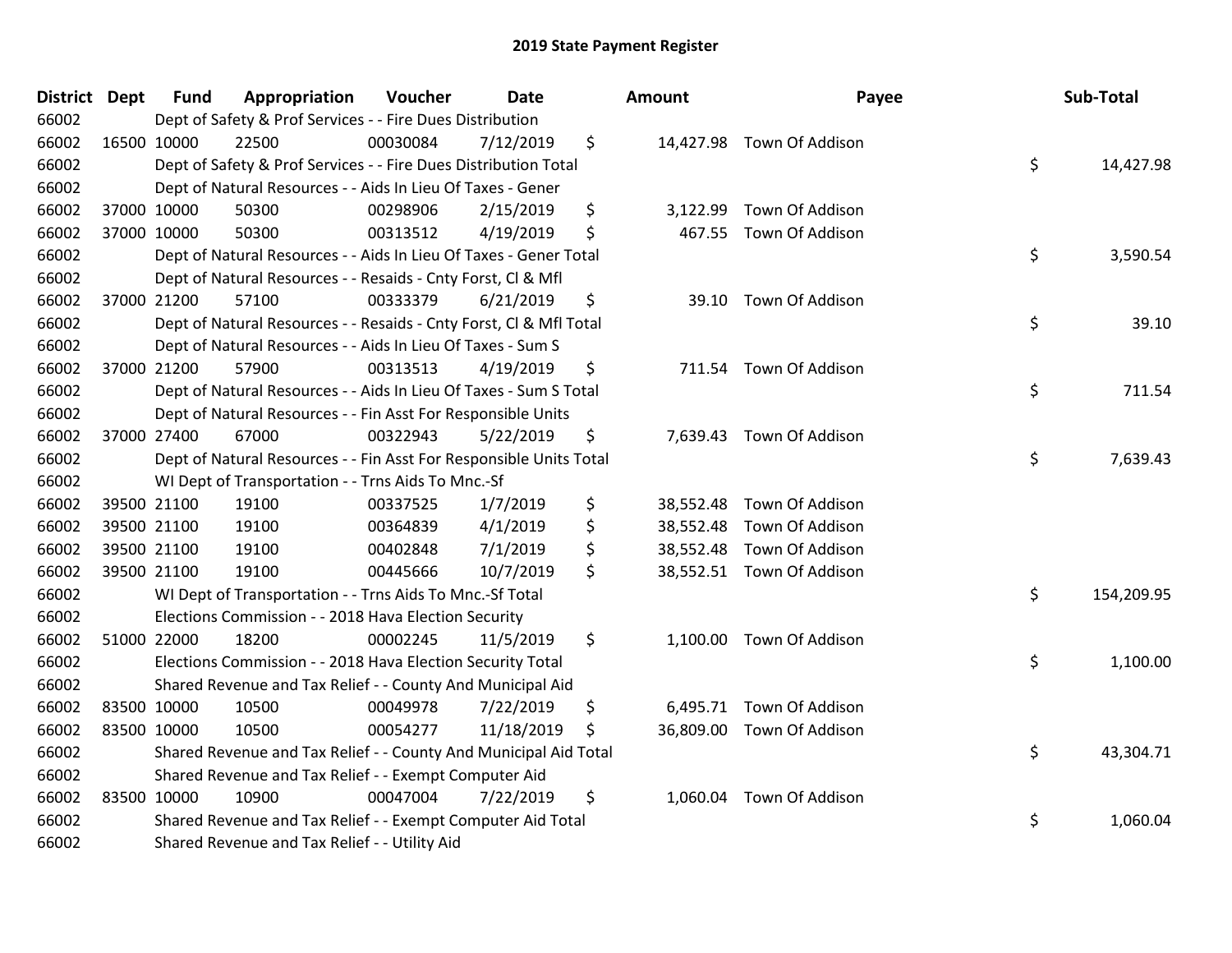## 2019 State Payment Register

| District | Dept | Fund | Appropriation | Voucher | Date | | Amount | Payee | | Sub-Total |
|---|---|---|---|---|---|---|---|---|---|---|
| 66002 | | Dept of Safety & Prof Services - - Fire Dues Distribution | | | | | | | | |
| 66002 | 16500 | 10000 | 22500 | 00030084 | 7/12/2019 | $ | 14,427.98 | Town Of Addison | | |
| 66002 | | Dept of Safety & Prof Services - - Fire Dues Distribution Total | | | | | | | $ | 14,427.98 |
| 66002 | | Dept of Natural Resources - - Aids In Lieu Of Taxes - Gener | | | | | | | | |
| 66002 | 37000 | 10000 | 50300 | 00298906 | 2/15/2019 | $ | 3,122.99 | Town Of Addison | | |
| 66002 | 37000 | 10000 | 50300 | 00313512 | 4/19/2019 | $ | 467.55 | Town Of Addison | | |
| 66002 | | Dept of Natural Resources - - Aids In Lieu Of Taxes - Gener Total | | | | | | | $ | 3,590.54 |
| 66002 | | Dept of Natural Resources - - Resaids - Cnty Forst, Cl & Mfl | | | | | | | | |
| 66002 | 37000 | 21200 | 57100 | 00333379 | 6/21/2019 | $ | 39.10 | Town Of Addison | | |
| 66002 | | Dept of Natural Resources - - Resaids - Cnty Forst, Cl & Mfl Total | | | | | | | $ | 39.10 |
| 66002 | | Dept of Natural Resources - - Aids In Lieu Of Taxes - Sum S | | | | | | | | |
| 66002 | 37000 | 21200 | 57900 | 00313513 | 4/19/2019 | $ | 711.54 | Town Of Addison | | |
| 66002 | | Dept of Natural Resources - - Aids In Lieu Of Taxes - Sum S Total | | | | | | | $ | 711.54 |
| 66002 | | Dept of Natural Resources - - Fin Asst For Responsible Units | | | | | | | | |
| 66002 | 37000 | 27400 | 67000 | 00322943 | 5/22/2019 | $ | 7,639.43 | Town Of Addison | | |
| 66002 | | Dept of Natural Resources - - Fin Asst For Responsible Units Total | | | | | | | $ | 7,639.43 |
| 66002 | | WI Dept of Transportation - - Trns Aids To Mnc.-Sf | | | | | | | | |
| 66002 | 39500 | 21100 | 19100 | 00337525 | 1/7/2019 | $ | 38,552.48 | Town Of Addison | | |
| 66002 | 39500 | 21100 | 19100 | 00364839 | 4/1/2019 | $ | 38,552.48 | Town Of Addison | | |
| 66002 | 39500 | 21100 | 19100 | 00402848 | 7/1/2019 | $ | 38,552.48 | Town Of Addison | | |
| 66002 | 39500 | 21100 | 19100 | 00445666 | 10/7/2019 | $ | 38,552.51 | Town Of Addison | | |
| 66002 | | WI Dept of Transportation - - Trns Aids To Mnc.-Sf Total | | | | | | | $ | 154,209.95 |
| 66002 | | Elections Commission - - 2018 Hava Election Security | | | | | | | | |
| 66002 | 51000 | 22000 | 18200 | 00002245 | 11/5/2019 | $ | 1,100.00 | Town Of Addison | | |
| 66002 | | Elections Commission - - 2018 Hava Election Security Total | | | | | | | $ | 1,100.00 |
| 66002 | | Shared Revenue and Tax Relief - - County And Municipal Aid | | | | | | | | |
| 66002 | 83500 | 10000 | 10500 | 00049978 | 7/22/2019 | $ | 6,495.71 | Town Of Addison | | |
| 66002 | 83500 | 10000 | 10500 | 00054277 | 11/18/2019 | $ | 36,809.00 | Town Of Addison | | |
| 66002 | | Shared Revenue and Tax Relief - - County And Municipal Aid Total | | | | | | | $ | 43,304.71 |
| 66002 | | Shared Revenue and Tax Relief - - Exempt Computer Aid | | | | | | | | |
| 66002 | 83500 | 10000 | 10900 | 00047004 | 7/22/2019 | $ | 1,060.04 | Town Of Addison | | |
| 66002 | | Shared Revenue and Tax Relief - - Exempt Computer Aid Total | | | | | | | $ | 1,060.04 |
| 66002 | | Shared Revenue and Tax Relief - - Utility Aid | | | | | | | | |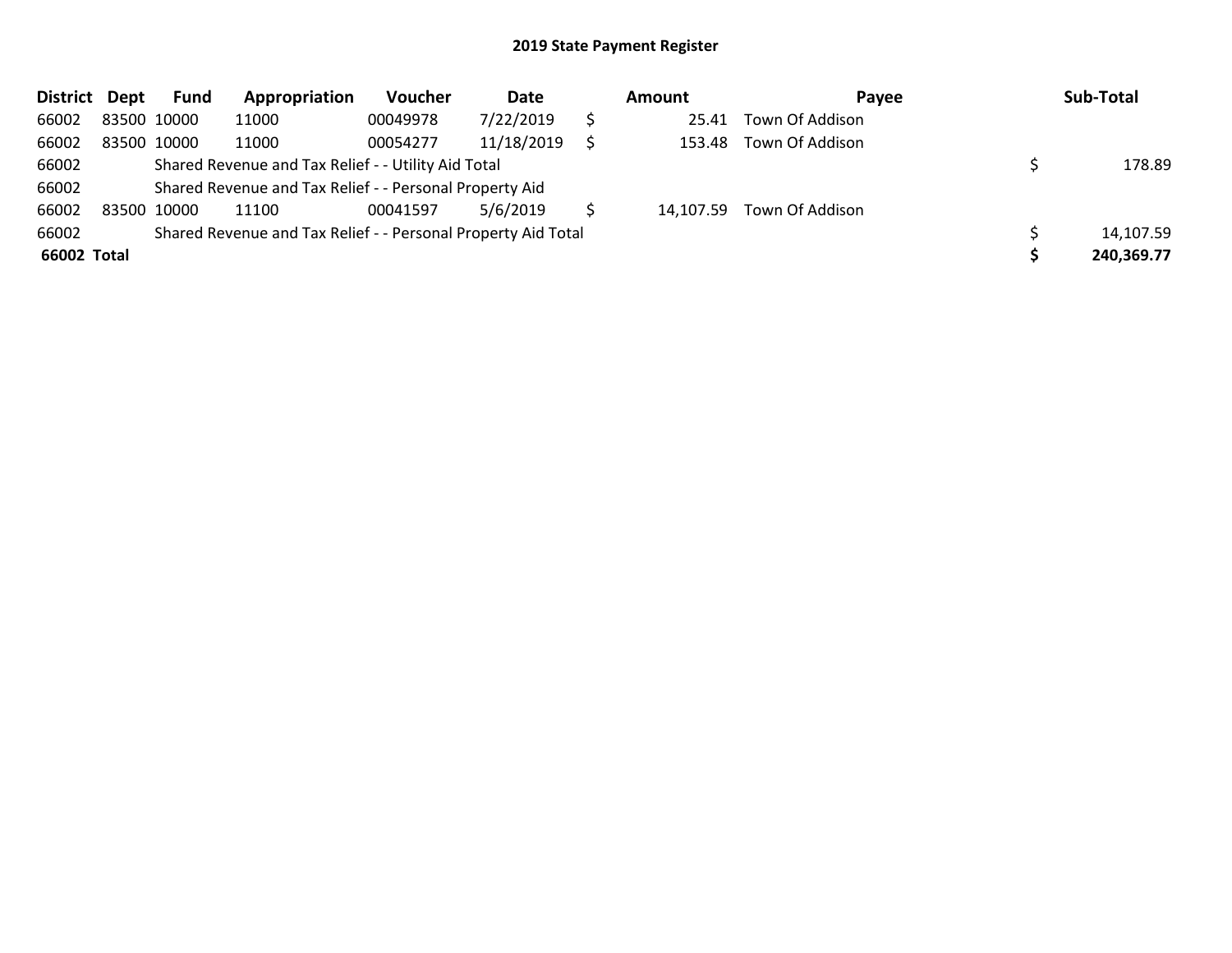## 2019 State Payment Register

| District | Dept | Fund | Appropriation | Voucher | Date | | Amount | Payee | | Sub-Total |
|---|---|---|---|---|---|---|---|---|---|---|
| 66002 | 83500 | 10000 | 11000 | 00049978 | 7/22/2019 | $ | 25.41 | Town Of Addison | | |
| 66002 | 83500 | 10000 | 11000 | 00054277 | 11/18/2019 | $ | 153.48 | Town Of Addison | | |
| 66002 | | Shared Revenue and Tax Relief - - Utility Aid Total | | | | | | | $ | 178.89 |
| 66002 | | Shared Revenue and Tax Relief - - Personal Property Aid | | | | | | | | |
| 66002 | 83500 | 10000 | 11100 | 00041597 | 5/6/2019 | $ | 14,107.59 | Town Of Addison | | |
| 66002 | | Shared Revenue and Tax Relief - - Personal Property Aid Total | | | | | | | $ | 14,107.59 |
| **66002** | **Total** | | | | | | | | **$** | **240,369.77** |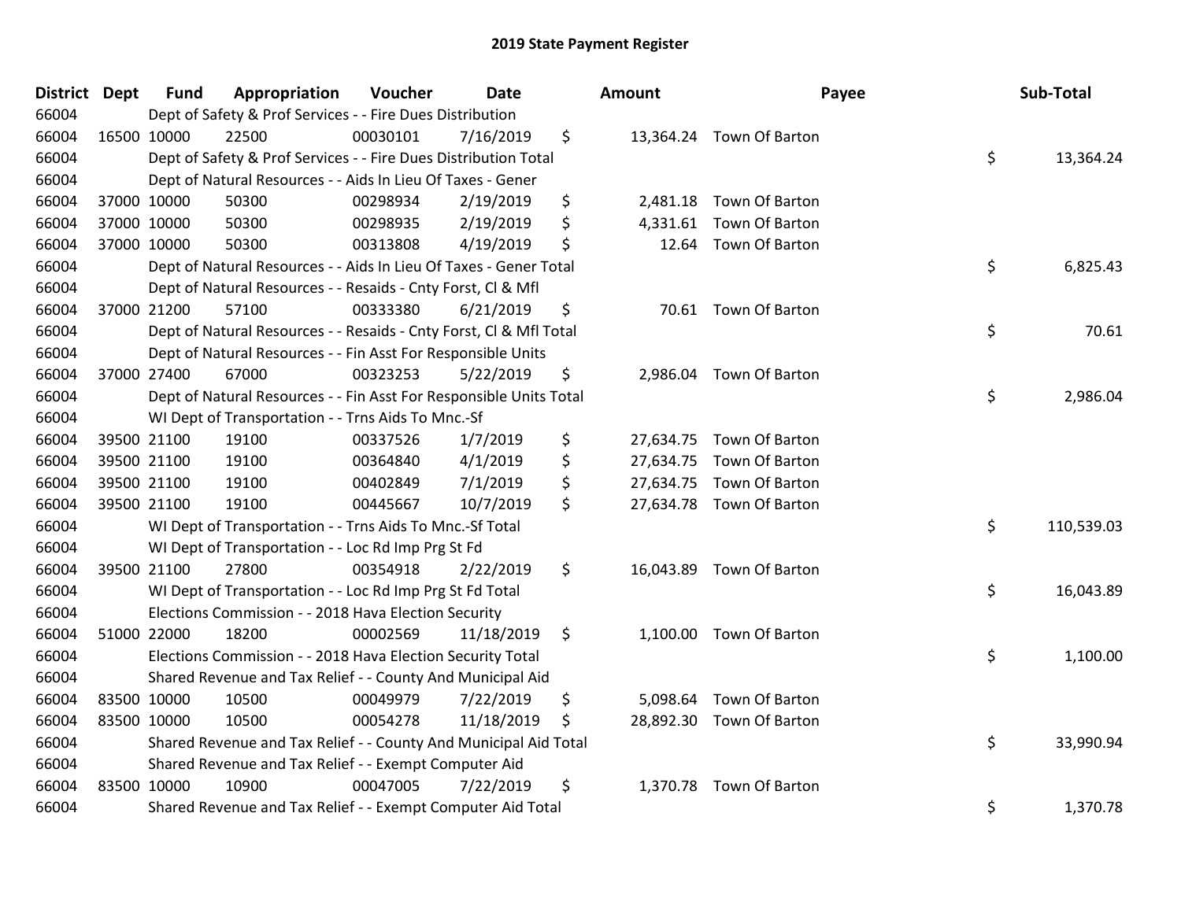# 2019 State Payment Register

| District | Dept | Fund | Appropriation | Voucher | Date | Amount | Payee | Sub-Total |
|---|---|---|---|---|---|---|---|---|
| 66004 | | Dept of Safety & Prof Services - - Fire Dues Distribution | | | | | | |
| 66004 | 16500 | 10000 | 22500 | 00030101 | 7/16/2019 | $ 13,364.24 | Town Of Barton | |
| 66004 | | Dept of Safety & Prof Services - - Fire Dues Distribution Total | | | | | | $ 13,364.24 |
| 66004 | | Dept of Natural Resources - - Aids In Lieu Of Taxes - Gener | | | | | | |
| 66004 | 37000 | 10000 | 50300 | 00298934 | 2/19/2019 | $ 2,481.18 | Town Of Barton | |
| 66004 | 37000 | 10000 | 50300 | 00298935 | 2/19/2019 | $ 4,331.61 | Town Of Barton | |
| 66004 | 37000 | 10000 | 50300 | 00313808 | 4/19/2019 | $ 12.64 | Town Of Barton | |
| 66004 | | Dept of Natural Resources - - Aids In Lieu Of Taxes - Gener Total | | | | | | $ 6,825.43 |
| 66004 | | Dept of Natural Resources - - Resaids - Cnty Forst, Cl & Mfl | | | | | | |
| 66004 | 37000 | 21200 | 57100 | 00333380 | 6/21/2019 | $ 70.61 | Town Of Barton | |
| 66004 | | Dept of Natural Resources - - Resaids - Cnty Forst, Cl & Mfl Total | | | | | | $ 70.61 |
| 66004 | | Dept of Natural Resources - - Fin Asst For Responsible Units | | | | | | |
| 66004 | 37000 | 27400 | 67000 | 00323253 | 5/22/2019 | $ 2,986.04 | Town Of Barton | |
| 66004 | | Dept of Natural Resources - - Fin Asst For Responsible Units Total | | | | | | $ 2,986.04 |
| 66004 | | WI Dept of Transportation - - Trns Aids To Mnc.-Sf | | | | | | |
| 66004 | 39500 | 21100 | 19100 | 00337526 | 1/7/2019 | $ 27,634.75 | Town Of Barton | |
| 66004 | 39500 | 21100 | 19100 | 00364840 | 4/1/2019 | $ 27,634.75 | Town Of Barton | |
| 66004 | 39500 | 21100 | 19100 | 00402849 | 7/1/2019 | $ 27,634.75 | Town Of Barton | |
| 66004 | 39500 | 21100 | 19100 | 00445667 | 10/7/2019 | $ 27,634.78 | Town Of Barton | |
| 66004 | | WI Dept of Transportation - - Trns Aids To Mnc.-Sf Total | | | | | | $ 110,539.03 |
| 66004 | | WI Dept of Transportation - - Loc Rd Imp Prg St Fd | | | | | | |
| 66004 | 39500 | 21100 | 27800 | 00354918 | 2/22/2019 | $ 16,043.89 | Town Of Barton | |
| 66004 | | WI Dept of Transportation - - Loc Rd Imp Prg St Fd Total | | | | | | $ 16,043.89 |
| 66004 | | Elections Commission - - 2018 Hava Election Security | | | | | | |
| 66004 | 51000 | 22000 | 18200 | 00002569 | 11/18/2019 | $ 1,100.00 | Town Of Barton | |
| 66004 | | Elections Commission - - 2018 Hava Election Security Total | | | | | | $ 1,100.00 |
| 66004 | | Shared Revenue and Tax Relief - - County And Municipal Aid | | | | | | |
| 66004 | 83500 | 10000 | 10500 | 00049979 | 7/22/2019 | $ 5,098.64 | Town Of Barton | |
| 66004 | 83500 | 10000 | 10500 | 00054278 | 11/18/2019 | $ 28,892.30 | Town Of Barton | |
| 66004 | | Shared Revenue and Tax Relief - - County And Municipal Aid Total | | | | | | $ 33,990.94 |
| 66004 | | Shared Revenue and Tax Relief - - Exempt Computer Aid | | | | | | |
| 66004 | 83500 | 10000 | 10900 | 00047005 | 7/22/2019 | $ 1,370.78 | Town Of Barton | |
| 66004 | | Shared Revenue and Tax Relief - - Exempt Computer Aid Total | | | | | | $ 1,370.78 |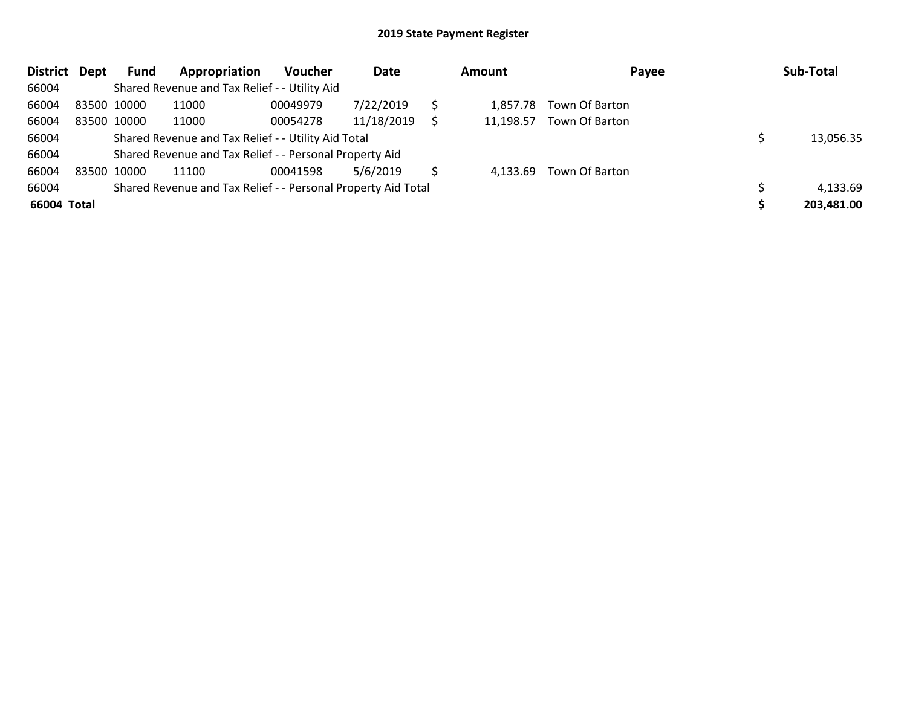**2019 State Payment Register**

| District | Dept | Fund | Appropriation | Voucher | Date | Amount | Payee | Sub-Total |
|---|---|---|---|---|---|---|---|---|
| 66004 | | Shared Revenue and Tax Relief - - Utility Aid | | | | | | |
| 66004 | 83500 | 10000 | 11000 | 00049979 | 7/22/2019 | $ 1,857.78 | Town Of Barton | |
| 66004 | 83500 | 10000 | 11000 | 00054278 | 11/18/2019 | $ 11,198.57 | Town Of Barton | |
| 66004 | | Shared Revenue and Tax Relief - - Utility Aid Total | | | | | | $ 13,056.35 |
| 66004 | | Shared Revenue and Tax Relief - - Personal Property Aid | | | | | | |
| 66004 | 83500 | 10000 | 11100 | 00041598 | 5/6/2019 | $ 4,133.69 | Town Of Barton | |
| 66004 | | Shared Revenue and Tax Relief - - Personal Property Aid Total | | | | | | $ 4,133.69 |
| **66004 Total** | | | | | | | | **$ 203,481.00** |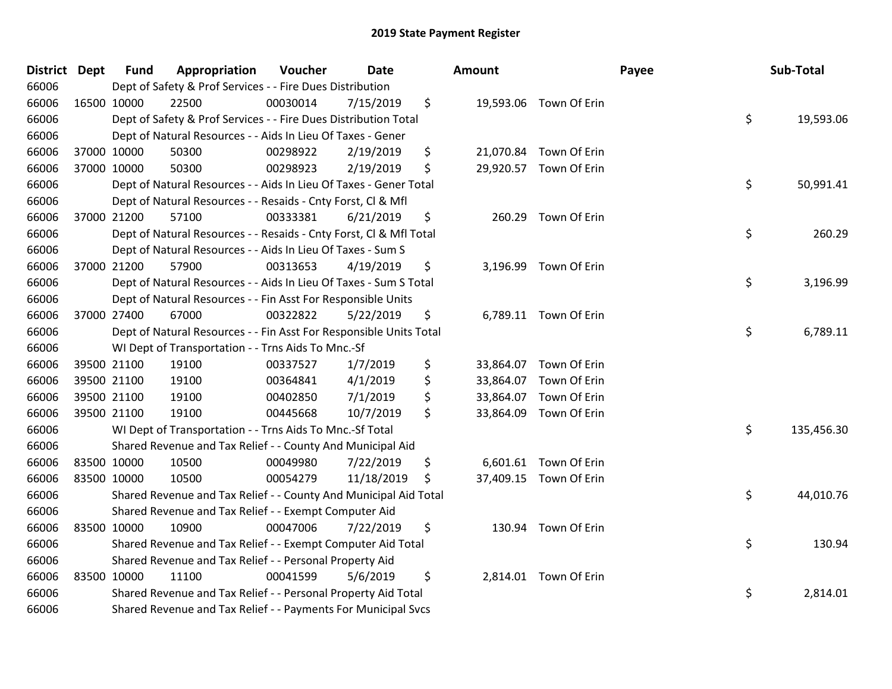## 2019 State Payment Register

| District | Dept | Fund | Appropriation | Voucher | Date | Amount | Payee | Sub-Total |
|---|---|---|---|---|---|---|---|---|
| 66006 | | Dept of Safety & Prof Services - - Fire Dues Distribution | | | | | | |
| 66006 | 16500 | 10000 | 22500 | 00030014 | 7/15/2019 | $ 19,593.06 | Town Of Erin | |
| 66006 | | Dept of Safety & Prof Services - - Fire Dues Distribution Total | | | | | | $ 19,593.06 |
| 66006 | | Dept of Natural Resources - - Aids In Lieu Of Taxes - Gener | | | | | | |
| 66006 | 37000 | 10000 | 50300 | 00298922 | 2/19/2019 | $ 21,070.84 | Town Of Erin | |
| 66006 | 37000 | 10000 | 50300 | 00298923 | 2/19/2019 | $ 29,920.57 | Town Of Erin | |
| 66006 | | Dept of Natural Resources - - Aids In Lieu Of Taxes - Gener Total | | | | | | $ 50,991.41 |
| 66006 | | Dept of Natural Resources - - Resaids - Cnty Forst, Cl & Mfl | | | | | | |
| 66006 | 37000 | 21200 | 57100 | 00333381 | 6/21/2019 | $ 260.29 | Town Of Erin | |
| 66006 | | Dept of Natural Resources - - Resaids - Cnty Forst, Cl & Mfl Total | | | | | | $ 260.29 |
| 66006 | | Dept of Natural Resources - - Aids In Lieu Of Taxes - Sum S | | | | | | |
| 66006 | 37000 | 21200 | 57900 | 00313653 | 4/19/2019 | $ 3,196.99 | Town Of Erin | |
| 66006 | | Dept of Natural Resources - - Aids In Lieu Of Taxes - Sum S Total | | | | | | $ 3,196.99 |
| 66006 | | Dept of Natural Resources - - Fin Asst For Responsible Units | | | | | | |
| 66006 | 37000 | 27400 | 67000 | 00322822 | 5/22/2019 | $ 6,789.11 | Town Of Erin | |
| 66006 | | Dept of Natural Resources - - Fin Asst For Responsible Units Total | | | | | | $ 6,789.11 |
| 66006 | | WI Dept of Transportation - - Trns Aids To Mnc.-Sf | | | | | | |
| 66006 | 39500 | 21100 | 19100 | 00337527 | 1/7/2019 | $ 33,864.07 | Town Of Erin | |
| 66006 | 39500 | 21100 | 19100 | 00364841 | 4/1/2019 | $ 33,864.07 | Town Of Erin | |
| 66006 | 39500 | 21100 | 19100 | 00402850 | 7/1/2019 | $ 33,864.07 | Town Of Erin | |
| 66006 | 39500 | 21100 | 19100 | 00445668 | 10/7/2019 | $ 33,864.09 | Town Of Erin | |
| 66006 | | WI Dept of Transportation - - Trns Aids To Mnc.-Sf Total | | | | | | $ 135,456.30 |
| 66006 | | Shared Revenue and Tax Relief - - County And Municipal Aid | | | | | | |
| 66006 | 83500 | 10000 | 10500 | 00049980 | 7/22/2019 | $ 6,601.61 | Town Of Erin | |
| 66006 | 83500 | 10000 | 10500 | 00054279 | 11/18/2019 | $ 37,409.15 | Town Of Erin | |
| 66006 | | Shared Revenue and Tax Relief - - County And Municipal Aid Total | | | | | | $ 44,010.76 |
| 66006 | | Shared Revenue and Tax Relief - - Exempt Computer Aid | | | | | | |
| 66006 | 83500 | 10000 | 10900 | 00047006 | 7/22/2019 | $ 130.94 | Town Of Erin | |
| 66006 | | Shared Revenue and Tax Relief - - Exempt Computer Aid Total | | | | | | $ 130.94 |
| 66006 | | Shared Revenue and Tax Relief - - Personal Property Aid | | | | | | |
| 66006 | 83500 | 10000 | 11100 | 00041599 | 5/6/2019 | $ 2,814.01 | Town Of Erin | |
| 66006 | | Shared Revenue and Tax Relief - - Personal Property Aid Total | | | | | | $ 2,814.01 |
| 66006 | | Shared Revenue and Tax Relief - - Payments For Municipal Svcs | | | | | | |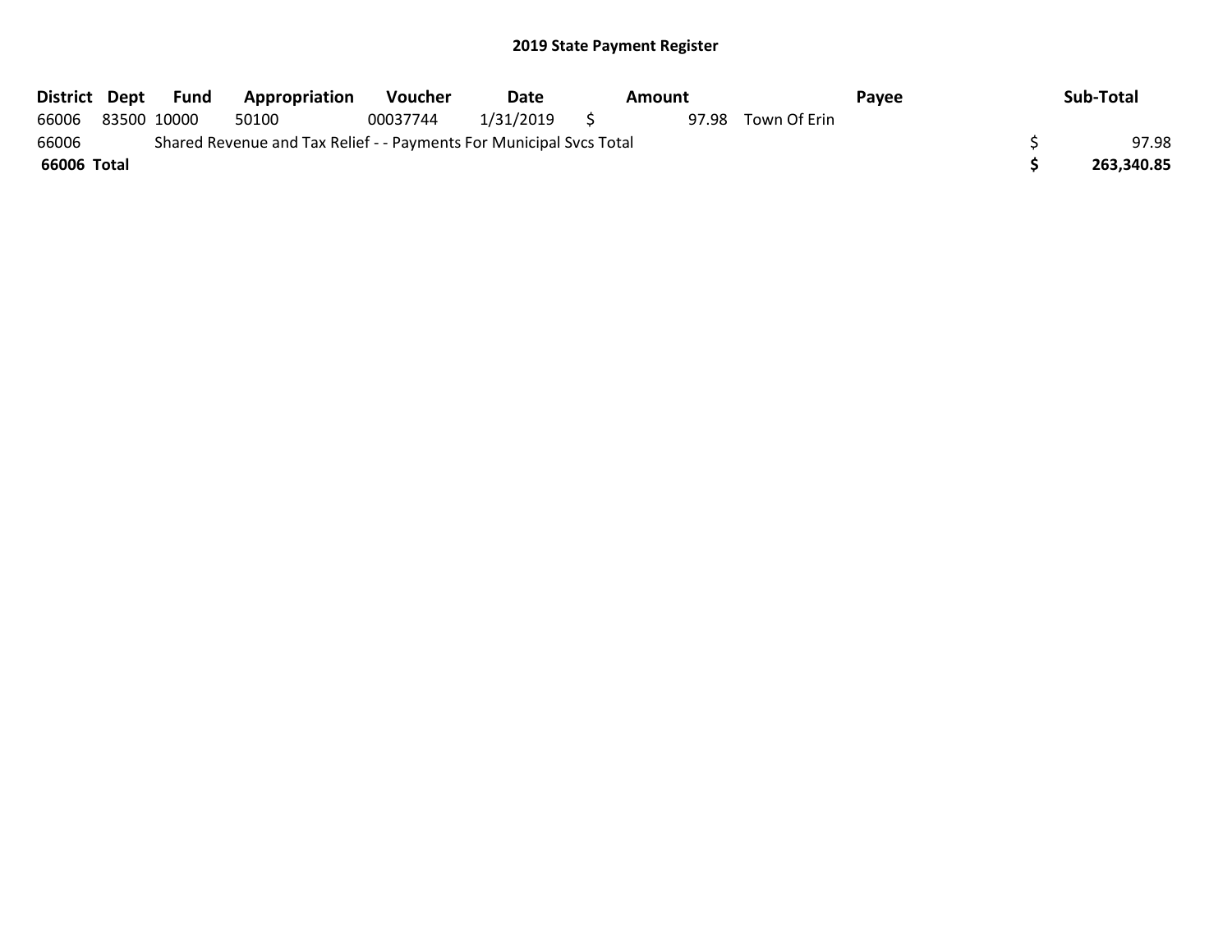# 2019 State Payment Register

| District | Dept | Fund | Appropriation | Voucher | Date | Amount | Payee | Sub-Total |
|---|---|---|---|---|---|---|---|---|
| 66006 | 83500 | 10000 | 50100 | 00037744 | 1/31/2019 | $ 97.98 | Town Of Erin | |
| 66006 | Shared Revenue and Tax Relief - - Payments For Municipal Svcs Total | | | | | | | $ 97.98 |
| **66006 Total** | | | | | | | | **$ 263,340.85** |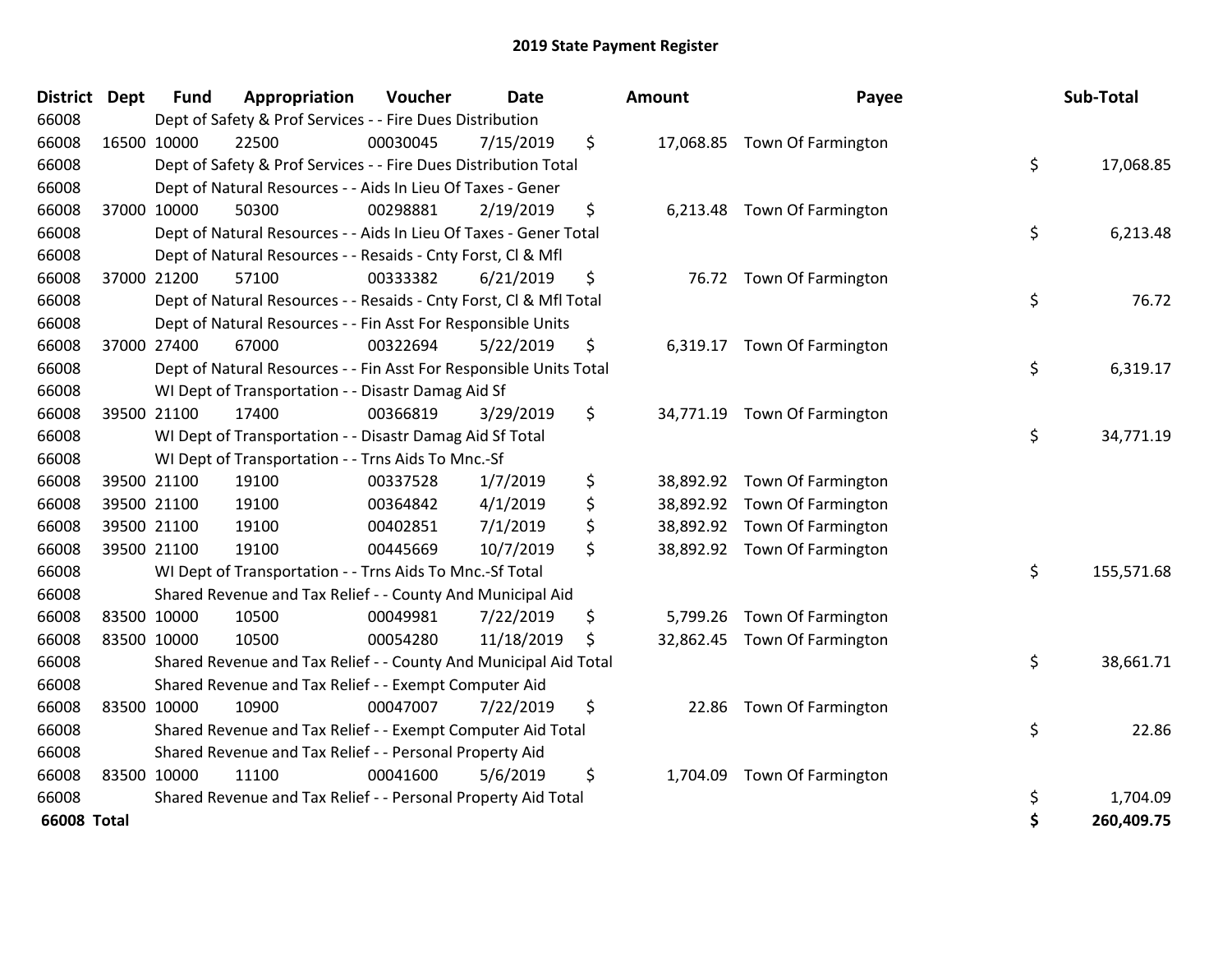## 2019 State Payment Register

| District | Dept | Fund | Appropriation | Voucher | Date | Amount | Payee | Sub-Total |
|---|---|---|---|---|---|---|---|---|
| 66008 | | Dept of Safety & Prof Services - - Fire Dues Distribution | | | | | | |
| 66008 | 16500 | 10000 | 22500 | 00030045 | 7/15/2019 | $ 17,068.85 | Town Of Farmington | |
| 66008 | | Dept of Safety & Prof Services - - Fire Dues Distribution Total | | | | | | $ 17,068.85 |
| 66008 | | Dept of Natural Resources - - Aids In Lieu Of Taxes - Gener | | | | | | |
| 66008 | 37000 | 10000 | 50300 | 00298881 | 2/19/2019 | $ 6,213.48 | Town Of Farmington | |
| 66008 | | Dept of Natural Resources - - Aids In Lieu Of Taxes - Gener Total | | | | | | $ 6,213.48 |
| 66008 | | Dept of Natural Resources - - Resaids - Cnty Forst, Cl & Mfl | | | | | | |
| 66008 | 37000 | 21200 | 57100 | 00333382 | 6/21/2019 | $ 76.72 | Town Of Farmington | |
| 66008 | | Dept of Natural Resources - - Resaids - Cnty Forst, Cl & Mfl Total | | | | | | $ 76.72 |
| 66008 | | Dept of Natural Resources - - Fin Asst For Responsible Units | | | | | | |
| 66008 | 37000 | 27400 | 67000 | 00322694 | 5/22/2019 | $ 6,319.17 | Town Of Farmington | |
| 66008 | | Dept of Natural Resources - - Fin Asst For Responsible Units Total | | | | | | $ 6,319.17 |
| 66008 | | WI Dept of Transportation - - Disastr Damag Aid Sf | | | | | | |
| 66008 | 39500 | 21100 | 17400 | 00366819 | 3/29/2019 | $ 34,771.19 | Town Of Farmington | |
| 66008 | | WI Dept of Transportation - - Disastr Damag Aid Sf Total | | | | | | $ 34,771.19 |
| 66008 | | WI Dept of Transportation - - Trns Aids To Mnc.-Sf | | | | | | |
| 66008 | 39500 | 21100 | 19100 | 00337528 | 1/7/2019 | $ 38,892.92 | Town Of Farmington | |
| 66008 | 39500 | 21100 | 19100 | 00364842 | 4/1/2019 | $ 38,892.92 | Town Of Farmington | |
| 66008 | 39500 | 21100 | 19100 | 00402851 | 7/1/2019 | $ 38,892.92 | Town Of Farmington | |
| 66008 | 39500 | 21100 | 19100 | 00445669 | 10/7/2019 | $ 38,892.92 | Town Of Farmington | |
| 66008 | | WI Dept of Transportation - - Trns Aids To Mnc.-Sf Total | | | | | | $ 155,571.68 |
| 66008 | | Shared Revenue and Tax Relief - - County And Municipal Aid | | | | | | |
| 66008 | 83500 | 10000 | 10500 | 00049981 | 7/22/2019 | $ 5,799.26 | Town Of Farmington | |
| 66008 | 83500 | 10000 | 10500 | 00054280 | 11/18/2019 | $ 32,862.45 | Town Of Farmington | |
| 66008 | | Shared Revenue and Tax Relief - - County And Municipal Aid Total | | | | | | $ 38,661.71 |
| 66008 | | Shared Revenue and Tax Relief - - Exempt Computer Aid | | | | | | |
| 66008 | 83500 | 10000 | 10900 | 00047007 | 7/22/2019 | $ 22.86 | Town Of Farmington | |
| 66008 | | Shared Revenue and Tax Relief - - Exempt Computer Aid Total | | | | | | $ 22.86 |
| 66008 | | Shared Revenue and Tax Relief - - Personal Property Aid | | | | | | |
| 66008 | 83500 | 10000 | 11100 | 00041600 | 5/6/2019 | $ 1,704.09 | Town Of Farmington | |
| 66008 | | Shared Revenue and Tax Relief - - Personal Property Aid Total | | | | | | $ 1,704.09 |
| **66008 Total** | | | | | | | | **$ 260,409.75** |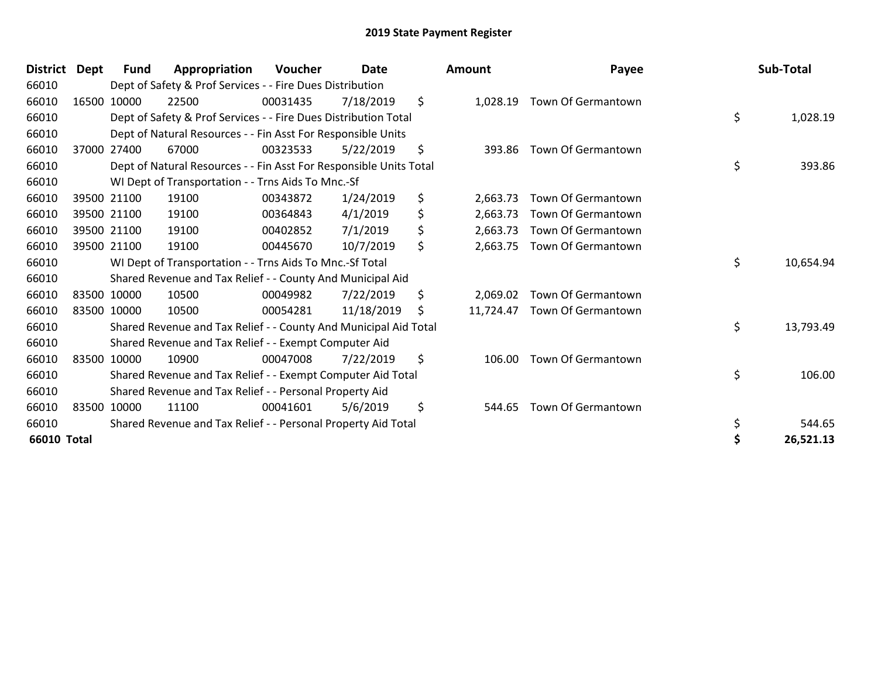# 2019 State Payment Register

| District | Dept | Fund | Appropriation | Voucher | Date | | Amount | Payee | | Sub-Total |
|---|---|---|---|---|---|---|---|---|---|---|
| 66010 | | Dept of Safety & Prof Services - - Fire Dues Distribution | | | | | | | | |
| 66010 | 16500 | 10000 | 22500 | 00031435 | 7/18/2019 | $ | 1,028.19 | Town Of Germantown | | |
| 66010 | | Dept of Safety & Prof Services - - Fire Dues Distribution Total | | | | | | | $ | 1,028.19 |
| 66010 | | Dept of Natural Resources - - Fin Asst For Responsible Units | | | | | | | | |
| 66010 | 37000 | 27400 | 67000 | 00323533 | 5/22/2019 | $ | 393.86 | Town Of Germantown | | |
| 66010 | | Dept of Natural Resources - - Fin Asst For Responsible Units Total | | | | | | | $ | 393.86 |
| 66010 | | WI Dept of Transportation - - Trns Aids To Mnc.-Sf | | | | | | | | |
| 66010 | 39500 | 21100 | 19100 | 00343872 | 1/24/2019 | $ | 2,663.73 | Town Of Germantown | | |
| 66010 | 39500 | 21100 | 19100 | 00364843 | 4/1/2019 | $ | 2,663.73 | Town Of Germantown | | |
| 66010 | 39500 | 21100 | 19100 | 00402852 | 7/1/2019 | $ | 2,663.73 | Town Of Germantown | | |
| 66010 | 39500 | 21100 | 19100 | 00445670 | 10/7/2019 | $ | 2,663.75 | Town Of Germantown | | |
| 66010 | | WI Dept of Transportation - - Trns Aids To Mnc.-Sf Total | | | | | | | $ | 10,654.94 |
| 66010 | | Shared Revenue and Tax Relief - - County And Municipal Aid | | | | | | | | |
| 66010 | 83500 | 10000 | 10500 | 00049982 | 7/22/2019 | $ | 2,069.02 | Town Of Germantown | | |
| 66010 | 83500 | 10000 | 10500 | 00054281 | 11/18/2019 | $ | 11,724.47 | Town Of Germantown | | |
| 66010 | | Shared Revenue and Tax Relief - - County And Municipal Aid Total | | | | | | | $ | 13,793.49 |
| 66010 | | Shared Revenue and Tax Relief - - Exempt Computer Aid | | | | | | | | |
| 66010 | 83500 | 10000 | 10900 | 00047008 | 7/22/2019 | $ | 106.00 | Town Of Germantown | | |
| 66010 | | Shared Revenue and Tax Relief - - Exempt Computer Aid Total | | | | | | | $ | 106.00 |
| 66010 | | Shared Revenue and Tax Relief - - Personal Property Aid | | | | | | | | |
| 66010 | 83500 | 10000 | 11100 | 00041601 | 5/6/2019 | $ | 544.65 | Town Of Germantown | | |
| 66010 | | Shared Revenue and Tax Relief - - Personal Property Aid Total | | | | | | | $ | 544.65 |
| **66010 Total** | | | | | | | | | **$** | **26,521.13** |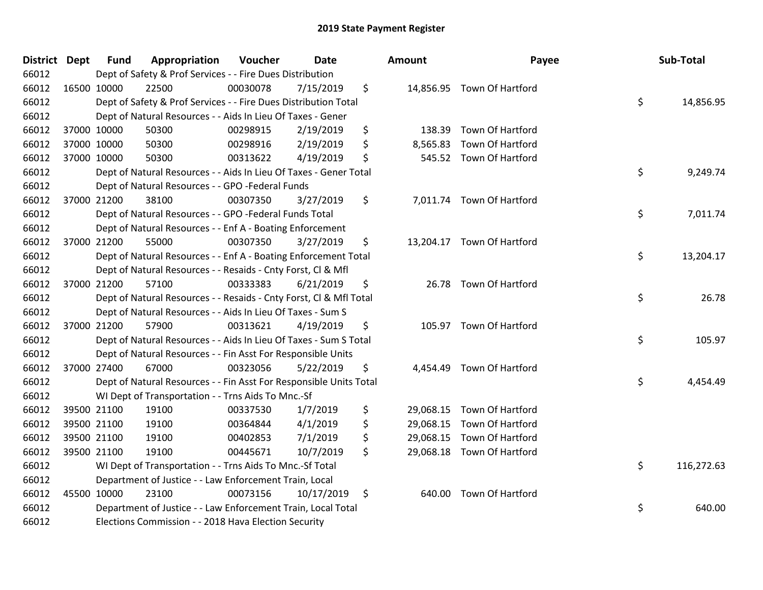# 2019 State Payment Register

| District | Dept | Fund | Appropriation | Voucher | Date | Amount | Payee | Sub-Total |
|---|---|---|---|---|---|---|---|---|
| 66012 | | Dept of Safety & Prof Services - - Fire Dues Distribution | | | | | | |
| 66012 | 16500 | 10000 | 22500 | 00030078 | 7/15/2019 | $ 14,856.95 | Town Of Hartford | |
| 66012 | | Dept of Safety & Prof Services - - Fire Dues Distribution Total | | | | | | $ 14,856.95 |
| 66012 | | Dept of Natural Resources - - Aids In Lieu Of Taxes - Gener | | | | | | |
| 66012 | 37000 | 10000 | 50300 | 00298915 | 2/19/2019 | $ 138.39 | Town Of Hartford | |
| 66012 | 37000 | 10000 | 50300 | 00298916 | 2/19/2019 | $ 8,565.83 | Town Of Hartford | |
| 66012 | 37000 | 10000 | 50300 | 00313622 | 4/19/2019 | $ 545.52 | Town Of Hartford | |
| 66012 | | Dept of Natural Resources - - Aids In Lieu Of Taxes - Gener Total | | | | | | $ 9,249.74 |
| 66012 | | Dept of Natural Resources - - GPO -Federal Funds | | | | | | |
| 66012 | 37000 | 21200 | 38100 | 00307350 | 3/27/2019 | $ 7,011.74 | Town Of Hartford | |
| 66012 | | Dept of Natural Resources - - GPO -Federal Funds Total | | | | | | $ 7,011.74 |
| 66012 | | Dept of Natural Resources - - Enf A - Boating Enforcement | | | | | | |
| 66012 | 37000 | 21200 | 55000 | 00307350 | 3/27/2019 | $ 13,204.17 | Town Of Hartford | |
| 66012 | | Dept of Natural Resources - - Enf A - Boating Enforcement Total | | | | | | $ 13,204.17 |
| 66012 | | Dept of Natural Resources - - Resaids - Cnty Forst, Cl & Mfl | | | | | | |
| 66012 | 37000 | 21200 | 57100 | 00333383 | 6/21/2019 | $ 26.78 | Town Of Hartford | |
| 66012 | | Dept of Natural Resources - - Resaids - Cnty Forst, Cl & Mfl Total | | | | | | $ 26.78 |
| 66012 | | Dept of Natural Resources - - Aids In Lieu Of Taxes - Sum S | | | | | | |
| 66012 | 37000 | 21200 | 57900 | 00313621 | 4/19/2019 | $ 105.97 | Town Of Hartford | |
| 66012 | | Dept of Natural Resources - - Aids In Lieu Of Taxes - Sum S Total | | | | | | $ 105.97 |
| 66012 | | Dept of Natural Resources - - Fin Asst For Responsible Units | | | | | | |
| 66012 | 37000 | 27400 | 67000 | 00323056 | 5/22/2019 | $ 4,454.49 | Town Of Hartford | |
| 66012 | | Dept of Natural Resources - - Fin Asst For Responsible Units Total | | | | | | $ 4,454.49 |
| 66012 | | WI Dept of Transportation - - Trns Aids To Mnc.-Sf | | | | | | |
| 66012 | 39500 | 21100 | 19100 | 00337530 | 1/7/2019 | $ 29,068.15 | Town Of Hartford | |
| 66012 | 39500 | 21100 | 19100 | 00364844 | 4/1/2019 | $ 29,068.15 | Town Of Hartford | |
| 66012 | 39500 | 21100 | 19100 | 00402853 | 7/1/2019 | $ 29,068.15 | Town Of Hartford | |
| 66012 | 39500 | 21100 | 19100 | 00445671 | 10/7/2019 | $ 29,068.18 | Town Of Hartford | |
| 66012 | | WI Dept of Transportation - - Trns Aids To Mnc.-Sf Total | | | | | | $ 116,272.63 |
| 66012 | | Department of Justice - - Law Enforcement Train, Local | | | | | | |
| 66012 | 45500 | 10000 | 23100 | 00073156 | 10/17/2019 | $ 640.00 | Town Of Hartford | |
| 66012 | | Department of Justice - - Law Enforcement Train, Local Total | | | | | | $ 640.00 |
| 66012 | | Elections Commission - - 2018 Hava Election Security | | | | | | |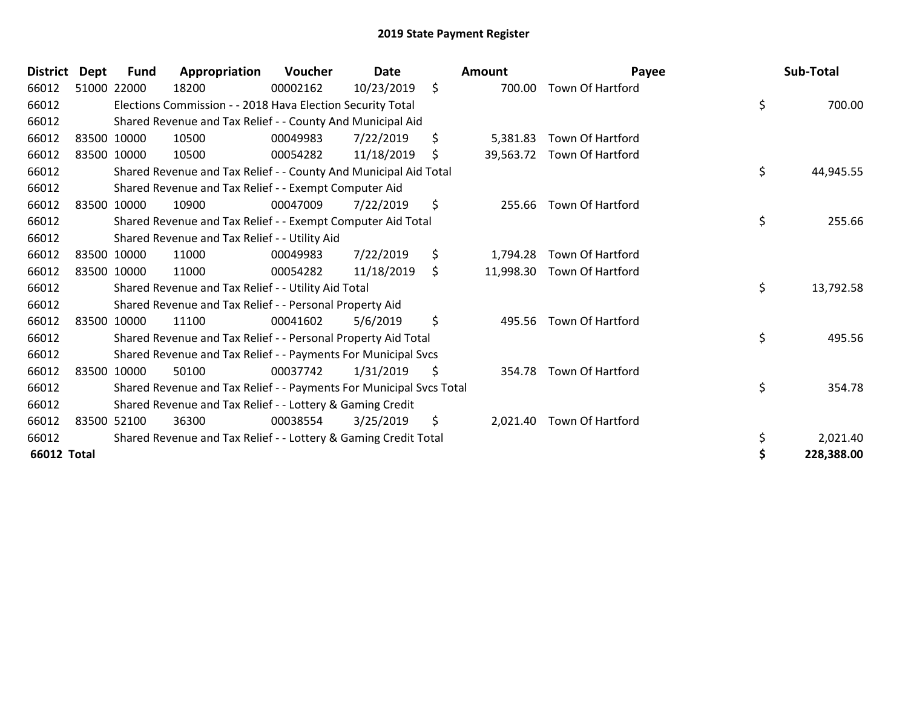# 2019 State Payment Register

| District | Dept | Fund | Appropriation | Voucher | Date | Amount | Payee | Sub-Total |
|---|---|---|---|---|---|---|---|---|
| 66012 | 51000 | 22000 | 18200 | 00002162 | 10/23/2019 | $ 700.00 | Town Of Hartford | |
| 66012 | | Elections Commission - - 2018 Hava Election Security Total | | | | | | $ 700.00 |
| 66012 | | Shared Revenue and Tax Relief - - County And Municipal Aid | | | | | | |
| 66012 | 83500 | 10000 | 10500 | 00049983 | 7/22/2019 | $ 5,381.83 | Town Of Hartford | |
| 66012 | 83500 | 10000 | 10500 | 00054282 | 11/18/2019 | $ 39,563.72 | Town Of Hartford | |
| 66012 | | Shared Revenue and Tax Relief - - County And Municipal Aid Total | | | | | | $ 44,945.55 |
| 66012 | | Shared Revenue and Tax Relief - - Exempt Computer Aid | | | | | | |
| 66012 | 83500 | 10000 | 10900 | 00047009 | 7/22/2019 | $ 255.66 | Town Of Hartford | |
| 66012 | | Shared Revenue and Tax Relief - - Exempt Computer Aid Total | | | | | | $ 255.66 |
| 66012 | | Shared Revenue and Tax Relief - - Utility Aid | | | | | | |
| 66012 | 83500 | 10000 | 11000 | 00049983 | 7/22/2019 | $ 1,794.28 | Town Of Hartford | |
| 66012 | 83500 | 10000 | 11000 | 00054282 | 11/18/2019 | $ 11,998.30 | Town Of Hartford | |
| 66012 | | Shared Revenue and Tax Relief - - Utility Aid Total | | | | | | $ 13,792.58 |
| 66012 | | Shared Revenue and Tax Relief - - Personal Property Aid | | | | | | |
| 66012 | 83500 | 10000 | 11100 | 00041602 | 5/6/2019 | $ 495.56 | Town Of Hartford | |
| 66012 | | Shared Revenue and Tax Relief - - Personal Property Aid Total | | | | | | $ 495.56 |
| 66012 | | Shared Revenue and Tax Relief - - Payments For Municipal Svcs | | | | | | |
| 66012 | 83500 | 10000 | 50100 | 00037742 | 1/31/2019 | $ 354.78 | Town Of Hartford | |
| 66012 | | Shared Revenue and Tax Relief - - Payments For Municipal Svcs Total | | | | | | $ 354.78 |
| 66012 | | Shared Revenue and Tax Relief - - Lottery & Gaming Credit | | | | | | |
| 66012 | 83500 | 52100 | 36300 | 00038554 | 3/25/2019 | $ 2,021.40 | Town Of Hartford | |
| 66012 | | Shared Revenue and Tax Relief - - Lottery & Gaming Credit Total | | | | | | $ 2,021.40 |
| **66012 Total** | | | | | | | | **$ 228,388.00** |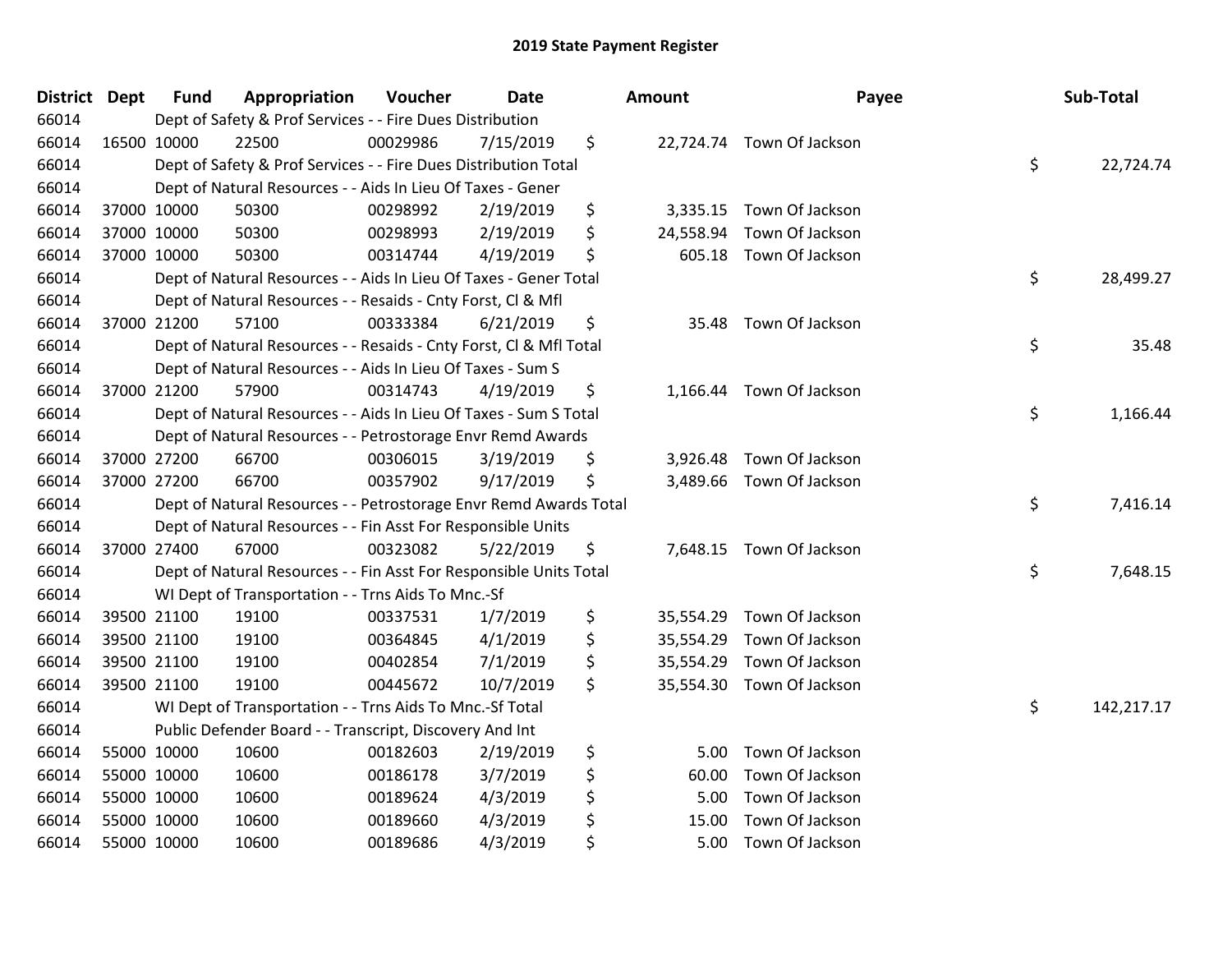# 2019 State Payment Register

| District | Dept | Fund | Appropriation | Voucher | Date | Amount | Payee | Sub-Total |
|---|---|---|---|---|---|---|---|---|
| 66014 | | Dept of Safety & Prof Services - - Fire Dues Distribution | | | | | | |
| 66014 | 16500 | 10000 | 22500 | 00029986 | 7/15/2019 | $ 22,724.74 | Town Of Jackson | |
| 66014 | | Dept of Safety & Prof Services - - Fire Dues Distribution Total | | | | | | $ 22,724.74 |
| 66014 | | Dept of Natural Resources - - Aids In Lieu Of Taxes - Gener | | | | | | |
| 66014 | 37000 | 10000 | 50300 | 00298992 | 2/19/2019 | $ 3,335.15 | Town Of Jackson | |
| 66014 | 37000 | 10000 | 50300 | 00298993 | 2/19/2019 | $ 24,558.94 | Town Of Jackson | |
| 66014 | 37000 | 10000 | 50300 | 00314744 | 4/19/2019 | $ 605.18 | Town Of Jackson | |
| 66014 | | Dept of Natural Resources - - Aids In Lieu Of Taxes - Gener Total | | | | | | $ 28,499.27 |
| 66014 | | Dept of Natural Resources - - Resaids - Cnty Forst, Cl & Mfl | | | | | | |
| 66014 | 37000 | 21200 | 57100 | 00333384 | 6/21/2019 | $ 35.48 | Town Of Jackson | |
| 66014 | | Dept of Natural Resources - - Resaids - Cnty Forst, Cl & Mfl Total | | | | | | $ 35.48 |
| 66014 | | Dept of Natural Resources - - Aids In Lieu Of Taxes - Sum S | | | | | | |
| 66014 | 37000 | 21200 | 57900 | 00314743 | 4/19/2019 | $ 1,166.44 | Town Of Jackson | |
| 66014 | | Dept of Natural Resources - - Aids In Lieu Of Taxes - Sum S Total | | | | | | $ 1,166.44 |
| 66014 | | Dept of Natural Resources - - Petrostorage Envr Remd Awards | | | | | | |
| 66014 | 37000 | 27200 | 66700 | 00306015 | 3/19/2019 | $ 3,926.48 | Town Of Jackson | |
| 66014 | 37000 | 27200 | 66700 | 00357902 | 9/17/2019 | $ 3,489.66 | Town Of Jackson | |
| 66014 | | Dept of Natural Resources - - Petrostorage Envr Remd Awards Total | | | | | | $ 7,416.14 |
| 66014 | | Dept of Natural Resources - - Fin Asst For Responsible Units | | | | | | |
| 66014 | 37000 | 27400 | 67000 | 00323082 | 5/22/2019 | $ 7,648.15 | Town Of Jackson | |
| 66014 | | Dept of Natural Resources - - Fin Asst For Responsible Units Total | | | | | | $ 7,648.15 |
| 66014 | | WI Dept of Transportation - - Trns Aids To Mnc.-Sf | | | | | | |
| 66014 | 39500 | 21100 | 19100 | 00337531 | 1/7/2019 | $ 35,554.29 | Town Of Jackson | |
| 66014 | 39500 | 21100 | 19100 | 00364845 | 4/1/2019 | $ 35,554.29 | Town Of Jackson | |
| 66014 | 39500 | 21100 | 19100 | 00402854 | 7/1/2019 | $ 35,554.29 | Town Of Jackson | |
| 66014 | 39500 | 21100 | 19100 | 00445672 | 10/7/2019 | $ 35,554.30 | Town Of Jackson | |
| 66014 | | WI Dept of Transportation - - Trns Aids To Mnc.-Sf Total | | | | | | $ 142,217.17 |
| 66014 | | Public Defender Board - - Transcript, Discovery And Int | | | | | | |
| 66014 | 55000 | 10000 | 10600 | 00182603 | 2/19/2019 | $ 5.00 | Town Of Jackson | |
| 66014 | 55000 | 10000 | 10600 | 00186178 | 3/7/2019 | $ 60.00 | Town Of Jackson | |
| 66014 | 55000 | 10000 | 10600 | 00189624 | 4/3/2019 | $ 5.00 | Town Of Jackson | |
| 66014 | 55000 | 10000 | 10600 | 00189660 | 4/3/2019 | $ 15.00 | Town Of Jackson | |
| 66014 | 55000 | 10000 | 10600 | 00189686 | 4/3/2019 | $ 5.00 | Town Of Jackson | |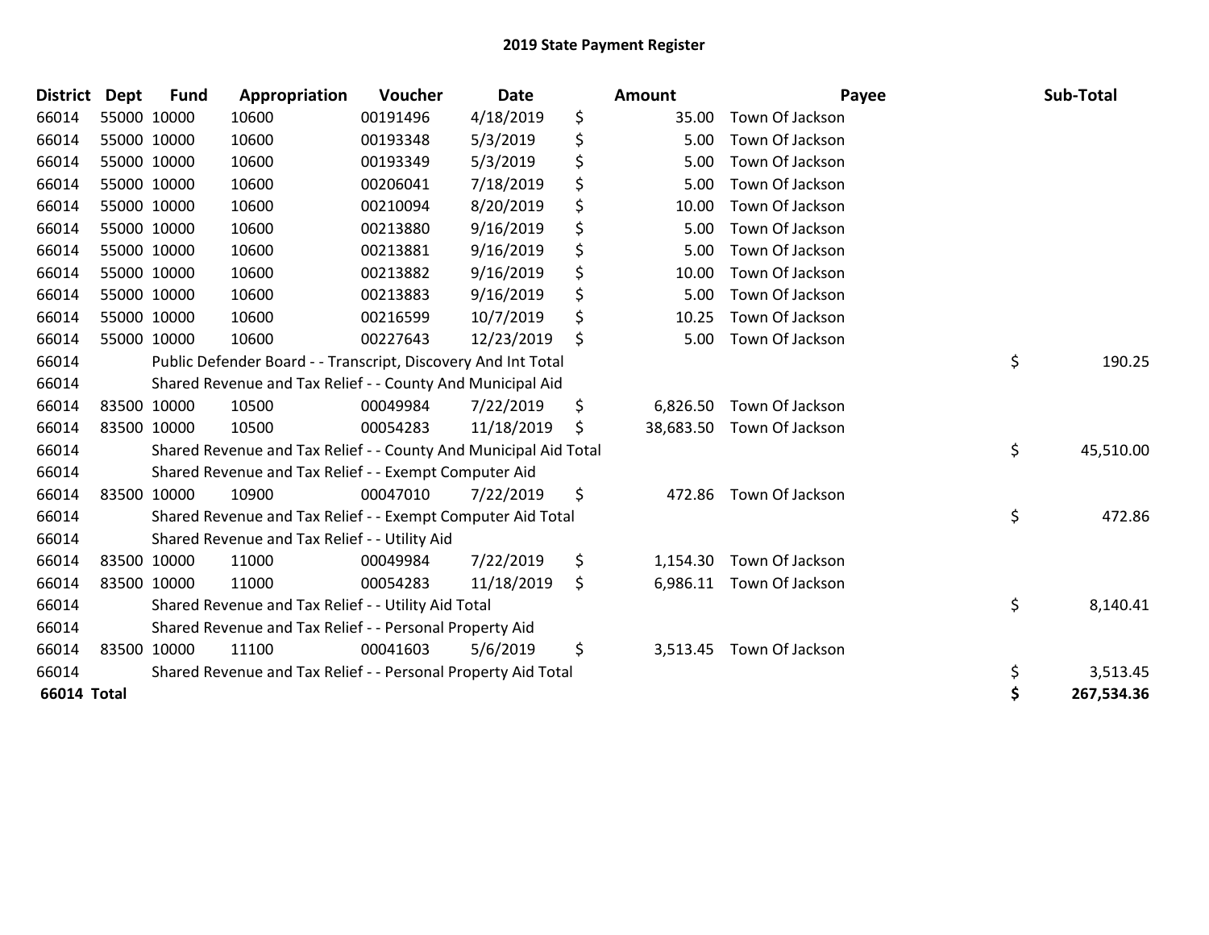# 2019 State Payment Register

| District | Dept | Fund | Appropriation | Voucher | Date | Amount | Payee | Sub-Total |
|---|---|---|---|---|---|---|---|---|
| 66014 | 55000 | 10000 | 10600 | 00191496 | 4/18/2019 | $ 35.00 | Town Of Jackson | |
| 66014 | 55000 | 10000 | 10600 | 00193348 | 5/3/2019 | $ 5.00 | Town Of Jackson | |
| 66014 | 55000 | 10000 | 10600 | 00193349 | 5/3/2019 | $ 5.00 | Town Of Jackson | |
| 66014 | 55000 | 10000 | 10600 | 00206041 | 7/18/2019 | $ 5.00 | Town Of Jackson | |
| 66014 | 55000 | 10000 | 10600 | 00210094 | 8/20/2019 | $ 10.00 | Town Of Jackson | |
| 66014 | 55000 | 10000 | 10600 | 00213880 | 9/16/2019 | $ 5.00 | Town Of Jackson | |
| 66014 | 55000 | 10000 | 10600 | 00213881 | 9/16/2019 | $ 5.00 | Town Of Jackson | |
| 66014 | 55000 | 10000 | 10600 | 00213882 | 9/16/2019 | $ 10.00 | Town Of Jackson | |
| 66014 | 55000 | 10000 | 10600 | 00213883 | 9/16/2019 | $ 5.00 | Town Of Jackson | |
| 66014 | 55000 | 10000 | 10600 | 00216599 | 10/7/2019 | $ 10.25 | Town Of Jackson | |
| 66014 | 55000 | 10000 | 10600 | 00227643 | 12/23/2019 | $ 5.00 | Town Of Jackson | |
| 66014 | | Public Defender Board - - Transcript, Discovery And Int Total | | | | | | $ 190.25 |
| 66014 | | Shared Revenue and Tax Relief - - County And Municipal Aid | | | | | | |
| 66014 | 83500 | 10000 | 10500 | 00049984 | 7/22/2019 | $ 6,826.50 | Town Of Jackson | |
| 66014 | 83500 | 10000 | 10500 | 00054283 | 11/18/2019 | $ 38,683.50 | Town Of Jackson | |
| 66014 | | Shared Revenue and Tax Relief - - County And Municipal Aid Total | | | | | | $ 45,510.00 |
| 66014 | | Shared Revenue and Tax Relief - - Exempt Computer Aid | | | | | | |
| 66014 | 83500 | 10000 | 10900 | 00047010 | 7/22/2019 | $ 472.86 | Town Of Jackson | |
| 66014 | | Shared Revenue and Tax Relief - - Exempt Computer Aid Total | | | | | | $ 472.86 |
| 66014 | | Shared Revenue and Tax Relief - - Utility Aid | | | | | | |
| 66014 | 83500 | 10000 | 11000 | 00049984 | 7/22/2019 | $ 1,154.30 | Town Of Jackson | |
| 66014 | 83500 | 10000 | 11000 | 00054283 | 11/18/2019 | $ 6,986.11 | Town Of Jackson | |
| 66014 | | Shared Revenue and Tax Relief - - Utility Aid Total | | | | | | $ 8,140.41 |
| 66014 | | Shared Revenue and Tax Relief - - Personal Property Aid | | | | | | |
| 66014 | 83500 | 10000 | 11100 | 00041603 | 5/6/2019 | $ 3,513.45 | Town Of Jackson | |
| 66014 | | Shared Revenue and Tax Relief - - Personal Property Aid Total | | | | | | $ 3,513.45 |
| **66014 Total** | | | | | | | | **$ 267,534.36** |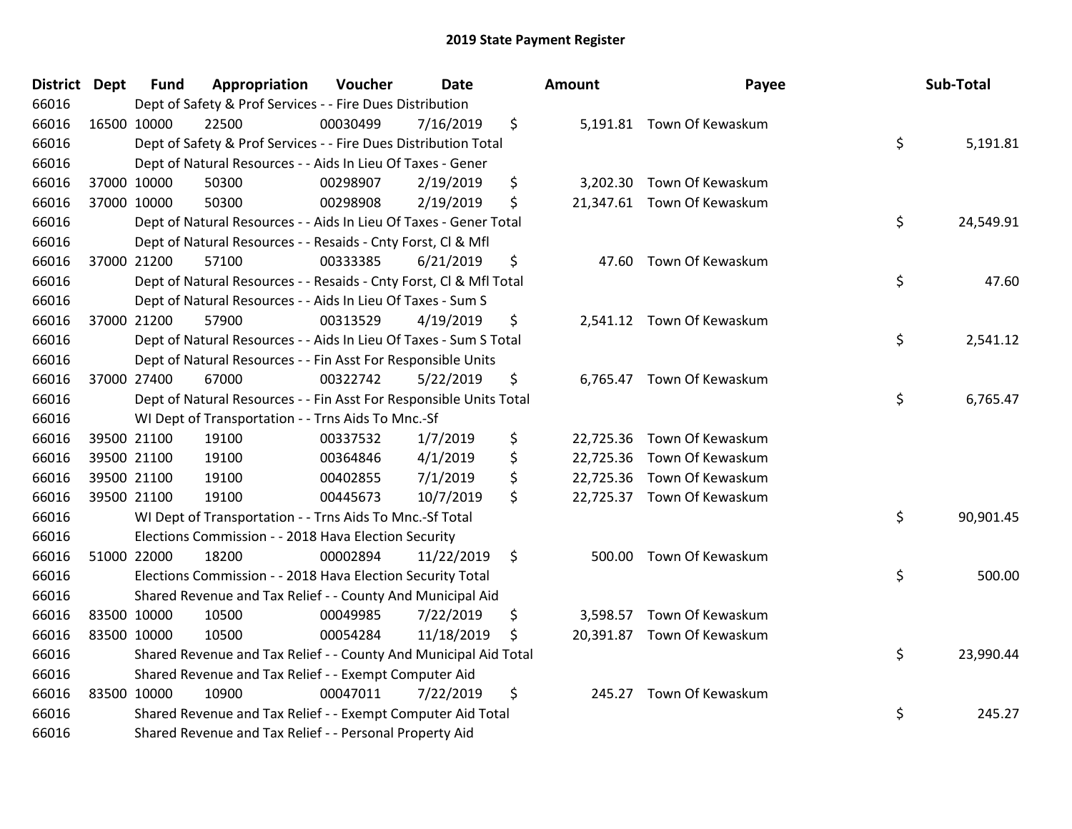# 2019 State Payment Register

| District | Dept | Fund | Appropriation | Voucher | Date | Amount | Payee | Sub-Total |
|---|---|---|---|---|---|---|---|---|
| 66016 | | Dept of Safety & Prof Services - - Fire Dues Distribution | | | | | | |
| 66016 | 16500 | 10000 | 22500 | 00030499 | 7/16/2019 | $ 5,191.81 | Town Of Kewaskum | |
| 66016 | | Dept of Safety & Prof Services - - Fire Dues Distribution Total | | | | | | $ 5,191.81 |
| 66016 | | Dept of Natural Resources - - Aids In Lieu Of Taxes - Gener | | | | | | |
| 66016 | 37000 | 10000 | 50300 | 00298907 | 2/19/2019 | $ 3,202.30 | Town Of Kewaskum | |
| 66016 | 37000 | 10000 | 50300 | 00298908 | 2/19/2019 | $ 21,347.61 | Town Of Kewaskum | |
| 66016 | | Dept of Natural Resources - - Aids In Lieu Of Taxes - Gener Total | | | | | | $ 24,549.91 |
| 66016 | | Dept of Natural Resources - - Resaids - Cnty Forst, Cl & Mfl | | | | | | |
| 66016 | 37000 | 21200 | 57100 | 00333385 | 6/21/2019 | $ 47.60 | Town Of Kewaskum | |
| 66016 | | Dept of Natural Resources - - Resaids - Cnty Forst, Cl & Mfl Total | | | | | | $ 47.60 |
| 66016 | | Dept of Natural Resources - - Aids In Lieu Of Taxes - Sum S | | | | | | |
| 66016 | 37000 | 21200 | 57900 | 00313529 | 4/19/2019 | $ 2,541.12 | Town Of Kewaskum | |
| 66016 | | Dept of Natural Resources - - Aids In Lieu Of Taxes - Sum S Total | | | | | | $ 2,541.12 |
| 66016 | | Dept of Natural Resources - - Fin Asst For Responsible Units | | | | | | |
| 66016 | 37000 | 27400 | 67000 | 00322742 | 5/22/2019 | $ 6,765.47 | Town Of Kewaskum | |
| 66016 | | Dept of Natural Resources - - Fin Asst For Responsible Units Total | | | | | | $ 6,765.47 |
| 66016 | | WI Dept of Transportation - - Trns Aids To Mnc.-Sf | | | | | | |
| 66016 | 39500 | 21100 | 19100 | 00337532 | 1/7/2019 | $ 22,725.36 | Town Of Kewaskum | |
| 66016 | 39500 | 21100 | 19100 | 00364846 | 4/1/2019 | $ 22,725.36 | Town Of Kewaskum | |
| 66016 | 39500 | 21100 | 19100 | 00402855 | 7/1/2019 | $ 22,725.36 | Town Of Kewaskum | |
| 66016 | 39500 | 21100 | 19100 | 00445673 | 10/7/2019 | $ 22,725.37 | Town Of Kewaskum | |
| 66016 | | WI Dept of Transportation - - Trns Aids To Mnc.-Sf Total | | | | | | $ 90,901.45 |
| 66016 | | Elections Commission - - 2018 Hava Election Security | | | | | | |
| 66016 | 51000 | 22000 | 18200 | 00002894 | 11/22/2019 | $ 500.00 | Town Of Kewaskum | |
| 66016 | | Elections Commission - - 2018 Hava Election Security Total | | | | | | $ 500.00 |
| 66016 | | Shared Revenue and Tax Relief - - County And Municipal Aid | | | | | | |
| 66016 | 83500 | 10000 | 10500 | 00049985 | 7/22/2019 | $ 3,598.57 | Town Of Kewaskum | |
| 66016 | 83500 | 10000 | 10500 | 00054284 | 11/18/2019 | $ 20,391.87 | Town Of Kewaskum | |
| 66016 | | Shared Revenue and Tax Relief - - County And Municipal Aid Total | | | | | | $ 23,990.44 |
| 66016 | | Shared Revenue and Tax Relief - - Exempt Computer Aid | | | | | | |
| 66016 | 83500 | 10000 | 10900 | 00047011 | 7/22/2019 | $ 245.27 | Town Of Kewaskum | |
| 66016 | | Shared Revenue and Tax Relief - - Exempt Computer Aid Total | | | | | | $ 245.27 |
| 66016 | | Shared Revenue and Tax Relief - - Personal Property Aid | | | | | | |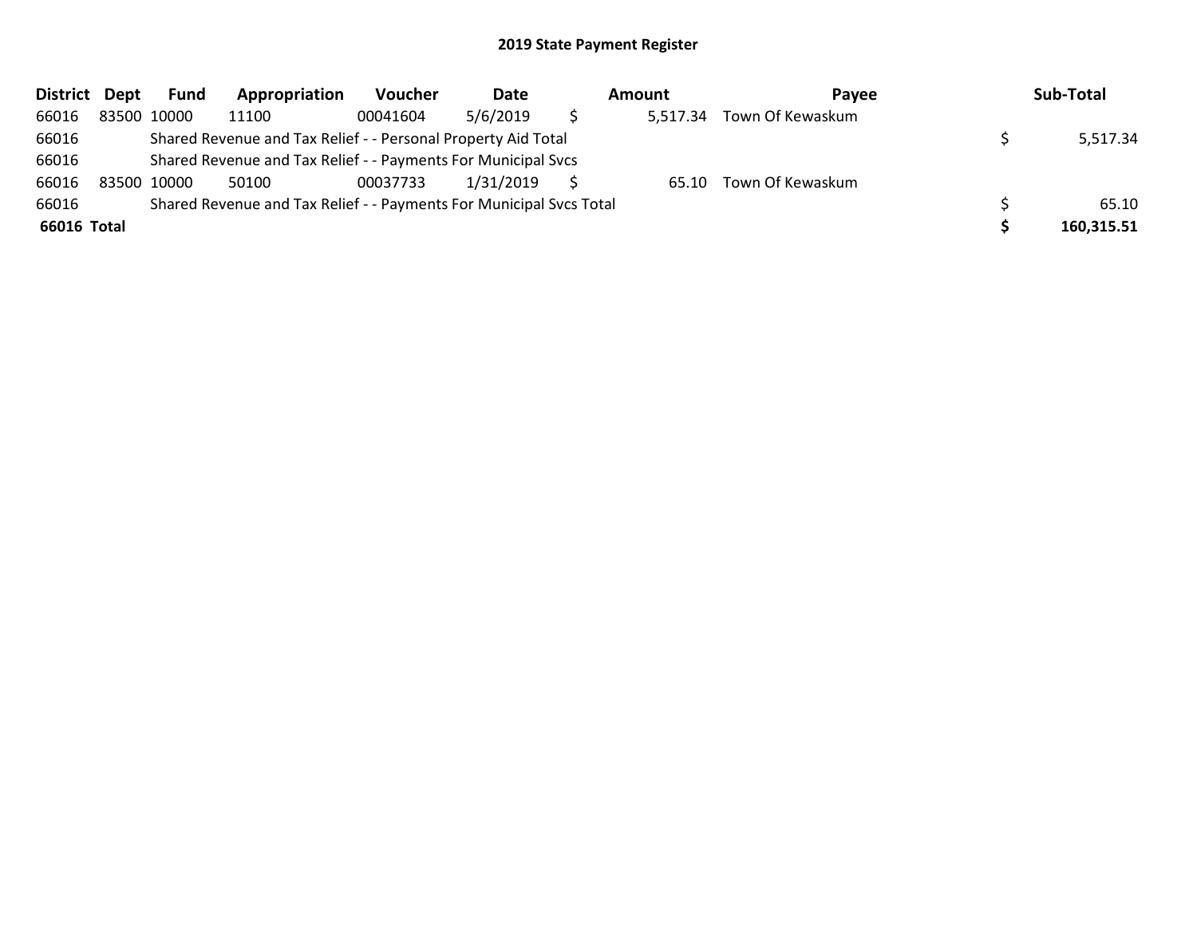# 2019 State Payment Register

| District | Dept | Fund | Appropriation | Voucher | Date | Amount | Payee | Sub-Total |
|---|---|---|---|---|---|---|---|---|
| 66016 | 83500 | 10000 | 11100 | 00041604 | 5/6/2019 | $ 5,517.34 | Town Of Kewaskum | |
| 66016 | | Shared Revenue and Tax Relief - - Personal Property Aid Total | | | | | | $ 5,517.34 |
| 66016 | | Shared Revenue and Tax Relief - - Payments For Municipal Svcs | | | | | | |
| 66016 | 83500 | 10000 | 50100 | 00037733 | 1/31/2019 | $ 65.10 | Town Of Kewaskum | |
| 66016 | | Shared Revenue and Tax Relief - - Payments For Municipal Svcs Total | | | | | | $ 65.10 |
| **66016** | **Total** | | | | | | | **$ 160,315.51** |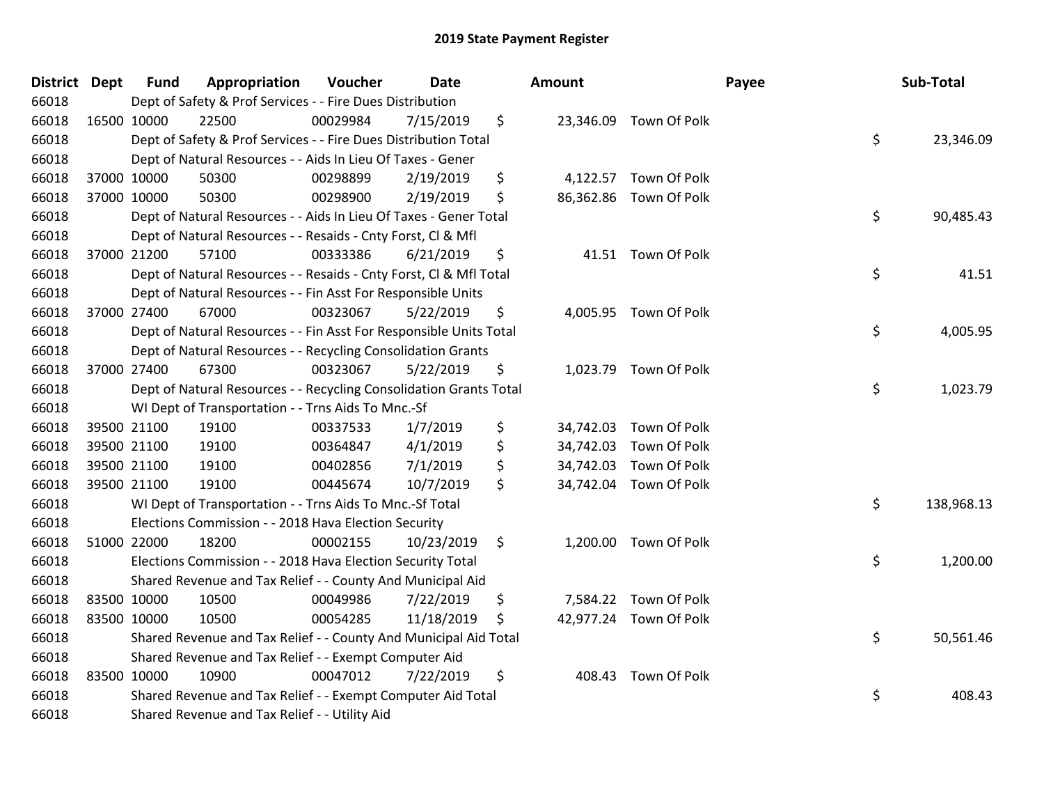# 2019 State Payment Register

| District | Dept | Fund | Appropriation | Voucher | Date | Amount | Payee | Sub-Total |
|---|---|---|---|---|---|---|---|---|
| 66018 | | Dept of Safety & Prof Services - - Fire Dues Distribution | | | | | | |
| 66018 | 16500 | 10000 | 22500 | 00029984 | 7/15/2019 | $ 23,346.09 | Town Of Polk | |
| 66018 | | Dept of Safety & Prof Services - - Fire Dues Distribution Total | | | | | | $ 23,346.09 |
| 66018 | | Dept of Natural Resources - - Aids In Lieu Of Taxes - Gener | | | | | | |
| 66018 | 37000 | 10000 | 50300 | 00298899 | 2/19/2019 | $ 4,122.57 | Town Of Polk | |
| 66018 | 37000 | 10000 | 50300 | 00298900 | 2/19/2019 | $ 86,362.86 | Town Of Polk | |
| 66018 | | Dept of Natural Resources - - Aids In Lieu Of Taxes - Gener Total | | | | | | $ 90,485.43 |
| 66018 | | Dept of Natural Resources - - Resaids - Cnty Forst, Cl & Mfl | | | | | | |
| 66018 | 37000 | 21200 | 57100 | 00333386 | 6/21/2019 | $ 41.51 | Town Of Polk | |
| 66018 | | Dept of Natural Resources - - Resaids - Cnty Forst, Cl & Mfl Total | | | | | | $ 41.51 |
| 66018 | | Dept of Natural Resources - - Fin Asst For Responsible Units | | | | | | |
| 66018 | 37000 | 27400 | 67000 | 00323067 | 5/22/2019 | $ 4,005.95 | Town Of Polk | |
| 66018 | | Dept of Natural Resources - - Fin Asst For Responsible Units Total | | | | | | $ 4,005.95 |
| 66018 | | Dept of Natural Resources - - Recycling Consolidation Grants | | | | | | |
| 66018 | 37000 | 27400 | 67300 | 00323067 | 5/22/2019 | $ 1,023.79 | Town Of Polk | |
| 66018 | | Dept of Natural Resources - - Recycling Consolidation Grants Total | | | | | | $ 1,023.79 |
| 66018 | | WI Dept of Transportation - - Trns Aids To Mnc.-Sf | | | | | | |
| 66018 | 39500 | 21100 | 19100 | 00337533 | 1/7/2019 | $ 34,742.03 | Town Of Polk | |
| 66018 | 39500 | 21100 | 19100 | 00364847 | 4/1/2019 | $ 34,742.03 | Town Of Polk | |
| 66018 | 39500 | 21100 | 19100 | 00402856 | 7/1/2019 | $ 34,742.03 | Town Of Polk | |
| 66018 | 39500 | 21100 | 19100 | 00445674 | 10/7/2019 | $ 34,742.04 | Town Of Polk | |
| 66018 | | WI Dept of Transportation - - Trns Aids To Mnc.-Sf Total | | | | | | $ 138,968.13 |
| 66018 | | Elections Commission - - 2018 Hava Election Security | | | | | | |
| 66018 | 51000 | 22000 | 18200 | 00002155 | 10/23/2019 | $ 1,200.00 | Town Of Polk | |
| 66018 | | Elections Commission - - 2018 Hava Election Security Total | | | | | | $ 1,200.00 |
| 66018 | | Shared Revenue and Tax Relief - - County And Municipal Aid | | | | | | |
| 66018 | 83500 | 10000 | 10500 | 00049986 | 7/22/2019 | $ 7,584.22 | Town Of Polk | |
| 66018 | 83500 | 10000 | 10500 | 00054285 | 11/18/2019 | $ 42,977.24 | Town Of Polk | |
| 66018 | | Shared Revenue and Tax Relief - - County And Municipal Aid Total | | | | | | $ 50,561.46 |
| 66018 | | Shared Revenue and Tax Relief - - Exempt Computer Aid | | | | | | |
| 66018 | 83500 | 10000 | 10900 | 00047012 | 7/22/2019 | $ 408.43 | Town Of Polk | |
| 66018 | | Shared Revenue and Tax Relief - - Exempt Computer Aid Total | | | | | | $ 408.43 |
| 66018 | | Shared Revenue and Tax Relief - - Utility Aid | | | | | | |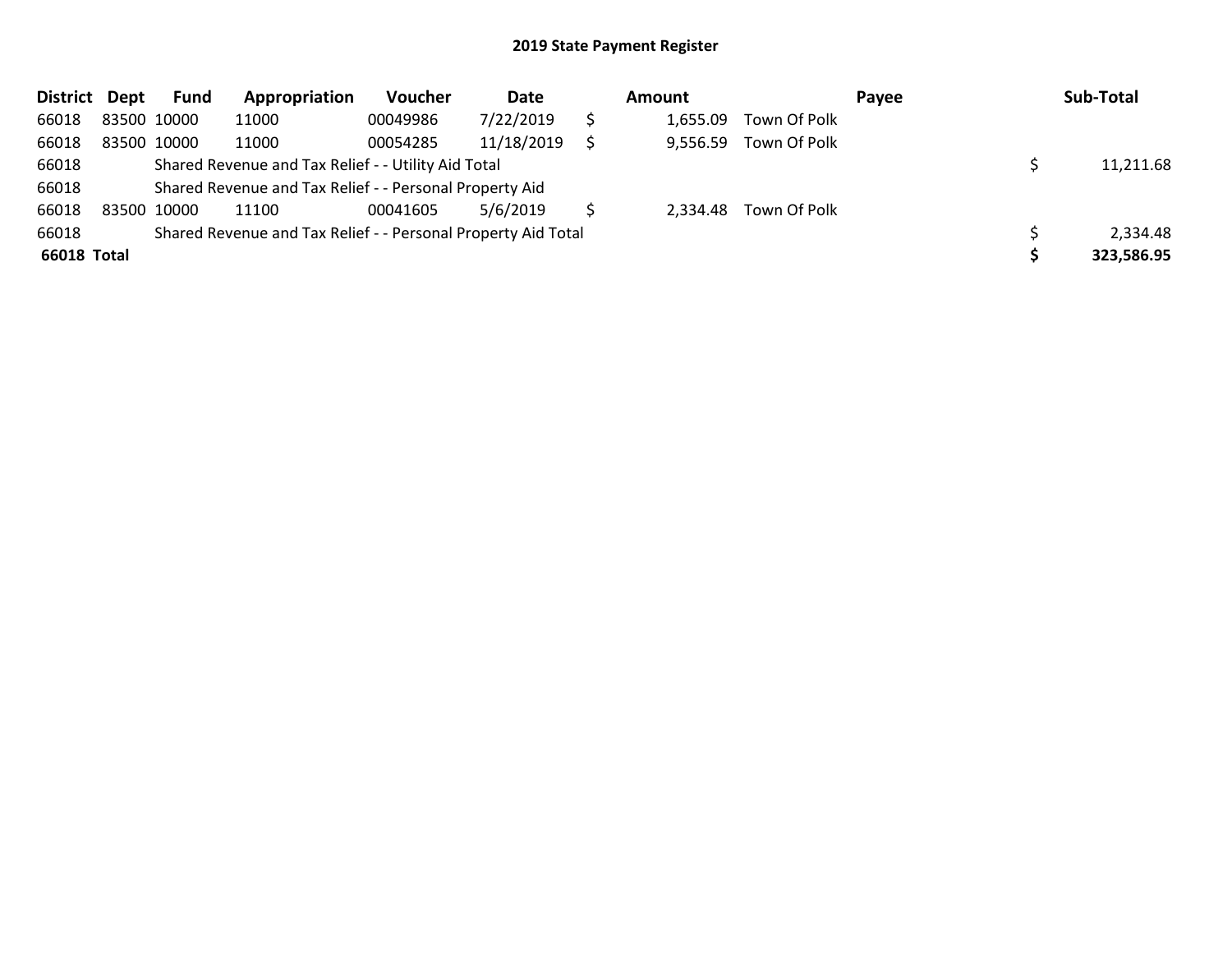## 2019 State Payment Register

| District | Dept | Fund | Appropriation | Voucher | Date | Amount | Payee | Sub-Total |
|---|---|---|---|---|---|---|---|---|
| 66018 | 83500 | 10000 | 11000 | 00049986 | 7/22/2019 | $ 1,655.09 | Town Of Polk | |
| 66018 | 83500 | 10000 | 11000 | 00054285 | 11/18/2019 | $ 9,556.59 | Town Of Polk | |
| 66018 | | Shared Revenue and Tax Relief - - Utility Aid Total | | | | | | $ 11,211.68 |
| 66018 | | Shared Revenue and Tax Relief - - Personal Property Aid | | | | | | |
| 66018 | 83500 | 10000 | 11100 | 00041605 | 5/6/2019 | $ 2,334.48 | Town Of Polk | |
| 66018 | | Shared Revenue and Tax Relief - - Personal Property Aid Total | | | | | | $ 2,334.48 |
| **66018** | **Total** | | | | | | | **$ 323,586.95** |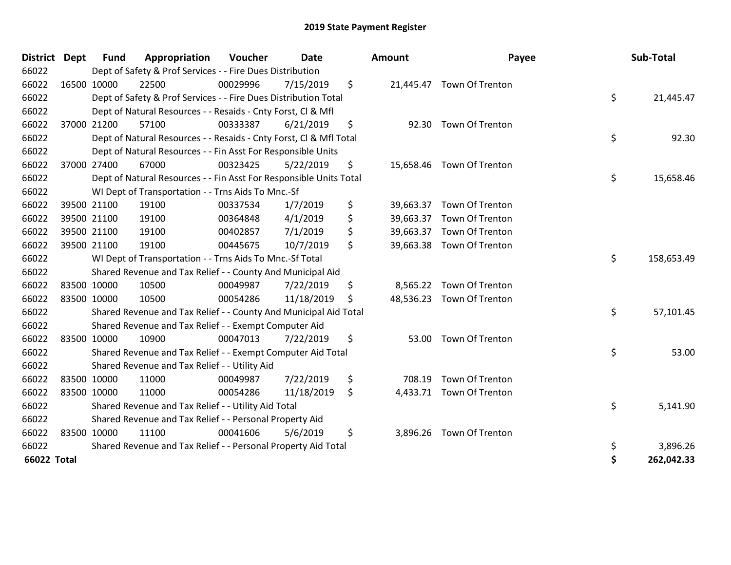# 2019 State Payment Register

| District | Dept | Fund | Appropriation | Voucher | Date | Amount | Payee | Sub-Total |
|---|---|---|---|---|---|---|---|---|
| 66022 | | Dept of Safety & Prof Services - - Fire Dues Distribution | | | | | | |
| 66022 | 16500 | 10000 | 22500 | 00029996 | 7/15/2019 | $ 21,445.47 | Town Of Trenton | |
| 66022 | | Dept of Safety & Prof Services - - Fire Dues Distribution Total | | | | | | $ 21,445.47 |
| 66022 | | Dept of Natural Resources - - Resaids - Cnty Forst, Cl & Mfl | | | | | | |
| 66022 | 37000 | 21200 | 57100 | 00333387 | 6/21/2019 | $ 92.30 | Town Of Trenton | |
| 66022 | | Dept of Natural Resources - - Resaids - Cnty Forst, Cl & Mfl Total | | | | | | $ 92.30 |
| 66022 | | Dept of Natural Resources - - Fin Asst For Responsible Units | | | | | | |
| 66022 | 37000 | 27400 | 67000 | 00323425 | 5/22/2019 | $ 15,658.46 | Town Of Trenton | |
| 66022 | | Dept of Natural Resources - - Fin Asst For Responsible Units Total | | | | | | $ 15,658.46 |
| 66022 | | WI Dept of Transportation - - Trns Aids To Mnc.-Sf | | | | | | |
| 66022 | 39500 | 21100 | 19100 | 00337534 | 1/7/2019 | $ 39,663.37 | Town Of Trenton | |
| 66022 | 39500 | 21100 | 19100 | 00364848 | 4/1/2019 | $ 39,663.37 | Town Of Trenton | |
| 66022 | 39500 | 21100 | 19100 | 00402857 | 7/1/2019 | $ 39,663.37 | Town Of Trenton | |
| 66022 | 39500 | 21100 | 19100 | 00445675 | 10/7/2019 | $ 39,663.38 | Town Of Trenton | |
| 66022 | | WI Dept of Transportation - - Trns Aids To Mnc.-Sf Total | | | | | | $ 158,653.49 |
| 66022 | | Shared Revenue and Tax Relief - - County And Municipal Aid | | | | | | |
| 66022 | 83500 | 10000 | 10500 | 00049987 | 7/22/2019 | $ 8,565.22 | Town Of Trenton | |
| 66022 | 83500 | 10000 | 10500 | 00054286 | 11/18/2019 | $ 48,536.23 | Town Of Trenton | |
| 66022 | | Shared Revenue and Tax Relief - - County And Municipal Aid Total | | | | | | $ 57,101.45 |
| 66022 | | Shared Revenue and Tax Relief - - Exempt Computer Aid | | | | | | |
| 66022 | 83500 | 10000 | 10900 | 00047013 | 7/22/2019 | $ 53.00 | Town Of Trenton | |
| 66022 | | Shared Revenue and Tax Relief - - Exempt Computer Aid Total | | | | | | $ 53.00 |
| 66022 | | Shared Revenue and Tax Relief - - Utility Aid | | | | | | |
| 66022 | 83500 | 10000 | 11000 | 00049987 | 7/22/2019 | $ 708.19 | Town Of Trenton | |
| 66022 | 83500 | 10000 | 11000 | 00054286 | 11/18/2019 | $ 4,433.71 | Town Of Trenton | |
| 66022 | | Shared Revenue and Tax Relief - - Utility Aid Total | | | | | | $ 5,141.90 |
| 66022 | | Shared Revenue and Tax Relief - - Personal Property Aid | | | | | | |
| 66022 | 83500 | 10000 | 11100 | 00041606 | 5/6/2019 | $ 3,896.26 | Town Of Trenton | |
| 66022 | | Shared Revenue and Tax Relief - - Personal Property Aid Total | | | | | | $ 3,896.26 |
| **66022 Total** | | | | | | | | **$ 262,042.33** |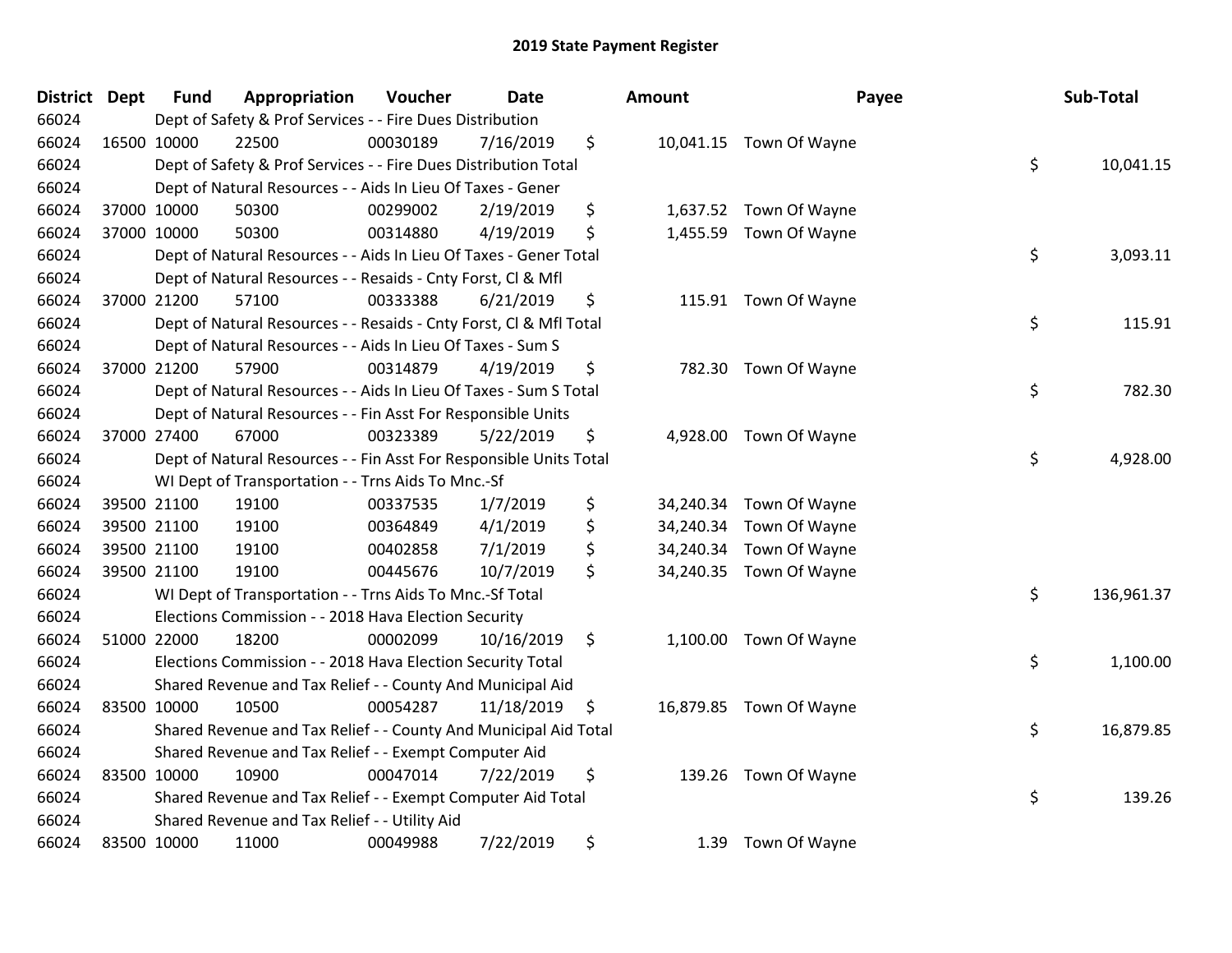# 2019 State Payment Register

| District | Dept | Fund | Appropriation | Voucher | Date | Amount | Payee | Sub-Total |
|---|---|---|---|---|---|---|---|---|
| 66024 | | Dept of Safety & Prof Services - - Fire Dues Distribution | | | | | | |
| 66024 | 16500 | 10000 | 22500 | 00030189 | 7/16/2019 | $ 10,041.15 | Town Of Wayne | |
| 66024 | | Dept of Safety & Prof Services - - Fire Dues Distribution Total | | | | | | $ 10,041.15 |
| 66024 | | Dept of Natural Resources - - Aids In Lieu Of Taxes - Gener | | | | | | |
| 66024 | 37000 | 10000 | 50300 | 00299002 | 2/19/2019 | $ 1,637.52 | Town Of Wayne | |
| 66024 | 37000 | 10000 | 50300 | 00314880 | 4/19/2019 | $ 1,455.59 | Town Of Wayne | |
| 66024 | | Dept of Natural Resources - - Aids In Lieu Of Taxes - Gener Total | | | | | | $ 3,093.11 |
| 66024 | | Dept of Natural Resources - - Resaids - Cnty Forst, Cl & Mfl | | | | | | |
| 66024 | 37000 | 21200 | 57100 | 00333388 | 6/21/2019 | $ 115.91 | Town Of Wayne | |
| 66024 | | Dept of Natural Resources - - Resaids - Cnty Forst, Cl & Mfl Total | | | | | | $ 115.91 |
| 66024 | | Dept of Natural Resources - - Aids In Lieu Of Taxes - Sum S | | | | | | |
| 66024 | 37000 | 21200 | 57900 | 00314879 | 4/19/2019 | $ 782.30 | Town Of Wayne | |
| 66024 | | Dept of Natural Resources - - Aids In Lieu Of Taxes - Sum S Total | | | | | | $ 782.30 |
| 66024 | | Dept of Natural Resources - - Fin Asst For Responsible Units | | | | | | |
| 66024 | 37000 | 27400 | 67000 | 00323389 | 5/22/2019 | $ 4,928.00 | Town Of Wayne | |
| 66024 | | Dept of Natural Resources - - Fin Asst For Responsible Units Total | | | | | | $ 4,928.00 |
| 66024 | | WI Dept of Transportation - - Trns Aids To Mnc.-Sf | | | | | | |
| 66024 | 39500 | 21100 | 19100 | 00337535 | 1/7/2019 | $ 34,240.34 | Town Of Wayne | |
| 66024 | 39500 | 21100 | 19100 | 00364849 | 4/1/2019 | $ 34,240.34 | Town Of Wayne | |
| 66024 | 39500 | 21100 | 19100 | 00402858 | 7/1/2019 | $ 34,240.34 | Town Of Wayne | |
| 66024 | 39500 | 21100 | 19100 | 00445676 | 10/7/2019 | $ 34,240.35 | Town Of Wayne | |
| 66024 | | WI Dept of Transportation - - Trns Aids To Mnc.-Sf Total | | | | | | $ 136,961.37 |
| 66024 | | Elections Commission - - 2018 Hava Election Security | | | | | | |
| 66024 | 51000 | 22000 | 18200 | 00002099 | 10/16/2019 | $ 1,100.00 | Town Of Wayne | |
| 66024 | | Elections Commission - - 2018 Hava Election Security Total | | | | | | $ 1,100.00 |
| 66024 | | Shared Revenue and Tax Relief - - County And Municipal Aid | | | | | | |
| 66024 | 83500 | 10000 | 10500 | 00054287 | 11/18/2019 | $ 16,879.85 | Town Of Wayne | |
| 66024 | | Shared Revenue and Tax Relief - - County And Municipal Aid Total | | | | | | $ 16,879.85 |
| 66024 | | Shared Revenue and Tax Relief - - Exempt Computer Aid | | | | | | |
| 66024 | 83500 | 10000 | 10900 | 00047014 | 7/22/2019 | $ 139.26 | Town Of Wayne | |
| 66024 | | Shared Revenue and Tax Relief - - Exempt Computer Aid Total | | | | | | $ 139.26 |
| 66024 | | Shared Revenue and Tax Relief - - Utility Aid | | | | | | |
| 66024 | 83500 | 10000 | 11000 | 00049988 | 7/22/2019 | $ 1.39 | Town Of Wayne | |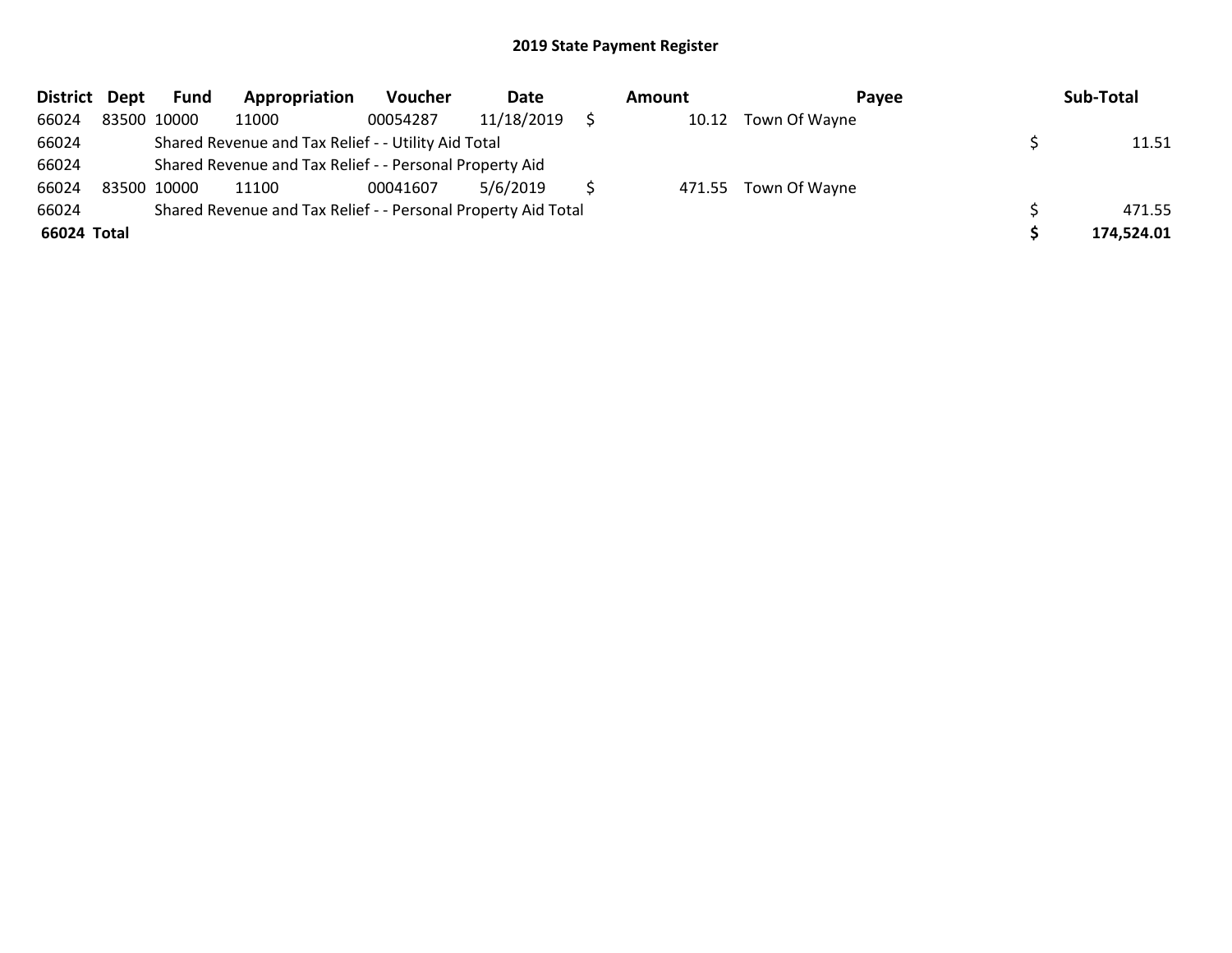## 2019 State Payment Register

| District | Dept | Fund | Appropriation | Voucher | Date | Amount | Payee | Sub-Total |
|---|---|---|---|---|---|---|---|---|
| 66024 | 83500 | 10000 | 11000 | 00054287 | 11/18/2019 | $ 10.12 | Town Of Wayne | |
| 66024 | | Shared Revenue and Tax Relief - - Utility Aid Total | | | | | | $ 11.51 |
| 66024 | | Shared Revenue and Tax Relief - - Personal Property Aid | | | | | | |
| 66024 | 83500 | 10000 | 11100 | 00041607 | 5/6/2019 | $ 471.55 | Town Of Wayne | |
| 66024 | | Shared Revenue and Tax Relief - - Personal Property Aid Total | | | | | | $ 471.55 |
| **66024** | **Total** | | | | | | | **$ 174,524.01** |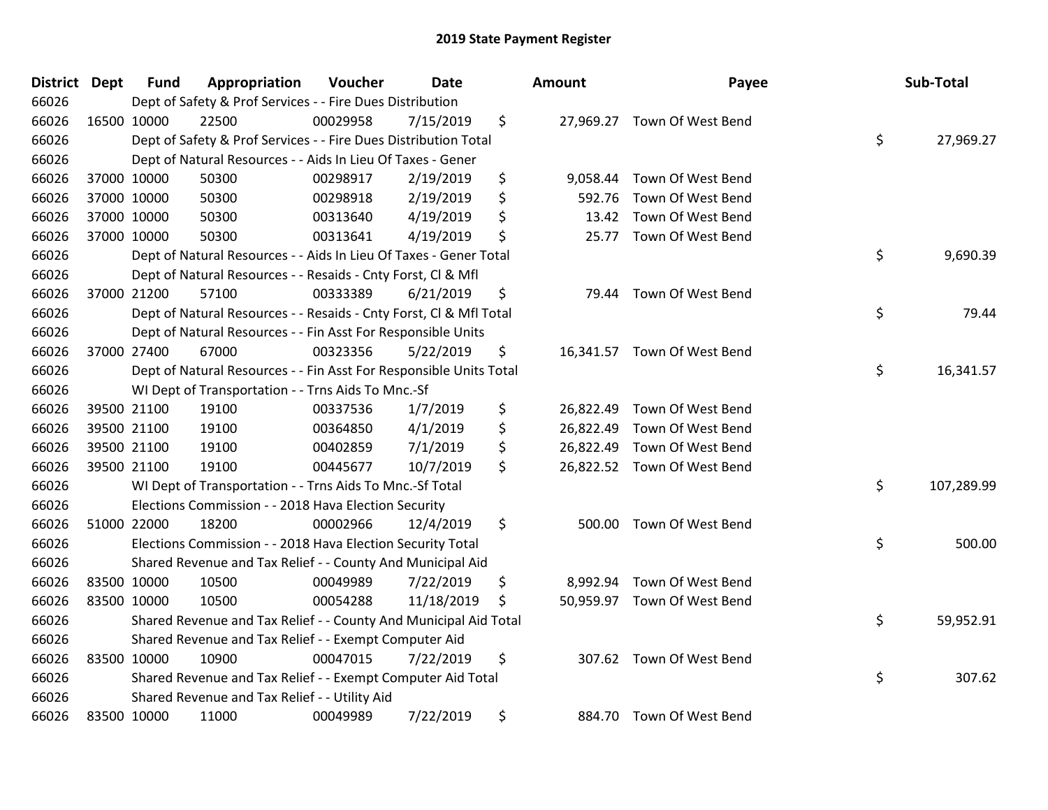## 2019 State Payment Register

| District | Dept | Fund | Appropriation | Voucher | Date | Amount | Payee | Sub-Total |
|---|---|---|---|---|---|---|---|---|
| 66026 | | Dept of Safety & Prof Services - - Fire Dues Distribution | | | | | | |
| 66026 | 16500 | 10000 | 22500 | 00029958 | 7/15/2019 | $ 27,969.27 | Town Of West Bend | |
| 66026 | | Dept of Safety & Prof Services - - Fire Dues Distribution Total | | | | | | $ 27,969.27 |
| 66026 | | Dept of Natural Resources - - Aids In Lieu Of Taxes - Gener | | | | | | |
| 66026 | 37000 | 10000 | 50300 | 00298917 | 2/19/2019 | $ 9,058.44 | Town Of West Bend | |
| 66026 | 37000 | 10000 | 50300 | 00298918 | 2/19/2019 | $ 592.76 | Town Of West Bend | |
| 66026 | 37000 | 10000 | 50300 | 00313640 | 4/19/2019 | $ 13.42 | Town Of West Bend | |
| 66026 | 37000 | 10000 | 50300 | 00313641 | 4/19/2019 | $ 25.77 | Town Of West Bend | |
| 66026 | | Dept of Natural Resources - - Aids In Lieu Of Taxes - Gener Total | | | | | | $ 9,690.39 |
| 66026 | | Dept of Natural Resources - - Resaids - Cnty Forst, Cl & Mfl | | | | | | |
| 66026 | 37000 | 21200 | 57100 | 00333389 | 6/21/2019 | $ 79.44 | Town Of West Bend | |
| 66026 | | Dept of Natural Resources - - Resaids - Cnty Forst, Cl & Mfl Total | | | | | | $ 79.44 |
| 66026 | | Dept of Natural Resources - - Fin Asst For Responsible Units | | | | | | |
| 66026 | 37000 | 27400 | 67000 | 00323356 | 5/22/2019 | $ 16,341.57 | Town Of West Bend | |
| 66026 | | Dept of Natural Resources - - Fin Asst For Responsible Units Total | | | | | | $ 16,341.57 |
| 66026 | | WI Dept of Transportation - - Trns Aids To Mnc.-Sf | | | | | | |
| 66026 | 39500 | 21100 | 19100 | 00337536 | 1/7/2019 | $ 26,822.49 | Town Of West Bend | |
| 66026 | 39500 | 21100 | 19100 | 00364850 | 4/1/2019 | $ 26,822.49 | Town Of West Bend | |
| 66026 | 39500 | 21100 | 19100 | 00402859 | 7/1/2019 | $ 26,822.49 | Town Of West Bend | |
| 66026 | 39500 | 21100 | 19100 | 00445677 | 10/7/2019 | $ 26,822.52 | Town Of West Bend | |
| 66026 | | WI Dept of Transportation - - Trns Aids To Mnc.-Sf Total | | | | | | $ 107,289.99 |
| 66026 | | Elections Commission - - 2018 Hava Election Security | | | | | | |
| 66026 | 51000 | 22000 | 18200 | 00002966 | 12/4/2019 | $ 500.00 | Town Of West Bend | |
| 66026 | | Elections Commission - - 2018 Hava Election Security Total | | | | | | $ 500.00 |
| 66026 | | Shared Revenue and Tax Relief - - County And Municipal Aid | | | | | | |
| 66026 | 83500 | 10000 | 10500 | 00049989 | 7/22/2019 | $ 8,992.94 | Town Of West Bend | |
| 66026 | 83500 | 10000 | 10500 | 00054288 | 11/18/2019 | $ 50,959.97 | Town Of West Bend | |
| 66026 | | Shared Revenue and Tax Relief - - County And Municipal Aid Total | | | | | | $ 59,952.91 |
| 66026 | | Shared Revenue and Tax Relief - - Exempt Computer Aid | | | | | | |
| 66026 | 83500 | 10000 | 10900 | 00047015 | 7/22/2019 | $ 307.62 | Town Of West Bend | |
| 66026 | | Shared Revenue and Tax Relief - - Exempt Computer Aid Total | | | | | | $ 307.62 |
| 66026 | | Shared Revenue and Tax Relief - - Utility Aid | | | | | | |
| 66026 | 83500 | 10000 | 11000 | 00049989 | 7/22/2019 | $ 884.70 | Town Of West Bend | |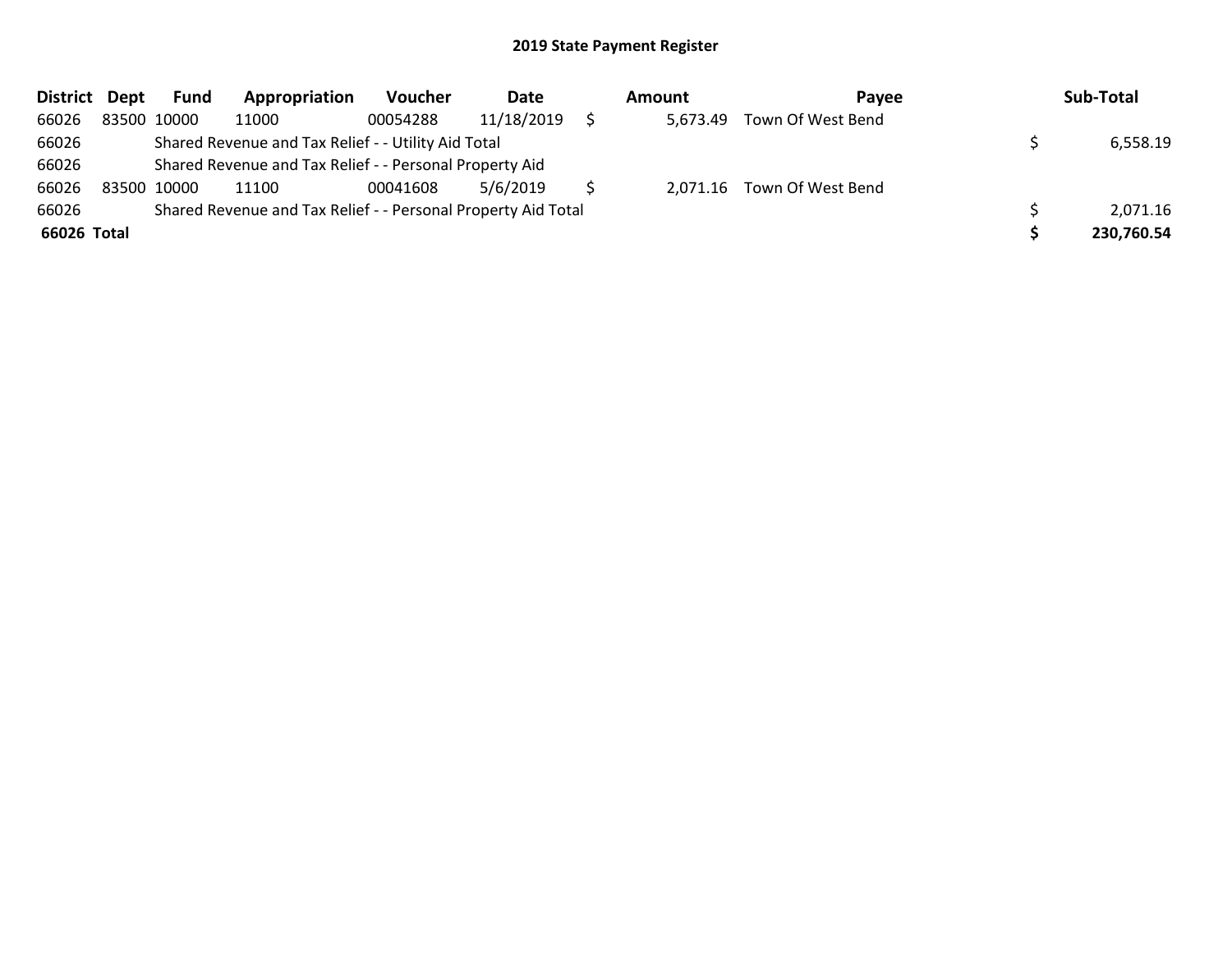## 2019 State Payment Register

| District | Dept | Fund | Appropriation | Voucher | Date | Amount | Payee | Sub-Total |
|---|---|---|---|---|---|---|---|---|
| 66026 | 83500 | 10000 | 11000 | 00054288 | 11/18/2019 | $ 5,673.49 | Town Of West Bend | |
| 66026 | | Shared Revenue and Tax Relief - - Utility Aid Total | | | | | | $ 6,558.19 |
| 66026 | | Shared Revenue and Tax Relief - - Personal Property Aid | | | | | | |
| 66026 | 83500 | 10000 | 11100 | 00041608 | 5/6/2019 | $ 2,071.16 | Town Of West Bend | |
| 66026 | | Shared Revenue and Tax Relief - - Personal Property Aid Total | | | | | | $ 2,071.16 |
| **66026** | **Total** | | | | | | | **$ 230,760.54** |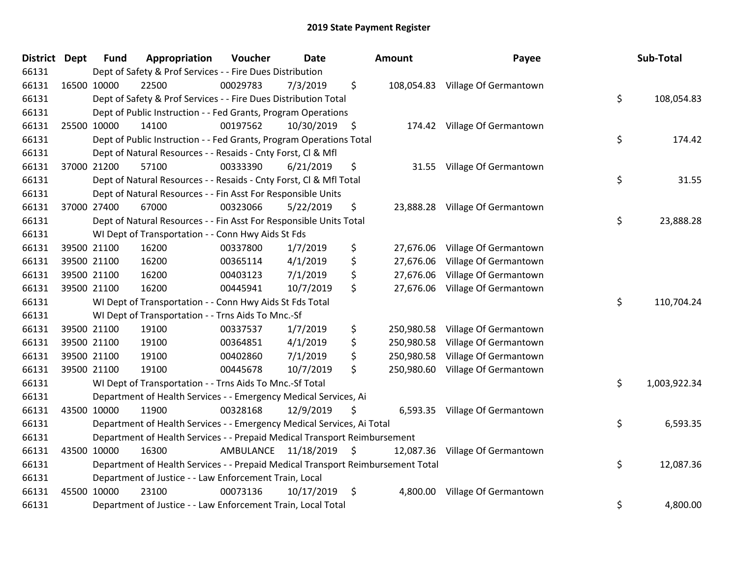# 2019 State Payment Register

| District | Dept | Fund | Appropriation | Voucher | Date | Amount | Payee | Sub-Total |
|---|---|---|---|---|---|---|---|---|
| 66131 | | Dept of Safety & Prof Services - - Fire Dues Distribution | | | | | | |
| 66131 | 16500 | 10000 | 22500 | 00029783 | 7/3/2019 | $ 108,054.83 | Village Of Germantown | |
| 66131 | | Dept of Safety & Prof Services - - Fire Dues Distribution Total | | | | | | $ 108,054.83 |
| 66131 | | Dept of Public Instruction - - Fed Grants, Program Operations | | | | | | |
| 66131 | 25500 | 10000 | 14100 | 00197562 | 10/30/2019 | $ 174.42 | Village Of Germantown | |
| 66131 | | Dept of Public Instruction - - Fed Grants, Program Operations Total | | | | | | $ 174.42 |
| 66131 | | Dept of Natural Resources - - Resaids - Cnty Forst, Cl & Mfl | | | | | | |
| 66131 | 37000 | 21200 | 57100 | 00333390 | 6/21/2019 | $ 31.55 | Village Of Germantown | |
| 66131 | | Dept of Natural Resources - - Resaids - Cnty Forst, Cl & Mfl Total | | | | | | $ 31.55 |
| 66131 | | Dept of Natural Resources - - Fin Asst For Responsible Units | | | | | | |
| 66131 | 37000 | 27400 | 67000 | 00323066 | 5/22/2019 | $ 23,888.28 | Village Of Germantown | |
| 66131 | | Dept of Natural Resources - - Fin Asst For Responsible Units Total | | | | | | $ 23,888.28 |
| 66131 | | WI Dept of Transportation - - Conn Hwy Aids St Fds | | | | | | |
| 66131 | 39500 | 21100 | 16200 | 00337800 | 1/7/2019 | $ 27,676.06 | Village Of Germantown | |
| 66131 | 39500 | 21100 | 16200 | 00365114 | 4/1/2019 | $ 27,676.06 | Village Of Germantown | |
| 66131 | 39500 | 21100 | 16200 | 00403123 | 7/1/2019 | $ 27,676.06 | Village Of Germantown | |
| 66131 | 39500 | 21100 | 16200 | 00445941 | 10/7/2019 | $ 27,676.06 | Village Of Germantown | |
| 66131 | | WI Dept of Transportation - - Conn Hwy Aids St Fds Total | | | | | | $ 110,704.24 |
| 66131 | | WI Dept of Transportation - - Trns Aids To Mnc.-Sf | | | | | | |
| 66131 | 39500 | 21100 | 19100 | 00337537 | 1/7/2019 | $ 250,980.58 | Village Of Germantown | |
| 66131 | 39500 | 21100 | 19100 | 00364851 | 4/1/2019 | $ 250,980.58 | Village Of Germantown | |
| 66131 | 39500 | 21100 | 19100 | 00402860 | 7/1/2019 | $ 250,980.58 | Village Of Germantown | |
| 66131 | 39500 | 21100 | 19100 | 00445678 | 10/7/2019 | $ 250,980.60 | Village Of Germantown | |
| 66131 | | WI Dept of Transportation - - Trns Aids To Mnc.-Sf Total | | | | | | $ 1,003,922.34 |
| 66131 | | Department of Health Services - - Emergency Medical Services, Ai | | | | | | |
| 66131 | 43500 | 10000 | 11900 | 00328168 | 12/9/2019 | $ 6,593.35 | Village Of Germantown | |
| 66131 | | Department of Health Services - - Emergency Medical Services, Ai Total | | | | | | $ 6,593.35 |
| 66131 | | Department of Health Services - - Prepaid Medical Transport Reimbursement | | | | | | |
| 66131 | 43500 | 10000 | 16300 | AMBULANCE | 11/18/2019 | $ 12,087.36 | Village Of Germantown | |
| 66131 | | Department of Health Services - - Prepaid Medical Transport Reimbursement Total | | | | | | $ 12,087.36 |
| 66131 | | Department of Justice - - Law Enforcement Train, Local | | | | | | |
| 66131 | 45500 | 10000 | 23100 | 00073136 | 10/17/2019 | $ 4,800.00 | Village Of Germantown | |
| 66131 | | Department of Justice - - Law Enforcement Train, Local Total | | | | | | $ 4,800.00 |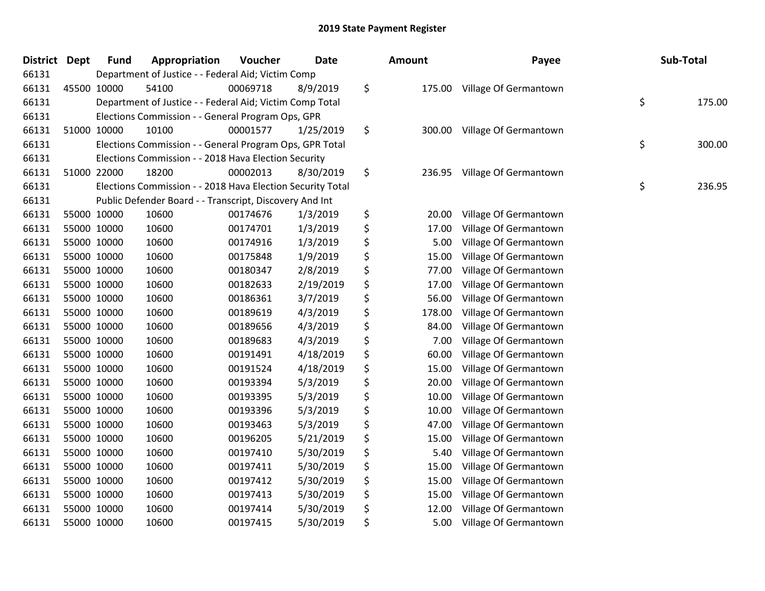## 2019 State Payment Register

| District | Dept | Fund | Appropriation | Voucher | Date | Amount | Payee | Sub-Total |
|---|---|---|---|---|---|---|---|---|
| 66131 | | Department of Justice - - Federal Aid; Victim Comp | | | | | | |
| 66131 | 45500 | 10000 | 54100 | 00069718 | 8/9/2019 | $ 175.00 | Village Of Germantown | |
| 66131 | | Department of Justice - - Federal Aid; Victim Comp Total | | | | | | $ 175.00 |
| 66131 | | Elections Commission - - General Program Ops, GPR | | | | | | |
| 66131 | 51000 | 10000 | 10100 | 00001577 | 1/25/2019 | $ 300.00 | Village Of Germantown | |
| 66131 | | Elections Commission - - General Program Ops, GPR Total | | | | | | $ 300.00 |
| 66131 | | Elections Commission - - 2018 Hava Election Security | | | | | | |
| 66131 | 51000 | 22000 | 18200 | 00002013 | 8/30/2019 | $ 236.95 | Village Of Germantown | |
| 66131 | | Elections Commission - - 2018 Hava Election Security Total | | | | | | $ 236.95 |
| 66131 | | Public Defender Board - - Transcript, Discovery And Int | | | | | | |
| 66131 | 55000 | 10000 | 10600 | 00174676 | 1/3/2019 | $ 20.00 | Village Of Germantown | |
| 66131 | 55000 | 10000 | 10600 | 00174701 | 1/3/2019 | $ 17.00 | Village Of Germantown | |
| 66131 | 55000 | 10000 | 10600 | 00174916 | 1/3/2019 | $ 5.00 | Village Of Germantown | |
| 66131 | 55000 | 10000 | 10600 | 00175848 | 1/9/2019 | $ 15.00 | Village Of Germantown | |
| 66131 | 55000 | 10000 | 10600 | 00180347 | 2/8/2019 | $ 77.00 | Village Of Germantown | |
| 66131 | 55000 | 10000 | 10600 | 00182633 | 2/19/2019 | $ 17.00 | Village Of Germantown | |
| 66131 | 55000 | 10000 | 10600 | 00186361 | 3/7/2019 | $ 56.00 | Village Of Germantown | |
| 66131 | 55000 | 10000 | 10600 | 00189619 | 4/3/2019 | $ 178.00 | Village Of Germantown | |
| 66131 | 55000 | 10000 | 10600 | 00189656 | 4/3/2019 | $ 84.00 | Village Of Germantown | |
| 66131 | 55000 | 10000 | 10600 | 00189683 | 4/3/2019 | $ 7.00 | Village Of Germantown | |
| 66131 | 55000 | 10000 | 10600 | 00191491 | 4/18/2019 | $ 60.00 | Village Of Germantown | |
| 66131 | 55000 | 10000 | 10600 | 00191524 | 4/18/2019 | $ 15.00 | Village Of Germantown | |
| 66131 | 55000 | 10000 | 10600 | 00193394 | 5/3/2019 | $ 20.00 | Village Of Germantown | |
| 66131 | 55000 | 10000 | 10600 | 00193395 | 5/3/2019 | $ 10.00 | Village Of Germantown | |
| 66131 | 55000 | 10000 | 10600 | 00193396 | 5/3/2019 | $ 10.00 | Village Of Germantown | |
| 66131 | 55000 | 10000 | 10600 | 00193463 | 5/3/2019 | $ 47.00 | Village Of Germantown | |
| 66131 | 55000 | 10000 | 10600 | 00196205 | 5/21/2019 | $ 15.00 | Village Of Germantown | |
| 66131 | 55000 | 10000 | 10600 | 00197410 | 5/30/2019 | $ 5.40 | Village Of Germantown | |
| 66131 | 55000 | 10000 | 10600 | 00197411 | 5/30/2019 | $ 15.00 | Village Of Germantown | |
| 66131 | 55000 | 10000 | 10600 | 00197412 | 5/30/2019 | $ 15.00 | Village Of Germantown | |
| 66131 | 55000 | 10000 | 10600 | 00197413 | 5/30/2019 | $ 15.00 | Village Of Germantown | |
| 66131 | 55000 | 10000 | 10600 | 00197414 | 5/30/2019 | $ 12.00 | Village Of Germantown | |
| 66131 | 55000 | 10000 | 10600 | 00197415 | 5/30/2019 | $ 5.00 | Village Of Germantown | |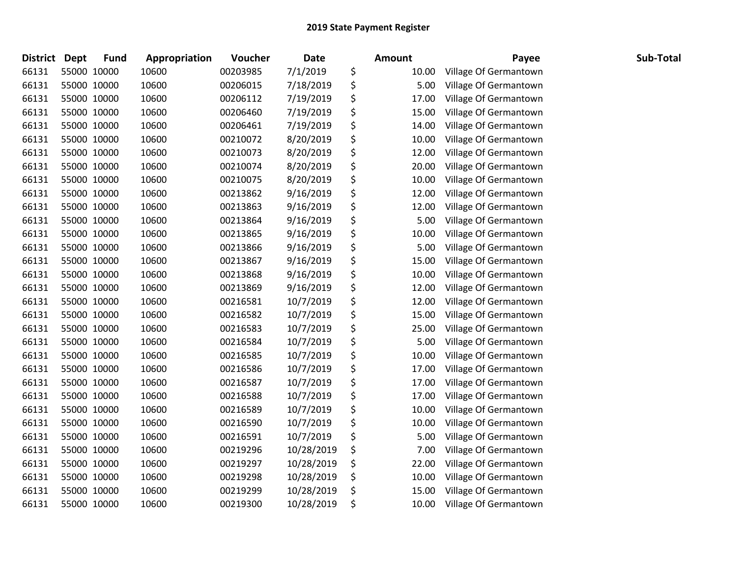## 2019 State Payment Register

| District | Dept | Fund | Appropriation | Voucher | Date | Amount | Payee | Sub-Total |
|---|---|---|---|---|---|---|---|---|
| 66131 | 55000 | 10000 | 10600 | 00203985 | 7/1/2019 | $ 10.00 | Village Of Germantown | |
| 66131 | 55000 | 10000 | 10600 | 00206015 | 7/18/2019 | $ 5.00 | Village Of Germantown | |
| 66131 | 55000 | 10000 | 10600 | 00206112 | 7/19/2019 | $ 17.00 | Village Of Germantown | |
| 66131 | 55000 | 10000 | 10600 | 00206460 | 7/19/2019 | $ 15.00 | Village Of Germantown | |
| 66131 | 55000 | 10000 | 10600 | 00206461 | 7/19/2019 | $ 14.00 | Village Of Germantown | |
| 66131 | 55000 | 10000 | 10600 | 00210072 | 8/20/2019 | $ 10.00 | Village Of Germantown | |
| 66131 | 55000 | 10000 | 10600 | 00210073 | 8/20/2019 | $ 12.00 | Village Of Germantown | |
| 66131 | 55000 | 10000 | 10600 | 00210074 | 8/20/2019 | $ 20.00 | Village Of Germantown | |
| 66131 | 55000 | 10000 | 10600 | 00210075 | 8/20/2019 | $ 10.00 | Village Of Germantown | |
| 66131 | 55000 | 10000 | 10600 | 00213862 | 9/16/2019 | $ 12.00 | Village Of Germantown | |
| 66131 | 55000 | 10000 | 10600 | 00213863 | 9/16/2019 | $ 12.00 | Village Of Germantown | |
| 66131 | 55000 | 10000 | 10600 | 00213864 | 9/16/2019 | $ 5.00 | Village Of Germantown | |
| 66131 | 55000 | 10000 | 10600 | 00213865 | 9/16/2019 | $ 10.00 | Village Of Germantown | |
| 66131 | 55000 | 10000 | 10600 | 00213866 | 9/16/2019 | $ 5.00 | Village Of Germantown | |
| 66131 | 55000 | 10000 | 10600 | 00213867 | 9/16/2019 | $ 15.00 | Village Of Germantown | |
| 66131 | 55000 | 10000 | 10600 | 00213868 | 9/16/2019 | $ 10.00 | Village Of Germantown | |
| 66131 | 55000 | 10000 | 10600 | 00213869 | 9/16/2019 | $ 12.00 | Village Of Germantown | |
| 66131 | 55000 | 10000 | 10600 | 00216581 | 10/7/2019 | $ 12.00 | Village Of Germantown | |
| 66131 | 55000 | 10000 | 10600 | 00216582 | 10/7/2019 | $ 15.00 | Village Of Germantown | |
| 66131 | 55000 | 10000 | 10600 | 00216583 | 10/7/2019 | $ 25.00 | Village Of Germantown | |
| 66131 | 55000 | 10000 | 10600 | 00216584 | 10/7/2019 | $ 5.00 | Village Of Germantown | |
| 66131 | 55000 | 10000 | 10600 | 00216585 | 10/7/2019 | $ 10.00 | Village Of Germantown | |
| 66131 | 55000 | 10000 | 10600 | 00216586 | 10/7/2019 | $ 17.00 | Village Of Germantown | |
| 66131 | 55000 | 10000 | 10600 | 00216587 | 10/7/2019 | $ 17.00 | Village Of Germantown | |
| 66131 | 55000 | 10000 | 10600 | 00216588 | 10/7/2019 | $ 17.00 | Village Of Germantown | |
| 66131 | 55000 | 10000 | 10600 | 00216589 | 10/7/2019 | $ 10.00 | Village Of Germantown | |
| 66131 | 55000 | 10000 | 10600 | 00216590 | 10/7/2019 | $ 10.00 | Village Of Germantown | |
| 66131 | 55000 | 10000 | 10600 | 00216591 | 10/7/2019 | $ 5.00 | Village Of Germantown | |
| 66131 | 55000 | 10000 | 10600 | 00219296 | 10/28/2019 | $ 7.00 | Village Of Germantown | |
| 66131 | 55000 | 10000 | 10600 | 00219297 | 10/28/2019 | $ 22.00 | Village Of Germantown | |
| 66131 | 55000 | 10000 | 10600 | 00219298 | 10/28/2019 | $ 10.00 | Village Of Germantown | |
| 66131 | 55000 | 10000 | 10600 | 00219299 | 10/28/2019 | $ 15.00 | Village Of Germantown | |
| 66131 | 55000 | 10000 | 10600 | 00219300 | 10/28/2019 | $ 10.00 | Village Of Germantown | |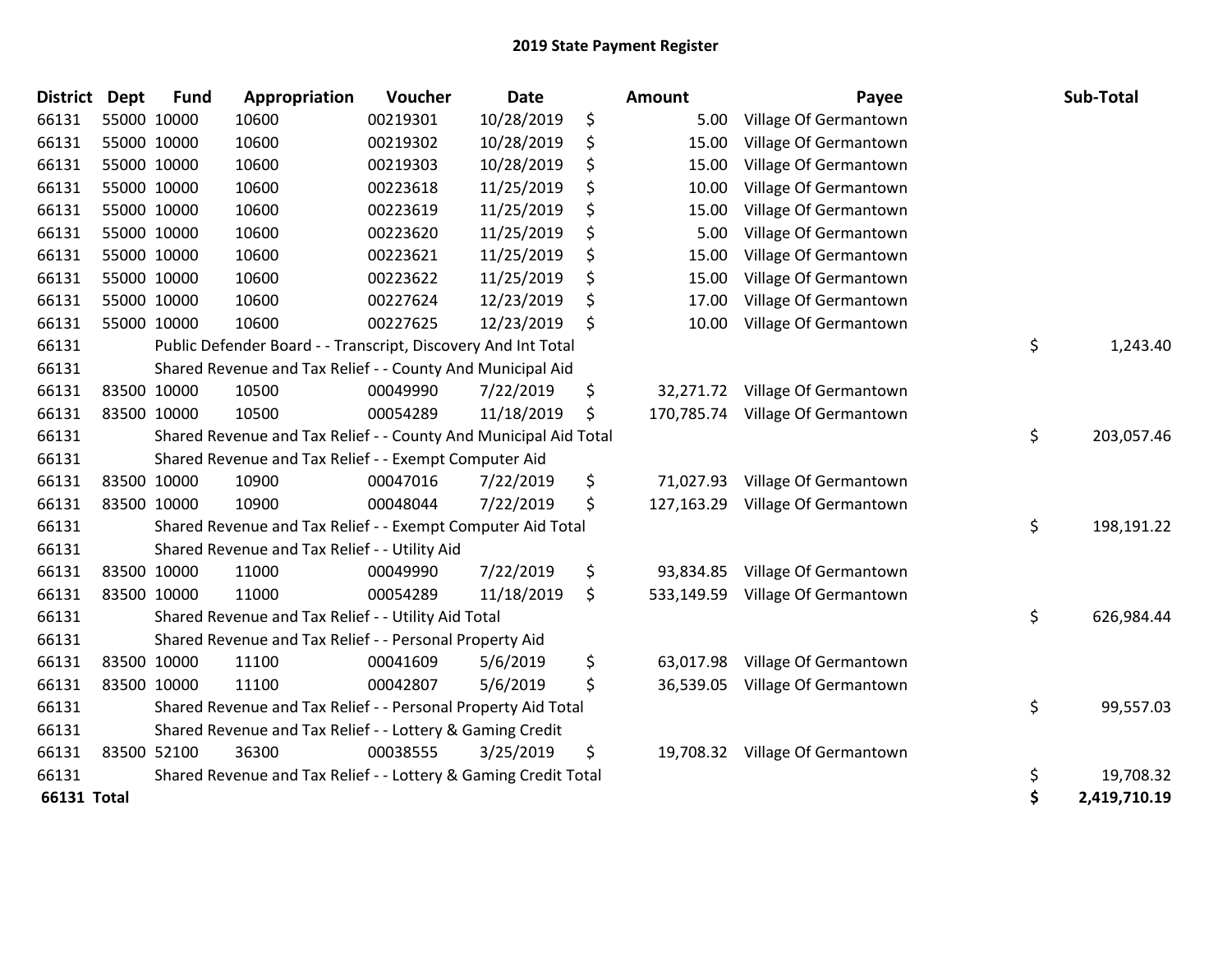## 2019 State Payment Register

| District | Dept | Fund | Appropriation | Voucher | Date | Amount | Payee | Sub-Total |
|---|---|---|---|---|---|---|---|---|
| 66131 | 55000 | 10000 | 10600 | 00219301 | 10/28/2019 | $ 5.00 | Village Of Germantown | |
| 66131 | 55000 | 10000 | 10600 | 00219302 | 10/28/2019 | $ 15.00 | Village Of Germantown | |
| 66131 | 55000 | 10000 | 10600 | 00219303 | 10/28/2019 | $ 15.00 | Village Of Germantown | |
| 66131 | 55000 | 10000 | 10600 | 00223618 | 11/25/2019 | $ 10.00 | Village Of Germantown | |
| 66131 | 55000 | 10000 | 10600 | 00223619 | 11/25/2019 | $ 15.00 | Village Of Germantown | |
| 66131 | 55000 | 10000 | 10600 | 00223620 | 11/25/2019 | $ 5.00 | Village Of Germantown | |
| 66131 | 55000 | 10000 | 10600 | 00223621 | 11/25/2019 | $ 15.00 | Village Of Germantown | |
| 66131 | 55000 | 10000 | 10600 | 00223622 | 11/25/2019 | $ 15.00 | Village Of Germantown | |
| 66131 | 55000 | 10000 | 10600 | 00227624 | 12/23/2019 | $ 17.00 | Village Of Germantown | |
| 66131 | 55000 | 10000 | 10600 | 00227625 | 12/23/2019 | $ 10.00 | Village Of Germantown | |
| 66131 | | Public Defender Board - - Transcript, Discovery And Int Total | | | | | | $ 1,243.40 |
| 66131 | | Shared Revenue and Tax Relief - - County And Municipal Aid | | | | | | |
| 66131 | 83500 | 10000 | 10500 | 00049990 | 7/22/2019 | $ 32,271.72 | Village Of Germantown | |
| 66131 | 83500 | 10000 | 10500 | 00054289 | 11/18/2019 | $ 170,785.74 | Village Of Germantown | |
| 66131 | | Shared Revenue and Tax Relief - - County And Municipal Aid Total | | | | | | $ 203,057.46 |
| 66131 | | Shared Revenue and Tax Relief - - Exempt Computer Aid | | | | | | |
| 66131 | 83500 | 10000 | 10900 | 00047016 | 7/22/2019 | $ 71,027.93 | Village Of Germantown | |
| 66131 | 83500 | 10000 | 10900 | 00048044 | 7/22/2019 | $ 127,163.29 | Village Of Germantown | |
| 66131 | | Shared Revenue and Tax Relief - - Exempt Computer Aid Total | | | | | | $ 198,191.22 |
| 66131 | | Shared Revenue and Tax Relief - - Utility Aid | | | | | | |
| 66131 | 83500 | 10000 | 11000 | 00049990 | 7/22/2019 | $ 93,834.85 | Village Of Germantown | |
| 66131 | 83500 | 10000 | 11000 | 00054289 | 11/18/2019 | $ 533,149.59 | Village Of Germantown | |
| 66131 | | Shared Revenue and Tax Relief - - Utility Aid Total | | | | | | $ 626,984.44 |
| 66131 | | Shared Revenue and Tax Relief - - Personal Property Aid | | | | | | |
| 66131 | 83500 | 10000 | 11100 | 00041609 | 5/6/2019 | $ 63,017.98 | Village Of Germantown | |
| 66131 | 83500 | 10000 | 11100 | 00042807 | 5/6/2019 | $ 36,539.05 | Village Of Germantown | |
| 66131 | | Shared Revenue and Tax Relief - - Personal Property Aid Total | | | | | | $ 99,557.03 |
| 66131 | | Shared Revenue and Tax Relief - - Lottery & Gaming Credit | | | | | | |
| 66131 | 83500 | 52100 | 36300 | 00038555 | 3/25/2019 | $ 19,708.32 | Village Of Germantown | |
| 66131 | | Shared Revenue and Tax Relief - - Lottery & Gaming Credit Total | | | | | | $ 19,708.32 |
| **66131 Total** | | | | | | | | **$ 2,419,710.19** |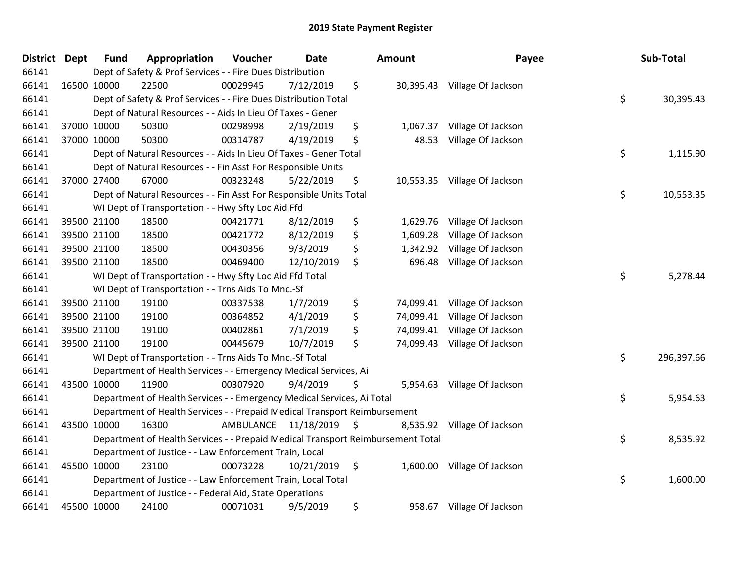# 2019 State Payment Register

| District | Dept | Fund | Appropriation | Voucher | Date | Amount | Payee | Sub-Total |
|---|---|---|---|---|---|---|---|---|
| 66141 | | Dept of Safety & Prof Services - - Fire Dues Distribution | | | | | | |
| 66141 | 16500 | 10000 | 22500 | 00029945 | 7/12/2019 | $ 30,395.43 | Village Of Jackson | |
| 66141 | | Dept of Safety & Prof Services - - Fire Dues Distribution Total | | | | | | $ 30,395.43 |
| 66141 | | Dept of Natural Resources - - Aids In Lieu Of Taxes - Gener | | | | | | |
| 66141 | 37000 | 10000 | 50300 | 00298998 | 2/19/2019 | $ 1,067.37 | Village Of Jackson | |
| 66141 | 37000 | 10000 | 50300 | 00314787 | 4/19/2019 | $ 48.53 | Village Of Jackson | |
| 66141 | | Dept of Natural Resources - - Aids In Lieu Of Taxes - Gener Total | | | | | | $ 1,115.90 |
| 66141 | | Dept of Natural Resources - - Fin Asst For Responsible Units | | | | | | |
| 66141 | 37000 | 27400 | 67000 | 00323248 | 5/22/2019 | $ 10,553.35 | Village Of Jackson | |
| 66141 | | Dept of Natural Resources - - Fin Asst For Responsible Units Total | | | | | | $ 10,553.35 |
| 66141 | | WI Dept of Transportation - - Hwy Sfty Loc Aid Ffd | | | | | | |
| 66141 | 39500 | 21100 | 18500 | 00421771 | 8/12/2019 | $ 1,629.76 | Village Of Jackson | |
| 66141 | 39500 | 21100 | 18500 | 00421772 | 8/12/2019 | $ 1,609.28 | Village Of Jackson | |
| 66141 | 39500 | 21100 | 18500 | 00430356 | 9/3/2019 | $ 1,342.92 | Village Of Jackson | |
| 66141 | 39500 | 21100 | 18500 | 00469400 | 12/10/2019 | $ 696.48 | Village Of Jackson | |
| 66141 | | WI Dept of Transportation - - Hwy Sfty Loc Aid Ffd Total | | | | | | $ 5,278.44 |
| 66141 | | WI Dept of Transportation - - Trns Aids To Mnc.-Sf | | | | | | |
| 66141 | 39500 | 21100 | 19100 | 00337538 | 1/7/2019 | $ 74,099.41 | Village Of Jackson | |
| 66141 | 39500 | 21100 | 19100 | 00364852 | 4/1/2019 | $ 74,099.41 | Village Of Jackson | |
| 66141 | 39500 | 21100 | 19100 | 00402861 | 7/1/2019 | $ 74,099.41 | Village Of Jackson | |
| 66141 | 39500 | 21100 | 19100 | 00445679 | 10/7/2019 | $ 74,099.43 | Village Of Jackson | |
| 66141 | | WI Dept of Transportation - - Trns Aids To Mnc.-Sf Total | | | | | | $ 296,397.66 |
| 66141 | | Department of Health Services - - Emergency Medical Services, Ai | | | | | | |
| 66141 | 43500 | 10000 | 11900 | 00307920 | 9/4/2019 | $ 5,954.63 | Village Of Jackson | |
| 66141 | | Department of Health Services - - Emergency Medical Services, Ai Total | | | | | | $ 5,954.63 |
| 66141 | | Department of Health Services - - Prepaid Medical Transport Reimbursement | | | | | | |
| 66141 | 43500 | 10000 | 16300 | AMBULANCE | 11/18/2019 | $ 8,535.92 | Village Of Jackson | |
| 66141 | | Department of Health Services - - Prepaid Medical Transport Reimbursement Total | | | | | | $ 8,535.92 |
| 66141 | | Department of Justice - - Law Enforcement Train, Local | | | | | | |
| 66141 | 45500 | 10000 | 23100 | 00073228 | 10/21/2019 | $ 1,600.00 | Village Of Jackson | |
| 66141 | | Department of Justice - - Law Enforcement Train, Local Total | | | | | | $ 1,600.00 |
| 66141 | | Department of Justice - - Federal Aid, State Operations | | | | | | |
| 66141 | 45500 | 10000 | 24100 | 00071031 | 9/5/2019 | $ 958.67 | Village Of Jackson | |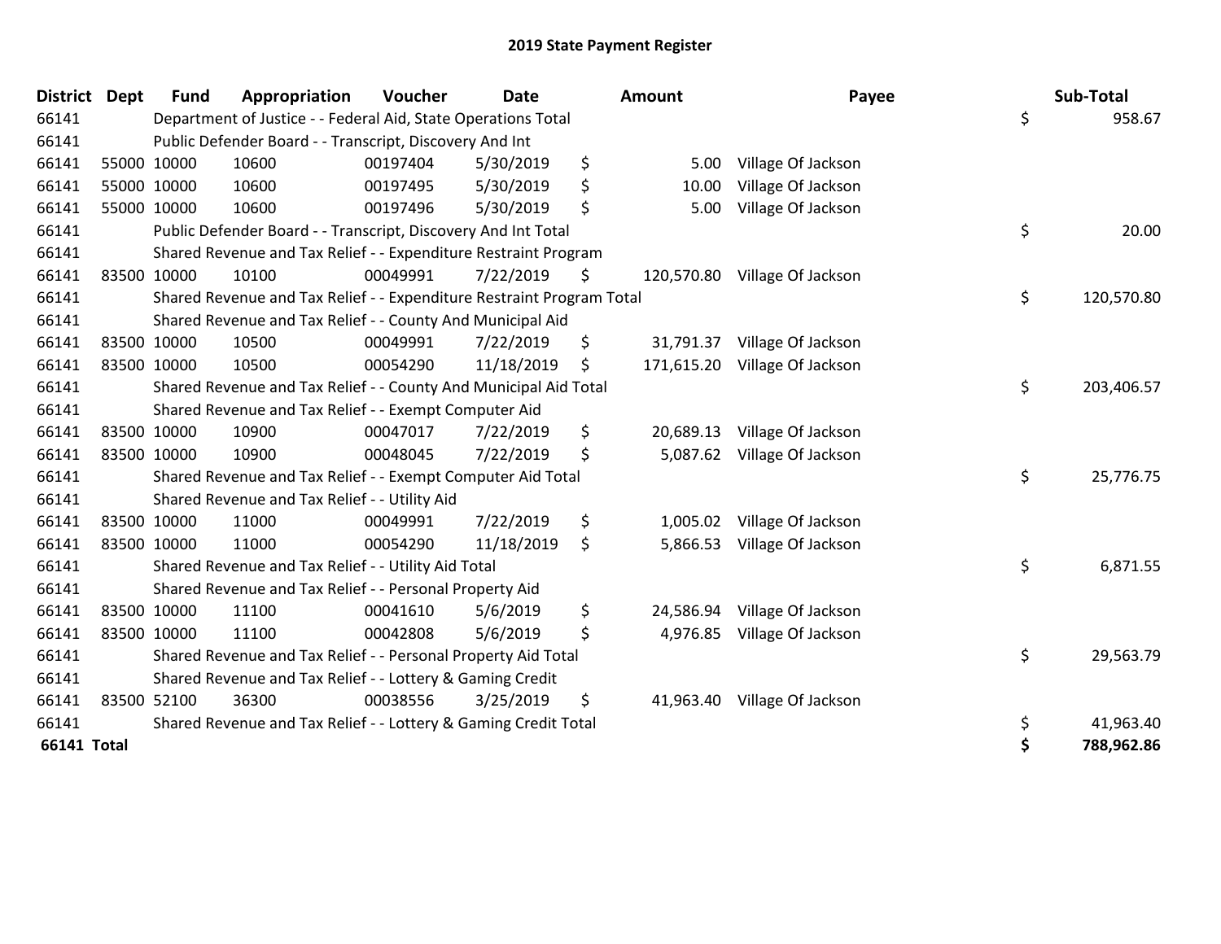# 2019 State Payment Register

| District | Dept | Fund | Appropriation | Voucher | Date | Amount | Payee | Sub-Total |
|---|---|---|---|---|---|---|---|---|
| 66141 | | Department of Justice - - Federal Aid, State Operations Total | | | | | | $ 958.67 |
| 66141 | | Public Defender Board - - Transcript, Discovery And Int | | | | | | |
| 66141 | 55000 | 10000 | 10600 | 00197404 | 5/30/2019 | $ 5.00 | Village Of Jackson | |
| 66141 | 55000 | 10000 | 10600 | 00197495 | 5/30/2019 | $ 10.00 | Village Of Jackson | |
| 66141 | 55000 | 10000 | 10600 | 00197496 | 5/30/2019 | $ 5.00 | Village Of Jackson | |
| 66141 | | Public Defender Board - - Transcript, Discovery And Int Total | | | | | | $ 20.00 |
| 66141 | | Shared Revenue and Tax Relief - - Expenditure Restraint Program | | | | | | |
| 66141 | 83500 | 10000 | 10100 | 00049991 | 7/22/2019 | $ 120,570.80 | Village Of Jackson | |
| 66141 | | Shared Revenue and Tax Relief - - Expenditure Restraint Program Total | | | | | | $ 120,570.80 |
| 66141 | | Shared Revenue and Tax Relief - - County And Municipal Aid | | | | | | |
| 66141 | 83500 | 10000 | 10500 | 00049991 | 7/22/2019 | $ 31,791.37 | Village Of Jackson | |
| 66141 | 83500 | 10000 | 10500 | 00054290 | 11/18/2019 | $ 171,615.20 | Village Of Jackson | |
| 66141 | | Shared Revenue and Tax Relief - - County And Municipal Aid Total | | | | | | $ 203,406.57 |
| 66141 | | Shared Revenue and Tax Relief - - Exempt Computer Aid | | | | | | |
| 66141 | 83500 | 10000 | 10900 | 00047017 | 7/22/2019 | $ 20,689.13 | Village Of Jackson | |
| 66141 | 83500 | 10000 | 10900 | 00048045 | 7/22/2019 | $ 5,087.62 | Village Of Jackson | |
| 66141 | | Shared Revenue and Tax Relief - - Exempt Computer Aid Total | | | | | | $ 25,776.75 |
| 66141 | | Shared Revenue and Tax Relief - - Utility Aid | | | | | | |
| 66141 | 83500 | 10000 | 11000 | 00049991 | 7/22/2019 | $ 1,005.02 | Village Of Jackson | |
| 66141 | 83500 | 10000 | 11000 | 00054290 | 11/18/2019 | $ 5,866.53 | Village Of Jackson | |
| 66141 | | Shared Revenue and Tax Relief - - Utility Aid Total | | | | | | $ 6,871.55 |
| 66141 | | Shared Revenue and Tax Relief - - Personal Property Aid | | | | | | |
| 66141 | 83500 | 10000 | 11100 | 00041610 | 5/6/2019 | $ 24,586.94 | Village Of Jackson | |
| 66141 | 83500 | 10000 | 11100 | 00042808 | 5/6/2019 | $ 4,976.85 | Village Of Jackson | |
| 66141 | | Shared Revenue and Tax Relief - - Personal Property Aid Total | | | | | | $ 29,563.79 |
| 66141 | | Shared Revenue and Tax Relief - - Lottery & Gaming Credit | | | | | | |
| 66141 | 83500 | 52100 | 36300 | 00038556 | 3/25/2019 | $ 41,963.40 | Village Of Jackson | |
| 66141 | | Shared Revenue and Tax Relief - - Lottery & Gaming Credit Total | | | | | | $ 41,963.40 |
| **66141 Total** | | | | | | | | **$ 788,962.86** |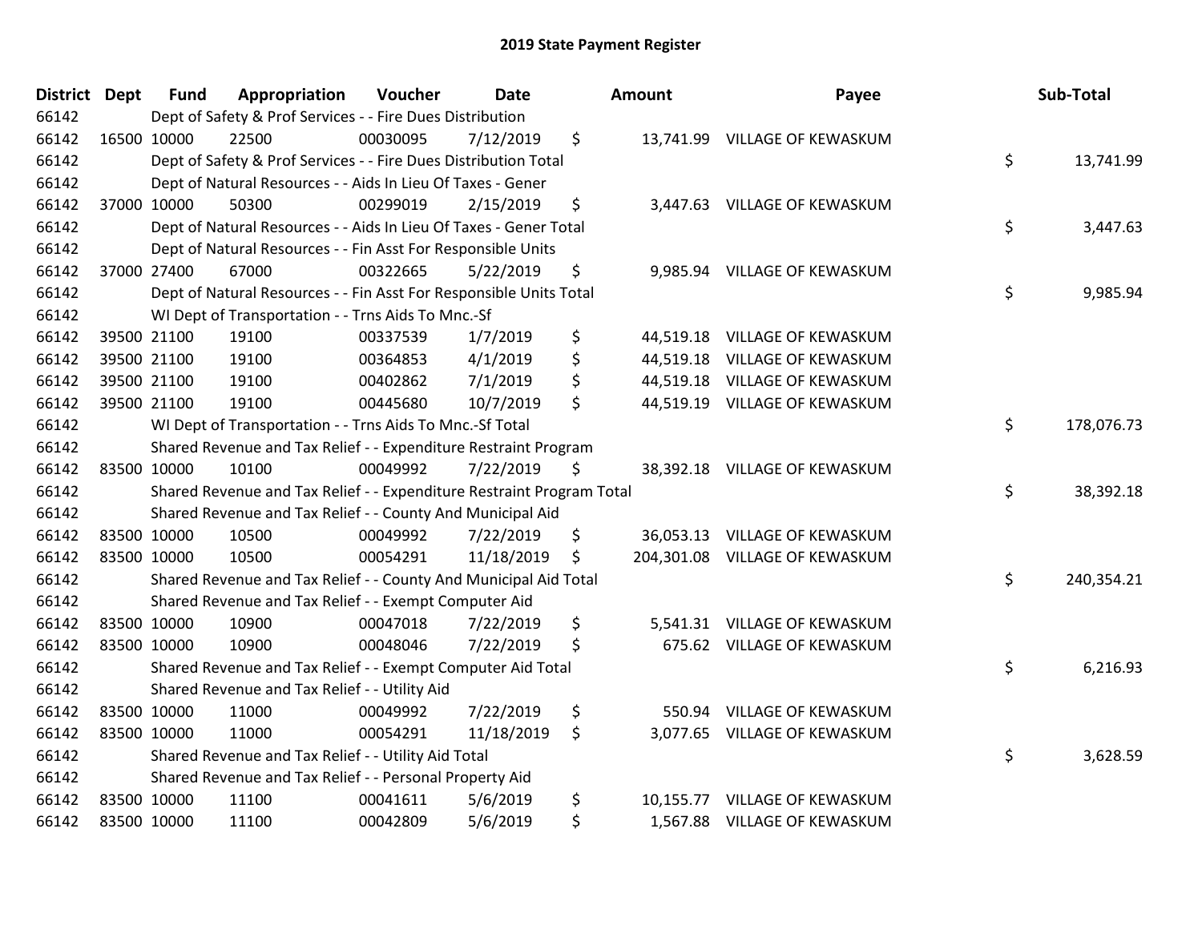# 2019 State Payment Register

| District | Dept | Fund | Appropriation | Voucher | Date | Amount | Payee | Sub-Total |
|---|---|---|---|---|---|---|---|---|
| 66142 | | Dept of Safety & Prof Services - - Fire Dues Distribution | | | | | | |
| 66142 | 16500 | 10000 | 22500 | 00030095 | 7/12/2019 | $ 13,741.99 | VILLAGE OF KEWASKUM | |
| 66142 | | Dept of Safety & Prof Services - - Fire Dues Distribution Total | | | | | | $ 13,741.99 |
| 66142 | | Dept of Natural Resources - - Aids In Lieu Of Taxes - Gener | | | | | | |
| 66142 | 37000 | 10000 | 50300 | 00299019 | 2/15/2019 | $ 3,447.63 | VILLAGE OF KEWASKUM | |
| 66142 | | Dept of Natural Resources - - Aids In Lieu Of Taxes - Gener Total | | | | | | $ 3,447.63 |
| 66142 | | Dept of Natural Resources - - Fin Asst For Responsible Units | | | | | | |
| 66142 | 37000 | 27400 | 67000 | 00322665 | 5/22/2019 | $ 9,985.94 | VILLAGE OF KEWASKUM | |
| 66142 | | Dept of Natural Resources - - Fin Asst For Responsible Units Total | | | | | | $ 9,985.94 |
| 66142 | | WI Dept of Transportation - - Trns Aids To Mnc.-Sf | | | | | | |
| 66142 | 39500 | 21100 | 19100 | 00337539 | 1/7/2019 | $ 44,519.18 | VILLAGE OF KEWASKUM | |
| 66142 | 39500 | 21100 | 19100 | 00364853 | 4/1/2019 | $ 44,519.18 | VILLAGE OF KEWASKUM | |
| 66142 | 39500 | 21100 | 19100 | 00402862 | 7/1/2019 | $ 44,519.18 | VILLAGE OF KEWASKUM | |
| 66142 | 39500 | 21100 | 19100 | 00445680 | 10/7/2019 | $ 44,519.19 | VILLAGE OF KEWASKUM | |
| 66142 | | WI Dept of Transportation - - Trns Aids To Mnc.-Sf Total | | | | | | $ 178,076.73 |
| 66142 | | Shared Revenue and Tax Relief - - Expenditure Restraint Program | | | | | | |
| 66142 | 83500 | 10000 | 10100 | 00049992 | 7/22/2019 | $ 38,392.18 | VILLAGE OF KEWASKUM | |
| 66142 | | Shared Revenue and Tax Relief - - Expenditure Restraint Program Total | | | | | | $ 38,392.18 |
| 66142 | | Shared Revenue and Tax Relief - - County And Municipal Aid | | | | | | |
| 66142 | 83500 | 10000 | 10500 | 00049992 | 7/22/2019 | $ 36,053.13 | VILLAGE OF KEWASKUM | |
| 66142 | 83500 | 10000 | 10500 | 00054291 | 11/18/2019 | $ 204,301.08 | VILLAGE OF KEWASKUM | |
| 66142 | | Shared Revenue and Tax Relief - - County And Municipal Aid Total | | | | | | $ 240,354.21 |
| 66142 | | Shared Revenue and Tax Relief - - Exempt Computer Aid | | | | | | |
| 66142 | 83500 | 10000 | 10900 | 00047018 | 7/22/2019 | $ 5,541.31 | VILLAGE OF KEWASKUM | |
| 66142 | 83500 | 10000 | 10900 | 00048046 | 7/22/2019 | $ 675.62 | VILLAGE OF KEWASKUM | |
| 66142 | | Shared Revenue and Tax Relief - - Exempt Computer Aid Total | | | | | | $ 6,216.93 |
| 66142 | | Shared Revenue and Tax Relief - - Utility Aid | | | | | | |
| 66142 | 83500 | 10000 | 11000 | 00049992 | 7/22/2019 | $ 550.94 | VILLAGE OF KEWASKUM | |
| 66142 | 83500 | 10000 | 11000 | 00054291 | 11/18/2019 | $ 3,077.65 | VILLAGE OF KEWASKUM | |
| 66142 | | Shared Revenue and Tax Relief - - Utility Aid Total | | | | | | $ 3,628.59 |
| 66142 | | Shared Revenue and Tax Relief - - Personal Property Aid | | | | | | |
| 66142 | 83500 | 10000 | 11100 | 00041611 | 5/6/2019 | $ 10,155.77 | VILLAGE OF KEWASKUM | |
| 66142 | 83500 | 10000 | 11100 | 00042809 | 5/6/2019 | $ 1,567.88 | VILLAGE OF KEWASKUM | |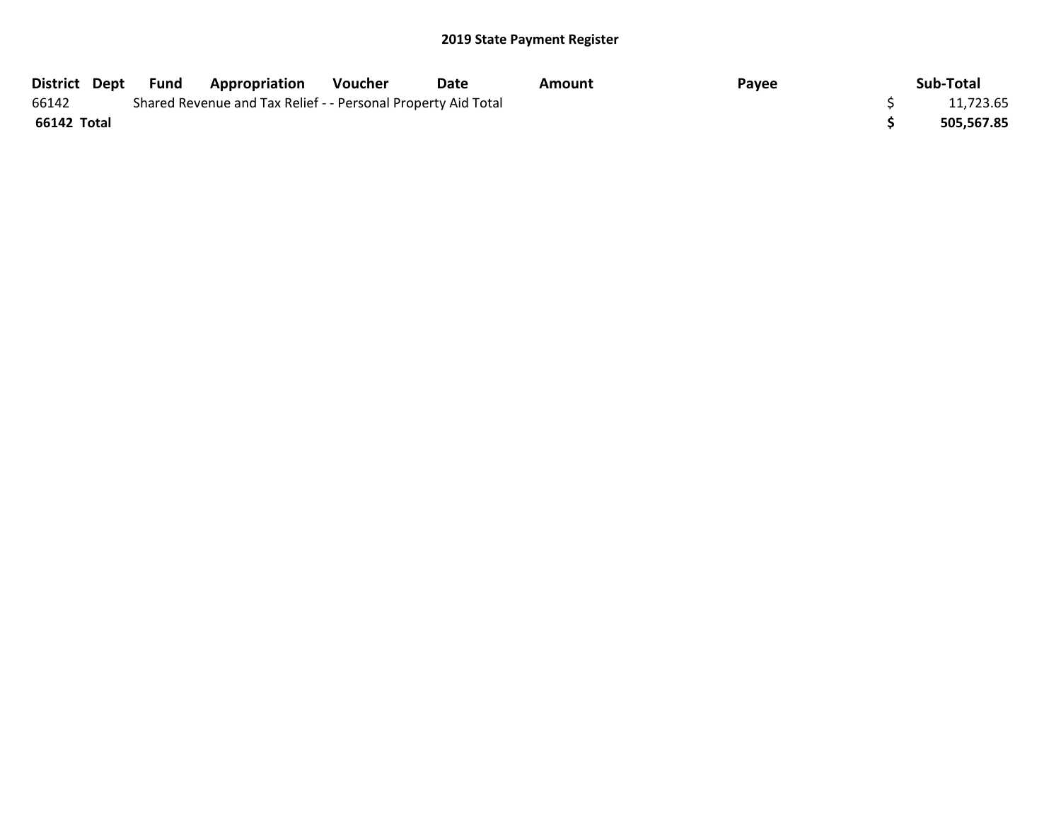## 2019 State Payment Register

| District | Dept | Fund | Appropriation | Voucher | Date | Amount | Payee | Sub-Total |
|---|---|---|---|---|---|---|---|---|
| 66142 | | Shared Revenue and Tax Relief - - Personal Property Aid Total | | | | | | $ 11,723.65 |
| **66142 Total** | | | | | | | | **$ 505,567.85** |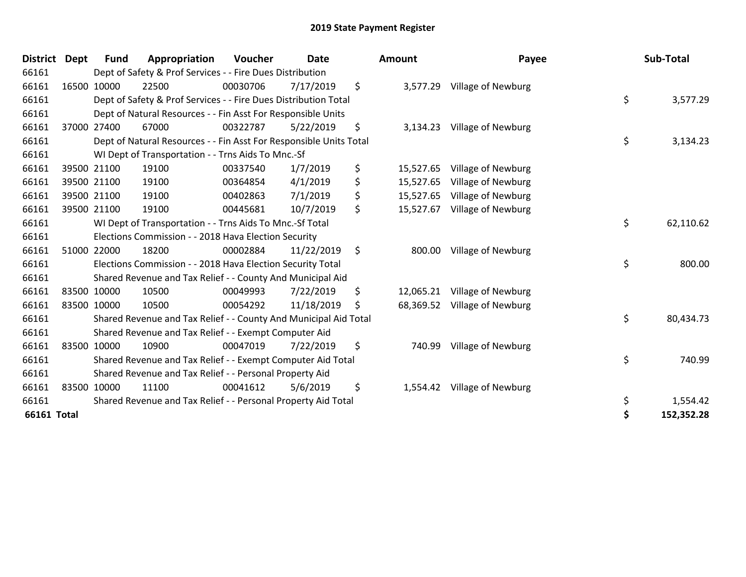# 2019 State Payment Register

| District | Dept | Fund | Appropriation | Voucher | Date | Amount | Payee | Sub-Total |
|---|---|---|---|---|---|---|---|---|
| 66161 | | Dept of Safety & Prof Services - - Fire Dues Distribution | | | | | | |
| 66161 | 16500 | 10000 | 22500 | 00030706 | 7/17/2019 | $ 3,577.29 | Village of Newburg | |
| 66161 | | Dept of Safety & Prof Services - - Fire Dues Distribution Total | | | | | | $ 3,577.29 |
| 66161 | | Dept of Natural Resources - - Fin Asst For Responsible Units | | | | | | |
| 66161 | 37000 | 27400 | 67000 | 00322787 | 5/22/2019 | $ 3,134.23 | Village of Newburg | |
| 66161 | | Dept of Natural Resources - - Fin Asst For Responsible Units Total | | | | | | $ 3,134.23 |
| 66161 | | WI Dept of Transportation - - Trns Aids To Mnc.-Sf | | | | | | |
| 66161 | 39500 | 21100 | 19100 | 00337540 | 1/7/2019 | $ 15,527.65 | Village of Newburg | |
| 66161 | 39500 | 21100 | 19100 | 00364854 | 4/1/2019 | $ 15,527.65 | Village of Newburg | |
| 66161 | 39500 | 21100 | 19100 | 00402863 | 7/1/2019 | $ 15,527.65 | Village of Newburg | |
| 66161 | 39500 | 21100 | 19100 | 00445681 | 10/7/2019 | $ 15,527.67 | Village of Newburg | |
| 66161 | | WI Dept of Transportation - - Trns Aids To Mnc.-Sf Total | | | | | | $ 62,110.62 |
| 66161 | | Elections Commission - - 2018 Hava Election Security | | | | | | |
| 66161 | 51000 | 22000 | 18200 | 00002884 | 11/22/2019 | $ 800.00 | Village of Newburg | |
| 66161 | | Elections Commission - - 2018 Hava Election Security Total | | | | | | $ 800.00 |
| 66161 | | Shared Revenue and Tax Relief - - County And Municipal Aid | | | | | | |
| 66161 | 83500 | 10000 | 10500 | 00049993 | 7/22/2019 | $ 12,065.21 | Village of Newburg | |
| 66161 | 83500 | 10000 | 10500 | 00054292 | 11/18/2019 | $ 68,369.52 | Village of Newburg | |
| 66161 | | Shared Revenue and Tax Relief - - County And Municipal Aid Total | | | | | | $ 80,434.73 |
| 66161 | | Shared Revenue and Tax Relief - - Exempt Computer Aid | | | | | | |
| 66161 | 83500 | 10000 | 10900 | 00047019 | 7/22/2019 | $ 740.99 | Village of Newburg | |
| 66161 | | Shared Revenue and Tax Relief - - Exempt Computer Aid Total | | | | | | $ 740.99 |
| 66161 | | Shared Revenue and Tax Relief - - Personal Property Aid | | | | | | |
| 66161 | 83500 | 10000 | 11100 | 00041612 | 5/6/2019 | $ 1,554.42 | Village of Newburg | |
| 66161 | | Shared Revenue and Tax Relief - - Personal Property Aid Total | | | | | | $ 1,554.42 |
| **66161 Total** | | | | | | | | **$ 152,352.28** |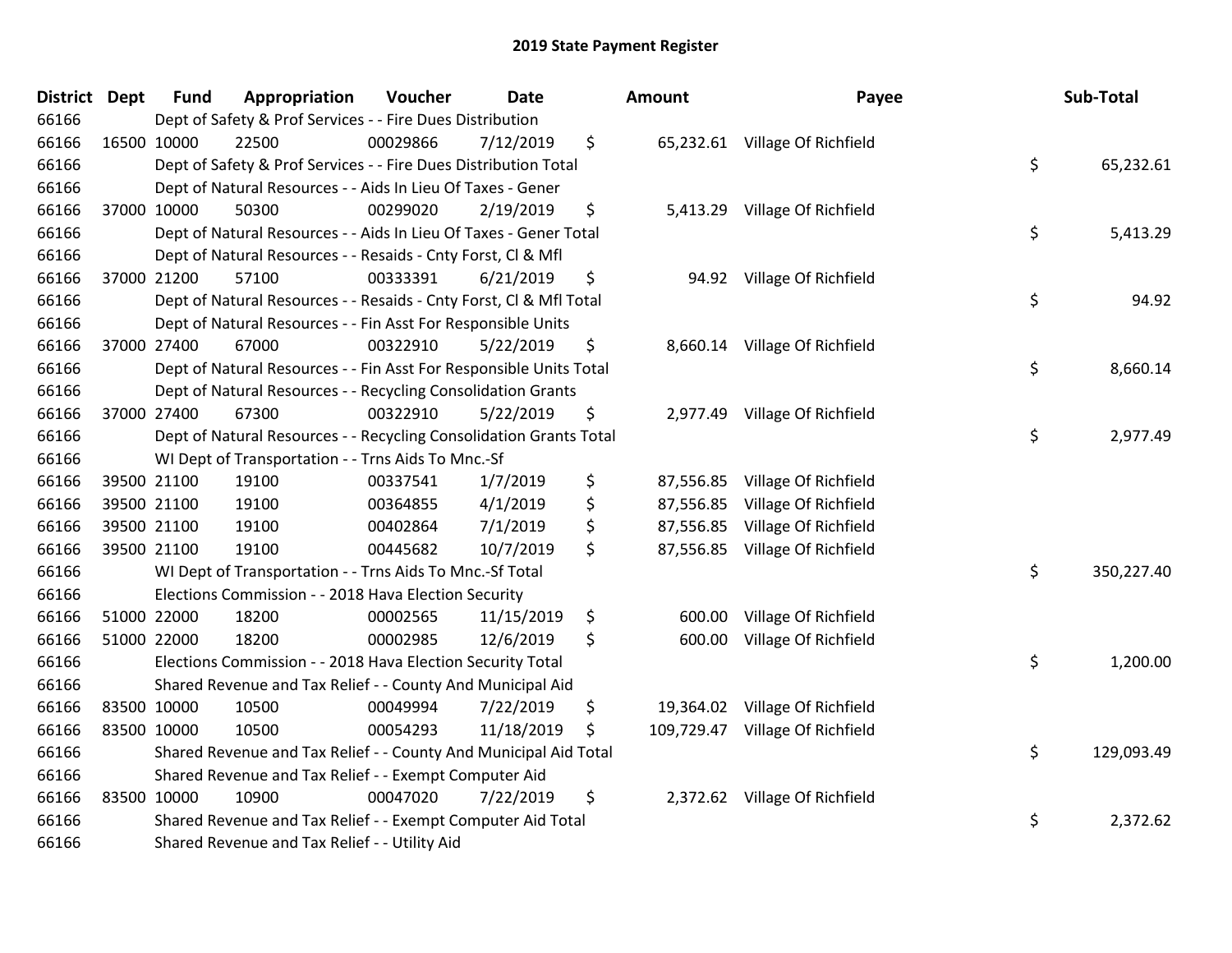## 2019 State Payment Register

| District | Dept | Fund | Appropriation | Voucher | Date | | Amount | Payee | | Sub-Total |
|---|---|---|---|---|---|---|---|---|---|---|
| 66166 | | Dept of Safety & Prof Services - - Fire Dues Distribution | | | | | | | | |
| 66166 | 16500 | 10000 | 22500 | 00029866 | 7/12/2019 | $ | 65,232.61 | Village Of Richfield | | |
| 66166 | | Dept of Safety & Prof Services - - Fire Dues Distribution Total | | | | | | | $ | 65,232.61 |
| 66166 | | Dept of Natural Resources - - Aids In Lieu Of Taxes - Gener | | | | | | | | |
| 66166 | 37000 | 10000 | 50300 | 00299020 | 2/19/2019 | $ | 5,413.29 | Village Of Richfield | | |
| 66166 | | Dept of Natural Resources - - Aids In Lieu Of Taxes - Gener Total | | | | | | | $ | 5,413.29 |
| 66166 | | Dept of Natural Resources - - Resaids - Cnty Forst, Cl & Mfl | | | | | | | | |
| 66166 | 37000 | 21200 | 57100 | 00333391 | 6/21/2019 | $ | 94.92 | Village Of Richfield | | |
| 66166 | | Dept of Natural Resources - - Resaids - Cnty Forst, Cl & Mfl Total | | | | | | | $ | 94.92 |
| 66166 | | Dept of Natural Resources - - Fin Asst For Responsible Units | | | | | | | | |
| 66166 | 37000 | 27400 | 67000 | 00322910 | 5/22/2019 | $ | 8,660.14 | Village Of Richfield | | |
| 66166 | | Dept of Natural Resources - - Fin Asst For Responsible Units Total | | | | | | | $ | 8,660.14 |
| 66166 | | Dept of Natural Resources - - Recycling Consolidation Grants | | | | | | | | |
| 66166 | 37000 | 27400 | 67300 | 00322910 | 5/22/2019 | $ | 2,977.49 | Village Of Richfield | | |
| 66166 | | Dept of Natural Resources - - Recycling Consolidation Grants Total | | | | | | | $ | 2,977.49 |
| 66166 | | WI Dept of Transportation - - Trns Aids To Mnc.-Sf | | | | | | | | |
| 66166 | 39500 | 21100 | 19100 | 00337541 | 1/7/2019 | $ | 87,556.85 | Village Of Richfield | | |
| 66166 | 39500 | 21100 | 19100 | 00364855 | 4/1/2019 | $ | 87,556.85 | Village Of Richfield | | |
| 66166 | 39500 | 21100 | 19100 | 00402864 | 7/1/2019 | $ | 87,556.85 | Village Of Richfield | | |
| 66166 | 39500 | 21100 | 19100 | 00445682 | 10/7/2019 | $ | 87,556.85 | Village Of Richfield | | |
| 66166 | | WI Dept of Transportation - - Trns Aids To Mnc.-Sf Total | | | | | | | $ | 350,227.40 |
| 66166 | | Elections Commission - - 2018 Hava Election Security | | | | | | | | |
| 66166 | 51000 | 22000 | 18200 | 00002565 | 11/15/2019 | $ | 600.00 | Village Of Richfield | | |
| 66166 | 51000 | 22000 | 18200 | 00002985 | 12/6/2019 | $ | 600.00 | Village Of Richfield | | |
| 66166 | | Elections Commission - - 2018 Hava Election Security Total | | | | | | | $ | 1,200.00 |
| 66166 | | Shared Revenue and Tax Relief - - County And Municipal Aid | | | | | | | | |
| 66166 | 83500 | 10000 | 10500 | 00049994 | 7/22/2019 | $ | 19,364.02 | Village Of Richfield | | |
| 66166 | 83500 | 10000 | 10500 | 00054293 | 11/18/2019 | $ | 109,729.47 | Village Of Richfield | | |
| 66166 | | Shared Revenue and Tax Relief - - County And Municipal Aid Total | | | | | | | $ | 129,093.49 |
| 66166 | | Shared Revenue and Tax Relief - - Exempt Computer Aid | | | | | | | | |
| 66166 | 83500 | 10000 | 10900 | 00047020 | 7/22/2019 | $ | 2,372.62 | Village Of Richfield | | |
| 66166 | | Shared Revenue and Tax Relief - - Exempt Computer Aid Total | | | | | | | $ | 2,372.62 |
| 66166 | | Shared Revenue and Tax Relief - - Utility Aid | | | | | | | | |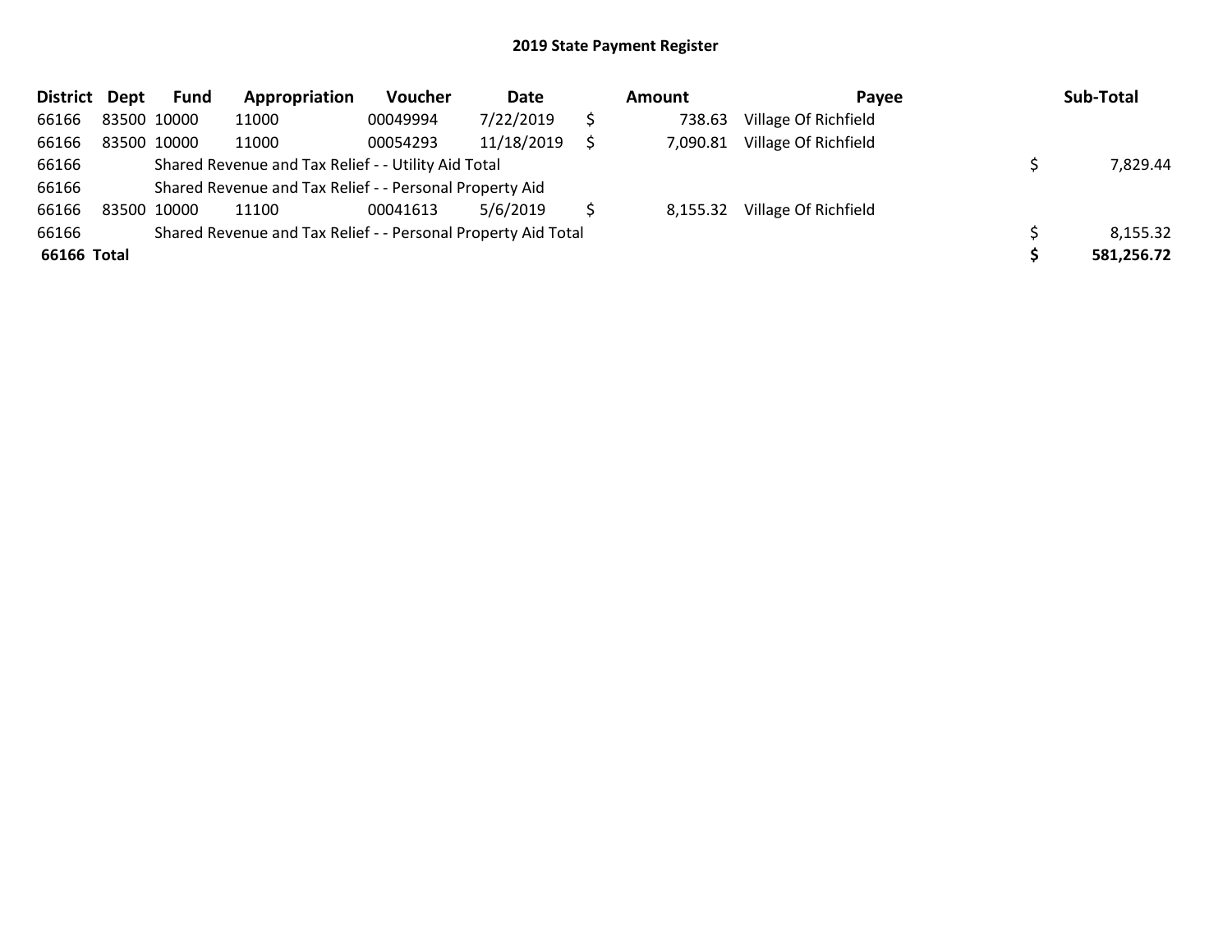# 2019 State Payment Register

| District | Dept | Fund | Appropriation | Voucher | Date | | Amount | Payee | | Sub-Total |
|---|---|---|---|---|---|---|---|---|---|---|
| 66166 | 83500 | 10000 | 11000 | 00049994 | 7/22/2019 | $ | 738.63 | Village Of Richfield | | |
| 66166 | 83500 | 10000 | 11000 | 00054293 | 11/18/2019 | $ | 7,090.81 | Village Of Richfield | | |
| 66166 | | Shared Revenue and Tax Relief - - Utility Aid Total | | | | | | | $ | 7,829.44 |
| 66166 | | Shared Revenue and Tax Relief - - Personal Property Aid | | | | | | | | |
| 66166 | 83500 | 10000 | 11100 | 00041613 | 5/6/2019 | $ | 8,155.32 | Village Of Richfield | | |
| 66166 | | Shared Revenue and Tax Relief - - Personal Property Aid Total | | | | | | | $ | 8,155.32 |
| **66166** | **Total** | | | | | | | | **$** | **581,256.72** |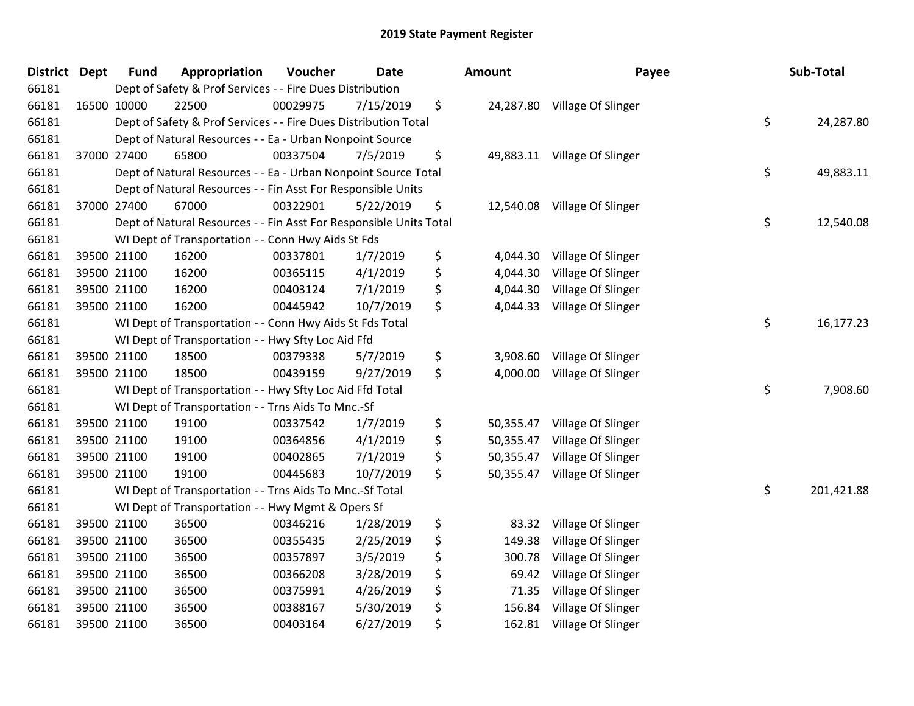# 2019 State Payment Register

| District | Dept | Fund | Appropriation | Voucher | Date | Amount | Payee | Sub-Total |
|---|---|---|---|---|---|---|---|---|
| 66181 | | Dept of Safety & Prof Services - - Fire Dues Distribution | | | | | | |
| 66181 | 16500 | 10000 | 22500 | 00029975 | 7/15/2019 | $ 24,287.80 | Village Of Slinger | |
| 66181 | | Dept of Safety & Prof Services - - Fire Dues Distribution Total | | | | | | $ 24,287.80 |
| 66181 | | Dept of Natural Resources - - Ea - Urban Nonpoint Source | | | | | | |
| 66181 | 37000 | 27400 | 65800 | 00337504 | 7/5/2019 | $ 49,883.11 | Village Of Slinger | |
| 66181 | | Dept of Natural Resources - - Ea - Urban Nonpoint Source Total | | | | | | $ 49,883.11 |
| 66181 | | Dept of Natural Resources - - Fin Asst For Responsible Units | | | | | | |
| 66181 | 37000 | 27400 | 67000 | 00322901 | 5/22/2019 | $ 12,540.08 | Village Of Slinger | |
| 66181 | | Dept of Natural Resources - - Fin Asst For Responsible Units Total | | | | | | $ 12,540.08 |
| 66181 | | WI Dept of Transportation - - Conn Hwy Aids St Fds | | | | | | |
| 66181 | 39500 | 21100 | 16200 | 00337801 | 1/7/2019 | $ 4,044.30 | Village Of Slinger | |
| 66181 | 39500 | 21100 | 16200 | 00365115 | 4/1/2019 | $ 4,044.30 | Village Of Slinger | |
| 66181 | 39500 | 21100 | 16200 | 00403124 | 7/1/2019 | $ 4,044.30 | Village Of Slinger | |
| 66181 | 39500 | 21100 | 16200 | 00445942 | 10/7/2019 | $ 4,044.33 | Village Of Slinger | |
| 66181 | | WI Dept of Transportation - - Conn Hwy Aids St Fds Total | | | | | | $ 16,177.23 |
| 66181 | | WI Dept of Transportation - - Hwy Sfty Loc Aid Ffd | | | | | | |
| 66181 | 39500 | 21100 | 18500 | 00379338 | 5/7/2019 | $ 3,908.60 | Village Of Slinger | |
| 66181 | 39500 | 21100 | 18500 | 00439159 | 9/27/2019 | $ 4,000.00 | Village Of Slinger | |
| 66181 | | WI Dept of Transportation - - Hwy Sfty Loc Aid Ffd Total | | | | | | $ 7,908.60 |
| 66181 | | WI Dept of Transportation - - Trns Aids To Mnc.-Sf | | | | | | |
| 66181 | 39500 | 21100 | 19100 | 00337542 | 1/7/2019 | $ 50,355.47 | Village Of Slinger | |
| 66181 | 39500 | 21100 | 19100 | 00364856 | 4/1/2019 | $ 50,355.47 | Village Of Slinger | |
| 66181 | 39500 | 21100 | 19100 | 00402865 | 7/1/2019 | $ 50,355.47 | Village Of Slinger | |
| 66181 | 39500 | 21100 | 19100 | 00445683 | 10/7/2019 | $ 50,355.47 | Village Of Slinger | |
| 66181 | | WI Dept of Transportation - - Trns Aids To Mnc.-Sf Total | | | | | | $ 201,421.88 |
| 66181 | | WI Dept of Transportation - - Hwy Mgmt & Opers Sf | | | | | | |
| 66181 | 39500 | 21100 | 36500 | 00346216 | 1/28/2019 | $ 83.32 | Village Of Slinger | |
| 66181 | 39500 | 21100 | 36500 | 00355435 | 2/25/2019 | $ 149.38 | Village Of Slinger | |
| 66181 | 39500 | 21100 | 36500 | 00357897 | 3/5/2019 | $ 300.78 | Village Of Slinger | |
| 66181 | 39500 | 21100 | 36500 | 00366208 | 3/28/2019 | $ 69.42 | Village Of Slinger | |
| 66181 | 39500 | 21100 | 36500 | 00375991 | 4/26/2019 | $ 71.35 | Village Of Slinger | |
| 66181 | 39500 | 21100 | 36500 | 00388167 | 5/30/2019 | $ 156.84 | Village Of Slinger | |
| 66181 | 39500 | 21100 | 36500 | 00403164 | 6/27/2019 | $ 162.81 | Village Of Slinger | |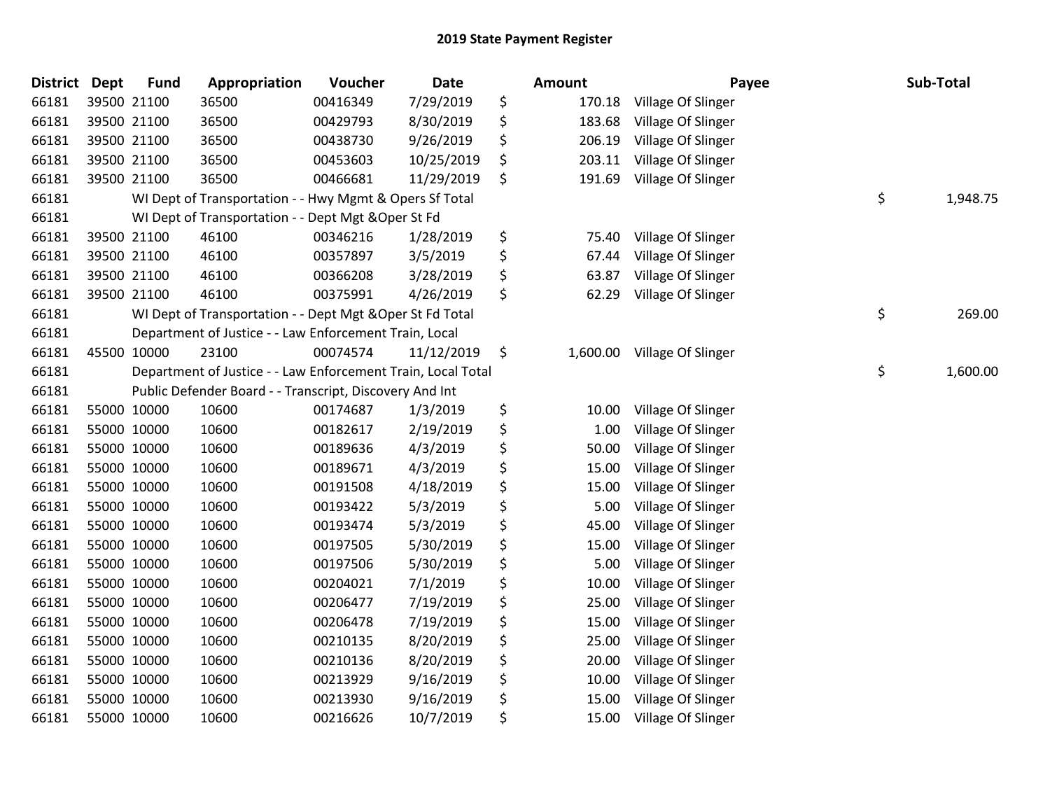## 2019 State Payment Register

| District | Dept | Fund | Appropriation | Voucher | Date | Amount | Payee | Sub-Total |
|---|---|---|---|---|---|---|---|---|
| 66181 | 39500 | 21100 | 36500 | 00416349 | 7/29/2019 | $ 170.18 | Village Of Slinger | |
| 66181 | 39500 | 21100 | 36500 | 00429793 | 8/30/2019 | $ 183.68 | Village Of Slinger | |
| 66181 | 39500 | 21100 | 36500 | 00438730 | 9/26/2019 | $ 206.19 | Village Of Slinger | |
| 66181 | 39500 | 21100 | 36500 | 00453603 | 10/25/2019 | $ 203.11 | Village Of Slinger | |
| 66181 | 39500 | 21100 | 36500 | 00466681 | 11/29/2019 | $ 191.69 | Village Of Slinger | |
| 66181 | | WI Dept of Transportation - - Hwy Mgmt & Opers Sf Total | | | | | | $ 1,948.75 |
| 66181 | | WI Dept of Transportation - - Dept Mgt &Oper St Fd | | | | | | |
| 66181 | 39500 | 21100 | 46100 | 00346216 | 1/28/2019 | $ 75.40 | Village Of Slinger | |
| 66181 | 39500 | 21100 | 46100 | 00357897 | 3/5/2019 | $ 67.44 | Village Of Slinger | |
| 66181 | 39500 | 21100 | 46100 | 00366208 | 3/28/2019 | $ 63.87 | Village Of Slinger | |
| 66181 | 39500 | 21100 | 46100 | 00375991 | 4/26/2019 | $ 62.29 | Village Of Slinger | |
| 66181 | | WI Dept of Transportation - - Dept Mgt &Oper St Fd Total | | | | | | $ 269.00 |
| 66181 | | Department of Justice - - Law Enforcement Train, Local | | | | | | |
| 66181 | 45500 | 10000 | 23100 | 00074574 | 11/12/2019 | $ 1,600.00 | Village Of Slinger | |
| 66181 | | Department of Justice - - Law Enforcement Train, Local Total | | | | | | $ 1,600.00 |
| 66181 | | Public Defender Board - - Transcript, Discovery And Int | | | | | | |
| 66181 | 55000 | 10000 | 10600 | 00174687 | 1/3/2019 | $ 10.00 | Village Of Slinger | |
| 66181 | 55000 | 10000 | 10600 | 00182617 | 2/19/2019 | $ 1.00 | Village Of Slinger | |
| 66181 | 55000 | 10000 | 10600 | 00189636 | 4/3/2019 | $ 50.00 | Village Of Slinger | |
| 66181 | 55000 | 10000 | 10600 | 00189671 | 4/3/2019 | $ 15.00 | Village Of Slinger | |
| 66181 | 55000 | 10000 | 10600 | 00191508 | 4/18/2019 | $ 15.00 | Village Of Slinger | |
| 66181 | 55000 | 10000 | 10600 | 00193422 | 5/3/2019 | $ 5.00 | Village Of Slinger | |
| 66181 | 55000 | 10000 | 10600 | 00193474 | 5/3/2019 | $ 45.00 | Village Of Slinger | |
| 66181 | 55000 | 10000 | 10600 | 00197505 | 5/30/2019 | $ 15.00 | Village Of Slinger | |
| 66181 | 55000 | 10000 | 10600 | 00197506 | 5/30/2019 | $ 5.00 | Village Of Slinger | |
| 66181 | 55000 | 10000 | 10600 | 00204021 | 7/1/2019 | $ 10.00 | Village Of Slinger | |
| 66181 | 55000 | 10000 | 10600 | 00206477 | 7/19/2019 | $ 25.00 | Village Of Slinger | |
| 66181 | 55000 | 10000 | 10600 | 00206478 | 7/19/2019 | $ 15.00 | Village Of Slinger | |
| 66181 | 55000 | 10000 | 10600 | 00210135 | 8/20/2019 | $ 25.00 | Village Of Slinger | |
| 66181 | 55000 | 10000 | 10600 | 00210136 | 8/20/2019 | $ 20.00 | Village Of Slinger | |
| 66181 | 55000 | 10000 | 10600 | 00213929 | 9/16/2019 | $ 10.00 | Village Of Slinger | |
| 66181 | 55000 | 10000 | 10600 | 00213930 | 9/16/2019 | $ 15.00 | Village Of Slinger | |
| 66181 | 55000 | 10000 | 10600 | 00216626 | 10/7/2019 | $ 15.00 | Village Of Slinger | |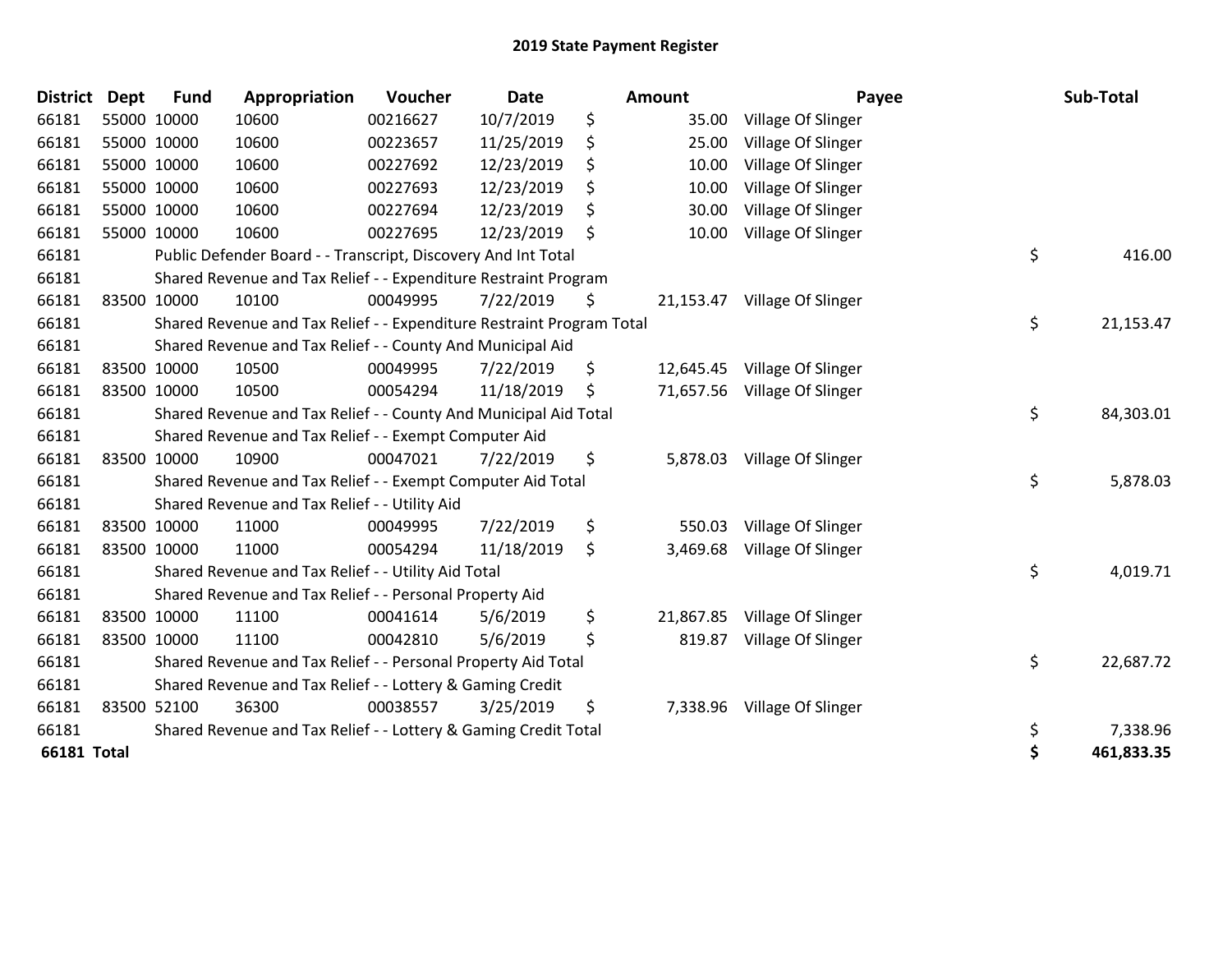# 2019 State Payment Register

| District | Dept | Fund | Appropriation | Voucher | Date | Amount | Payee | Sub-Total |
|---|---|---|---|---|---|---|---|---|
| 66181 | 55000 | 10000 | 10600 | 00216627 | 10/7/2019 | $ 35.00 | Village Of Slinger | |
| 66181 | 55000 | 10000 | 10600 | 00223657 | 11/25/2019 | $ 25.00 | Village Of Slinger | |
| 66181 | 55000 | 10000 | 10600 | 00227692 | 12/23/2019 | $ 10.00 | Village Of Slinger | |
| 66181 | 55000 | 10000 | 10600 | 00227693 | 12/23/2019 | $ 10.00 | Village Of Slinger | |
| 66181 | 55000 | 10000 | 10600 | 00227694 | 12/23/2019 | $ 30.00 | Village Of Slinger | |
| 66181 | 55000 | 10000 | 10600 | 00227695 | 12/23/2019 | $ 10.00 | Village Of Slinger | |
| 66181 | | Public Defender Board - - Transcript, Discovery And Int Total | | | | | | $ 416.00 |
| 66181 | | Shared Revenue and Tax Relief - - Expenditure Restraint Program | | | | | | |
| 66181 | 83500 | 10000 | 10100 | 00049995 | 7/22/2019 | $ 21,153.47 | Village Of Slinger | |
| 66181 | | Shared Revenue and Tax Relief - - Expenditure Restraint Program Total | | | | | | $ 21,153.47 |
| 66181 | | Shared Revenue and Tax Relief - - County And Municipal Aid | | | | | | |
| 66181 | 83500 | 10000 | 10500 | 00049995 | 7/22/2019 | $ 12,645.45 | Village Of Slinger | |
| 66181 | 83500 | 10000 | 10500 | 00054294 | 11/18/2019 | $ 71,657.56 | Village Of Slinger | |
| 66181 | | Shared Revenue and Tax Relief - - County And Municipal Aid Total | | | | | | $ 84,303.01 |
| 66181 | | Shared Revenue and Tax Relief - - Exempt Computer Aid | | | | | | |
| 66181 | 83500 | 10000 | 10900 | 00047021 | 7/22/2019 | $ 5,878.03 | Village Of Slinger | |
| 66181 | | Shared Revenue and Tax Relief - - Exempt Computer Aid Total | | | | | | $ 5,878.03 |
| 66181 | | Shared Revenue and Tax Relief - - Utility Aid | | | | | | |
| 66181 | 83500 | 10000 | 11000 | 00049995 | 7/22/2019 | $ 550.03 | Village Of Slinger | |
| 66181 | 83500 | 10000 | 11000 | 00054294 | 11/18/2019 | $ 3,469.68 | Village Of Slinger | |
| 66181 | | Shared Revenue and Tax Relief - - Utility Aid Total | | | | | | $ 4,019.71 |
| 66181 | | Shared Revenue and Tax Relief - - Personal Property Aid | | | | | | |
| 66181 | 83500 | 10000 | 11100 | 00041614 | 5/6/2019 | $ 21,867.85 | Village Of Slinger | |
| 66181 | 83500 | 10000 | 11100 | 00042810 | 5/6/2019 | $ 819.87 | Village Of Slinger | |
| 66181 | | Shared Revenue and Tax Relief - - Personal Property Aid Total | | | | | | $ 22,687.72 |
| 66181 | | Shared Revenue and Tax Relief - - Lottery & Gaming Credit | | | | | | |
| 66181 | 83500 | 52100 | 36300 | 00038557 | 3/25/2019 | $ 7,338.96 | Village Of Slinger | |
| 66181 | | Shared Revenue and Tax Relief - - Lottery & Gaming Credit Total | | | | | | $ 7,338.96 |
| **66181 Total** | | | | | | | | **$ 461,833.35** |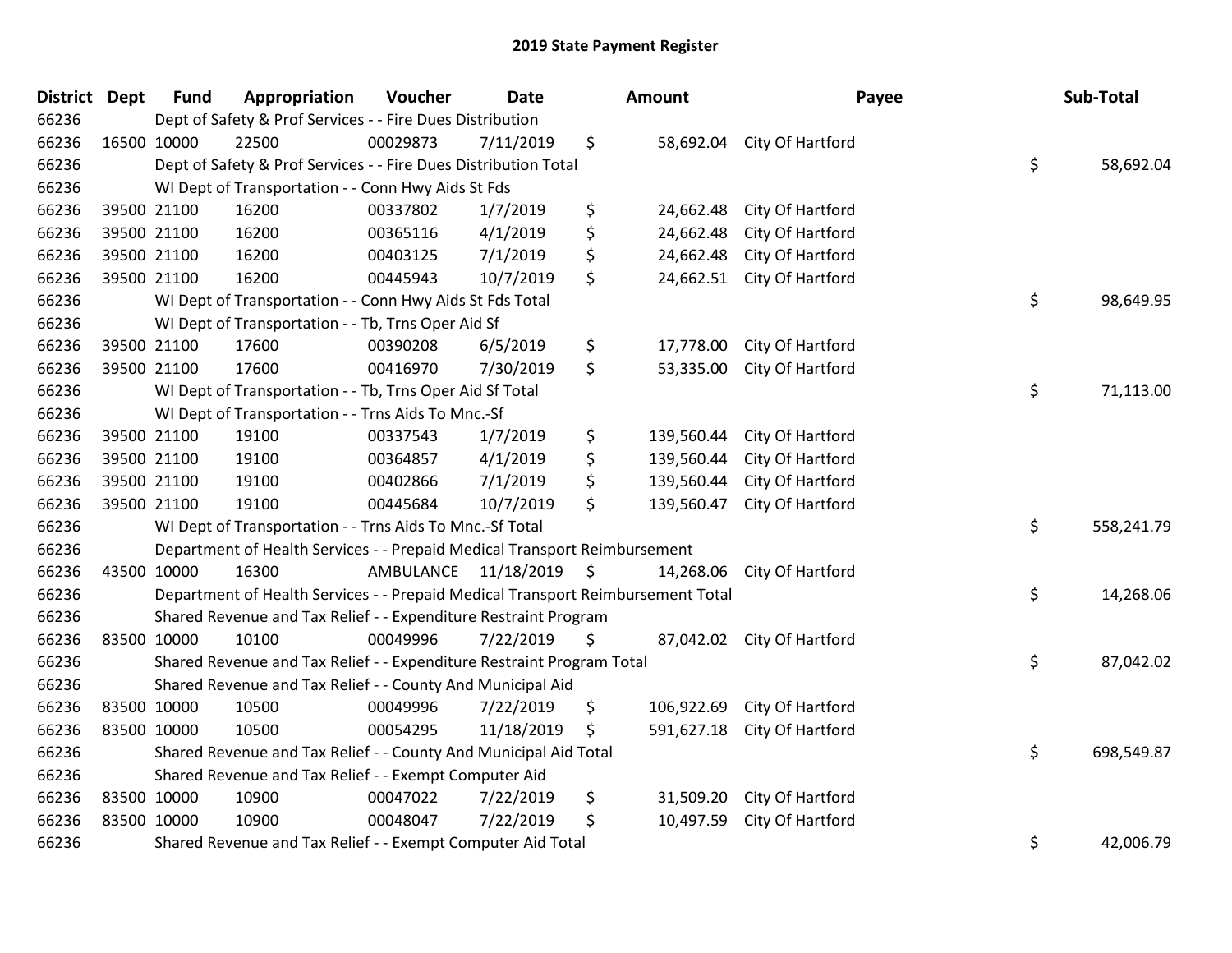# 2019 State Payment Register

| District | Dept | Fund | Appropriation | Voucher | Date | Amount | Payee | Sub-Total |
|---|---|---|---|---|---|---|---|---|
| 66236 | | Dept of Safety & Prof Services - - Fire Dues Distribution | | | | | | |
| 66236 | 16500 | 10000 | 22500 | 00029873 | 7/11/2019 | $ 58,692.04 | City Of Hartford | |
| 66236 | | Dept of Safety & Prof Services - - Fire Dues Distribution Total | | | | | | $ 58,692.04 |
| 66236 | | WI Dept of Transportation - - Conn Hwy Aids St Fds | | | | | | |
| 66236 | 39500 | 21100 | 16200 | 00337802 | 1/7/2019 | $ 24,662.48 | City Of Hartford | |
| 66236 | 39500 | 21100 | 16200 | 00365116 | 4/1/2019 | $ 24,662.48 | City Of Hartford | |
| 66236 | 39500 | 21100 | 16200 | 00403125 | 7/1/2019 | $ 24,662.48 | City Of Hartford | |
| 66236 | 39500 | 21100 | 16200 | 00445943 | 10/7/2019 | $ 24,662.51 | City Of Hartford | |
| 66236 | | WI Dept of Transportation - - Conn Hwy Aids St Fds Total | | | | | | $ 98,649.95 |
| 66236 | | WI Dept of Transportation - - Tb, Trns Oper Aid Sf | | | | | | |
| 66236 | 39500 | 21100 | 17600 | 00390208 | 6/5/2019 | $ 17,778.00 | City Of Hartford | |
| 66236 | 39500 | 21100 | 17600 | 00416970 | 7/30/2019 | $ 53,335.00 | City Of Hartford | |
| 66236 | | WI Dept of Transportation - - Tb, Trns Oper Aid Sf Total | | | | | | $ 71,113.00 |
| 66236 | | WI Dept of Transportation - - Trns Aids To Mnc.-Sf | | | | | | |
| 66236 | 39500 | 21100 | 19100 | 00337543 | 1/7/2019 | $ 139,560.44 | City Of Hartford | |
| 66236 | 39500 | 21100 | 19100 | 00364857 | 4/1/2019 | $ 139,560.44 | City Of Hartford | |
| 66236 | 39500 | 21100 | 19100 | 00402866 | 7/1/2019 | $ 139,560.44 | City Of Hartford | |
| 66236 | 39500 | 21100 | 19100 | 00445684 | 10/7/2019 | $ 139,560.47 | City Of Hartford | |
| 66236 | | WI Dept of Transportation - - Trns Aids To Mnc.-Sf Total | | | | | | $ 558,241.79 |
| 66236 | | Department of Health Services - - Prepaid Medical Transport Reimbursement | | | | | | |
| 66236 | 43500 | 10000 | 16300 | AMBULANCE | 11/18/2019 | $ 14,268.06 | City Of Hartford | |
| 66236 | | Department of Health Services - - Prepaid Medical Transport Reimbursement Total | | | | | | $ 14,268.06 |
| 66236 | | Shared Revenue and Tax Relief - - Expenditure Restraint Program | | | | | | |
| 66236 | 83500 | 10000 | 10100 | 00049996 | 7/22/2019 | $ 87,042.02 | City Of Hartford | |
| 66236 | | Shared Revenue and Tax Relief - - Expenditure Restraint Program Total | | | | | | $ 87,042.02 |
| 66236 | | Shared Revenue and Tax Relief - - County And Municipal Aid | | | | | | |
| 66236 | 83500 | 10000 | 10500 | 00049996 | 7/22/2019 | $ 106,922.69 | City Of Hartford | |
| 66236 | 83500 | 10000 | 10500 | 00054295 | 11/18/2019 | $ 591,627.18 | City Of Hartford | |
| 66236 | | Shared Revenue and Tax Relief - - County And Municipal Aid Total | | | | | | $ 698,549.87 |
| 66236 | | Shared Revenue and Tax Relief - - Exempt Computer Aid | | | | | | |
| 66236 | 83500 | 10000 | 10900 | 00047022 | 7/22/2019 | $ 31,509.20 | City Of Hartford | |
| 66236 | 83500 | 10000 | 10900 | 00048047 | 7/22/2019 | $ 10,497.59 | City Of Hartford | |
| 66236 | | Shared Revenue and Tax Relief - - Exempt Computer Aid Total | | | | | | $ 42,006.79 |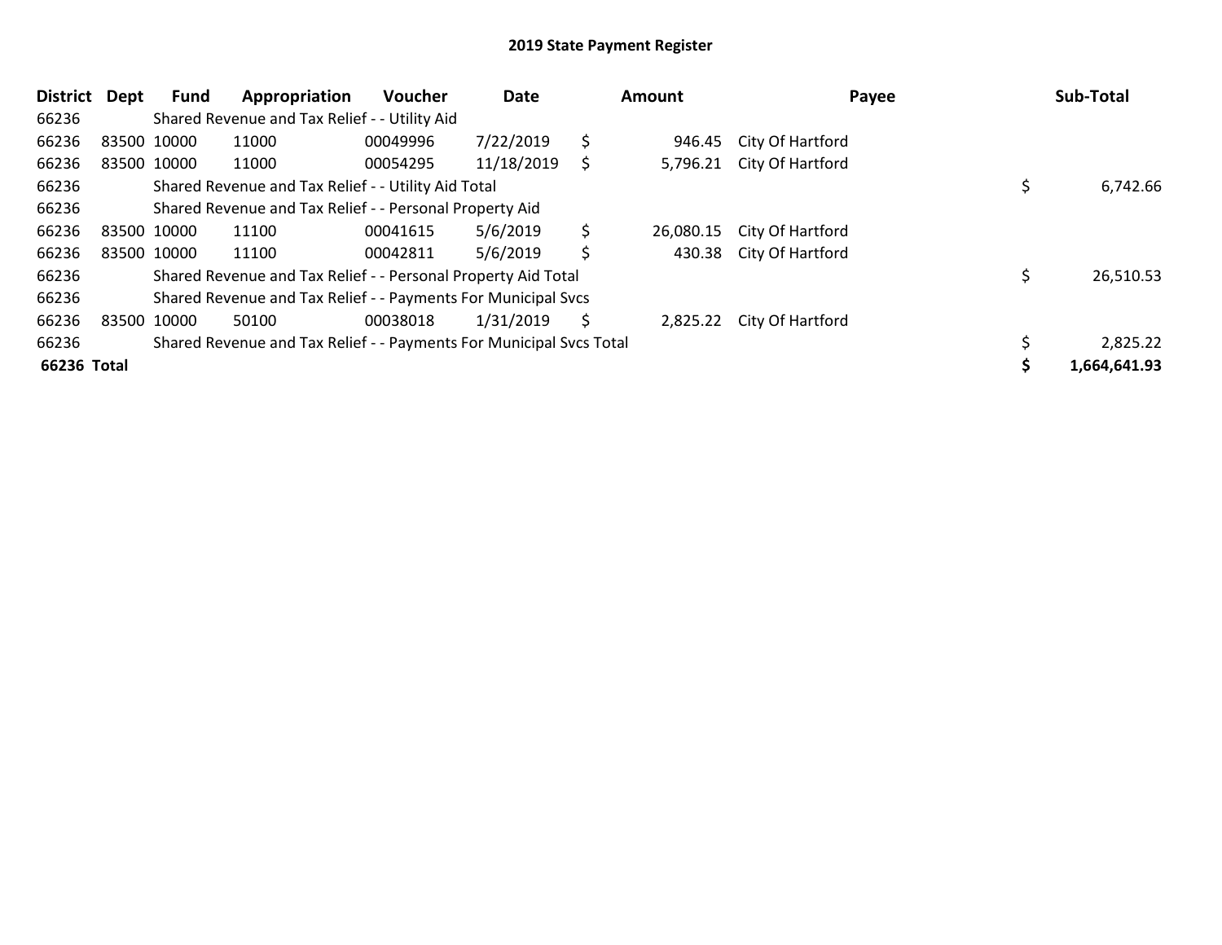## 2019 State Payment Register

| District | Dept | Fund | Appropriation | Voucher | Date | Amount | Payee | Sub-Total |
|---|---|---|---|---|---|---|---|---|
| 66236 | | Shared Revenue and Tax Relief - - Utility Aid | | | | | | |
| 66236 | 83500 | 10000 | 11000 | 00049996 | 7/22/2019 | $ 946.45 | City Of Hartford | |
| 66236 | 83500 | 10000 | 11000 | 00054295 | 11/18/2019 | $ 5,796.21 | City Of Hartford | |
| 66236 | | Shared Revenue and Tax Relief - - Utility Aid Total | | | | | | $ 6,742.66 |
| 66236 | | Shared Revenue and Tax Relief - - Personal Property Aid | | | | | | |
| 66236 | 83500 | 10000 | 11100 | 00041615 | 5/6/2019 | $ 26,080.15 | City Of Hartford | |
| 66236 | 83500 | 10000 | 11100 | 00042811 | 5/6/2019 | $ 430.38 | City Of Hartford | |
| 66236 | | Shared Revenue and Tax Relief - - Personal Property Aid Total | | | | | | $ 26,510.53 |
| 66236 | | Shared Revenue and Tax Relief - - Payments For Municipal Svcs | | | | | | |
| 66236 | 83500 | 10000 | 50100 | 00038018 | 1/31/2019 | $ 2,825.22 | City Of Hartford | |
| 66236 | | Shared Revenue and Tax Relief - - Payments For Municipal Svcs Total | | | | | | $ 2,825.22 |
| **66236 Total** | | | | | | | | **$ 1,664,641.93** |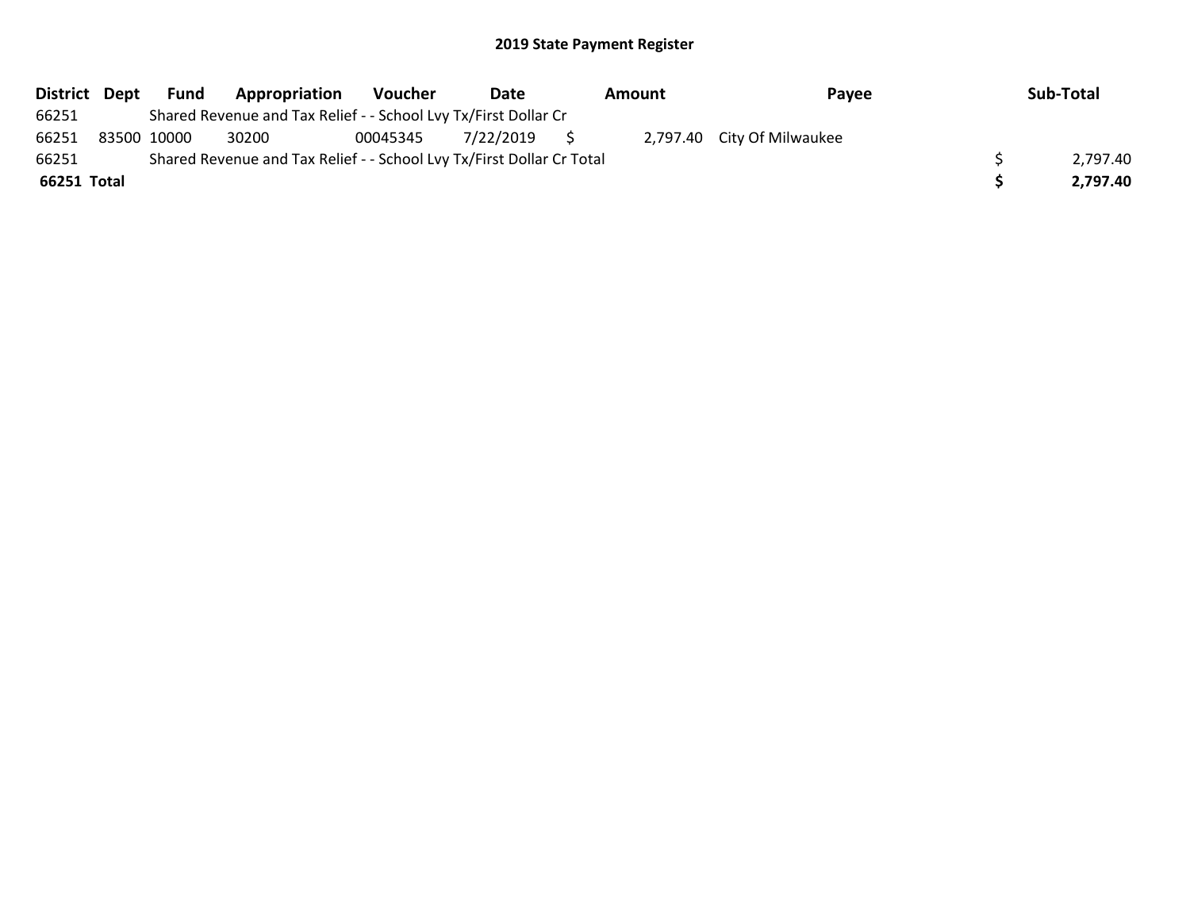# 2019 State Payment Register

| District | Dept | Fund | Appropriation | Voucher | Date | Amount | Payee | Sub-Total |
|---|---|---|---|---|---|---|---|---|
| 66251 | | Shared Revenue and Tax Relief - - School Lvy Tx/First Dollar Cr | | | | | | |
| 66251 | 83500 | 10000 | 30200 | 00045345 | 7/22/2019 | $ 2,797.40 | City Of Milwaukee | |
| 66251 | | Shared Revenue and Tax Relief - - School Lvy Tx/First Dollar Cr Total | | | | | | $ 2,797.40 |
| **66251** | **Total** | | | | | | | **$ 2,797.40** |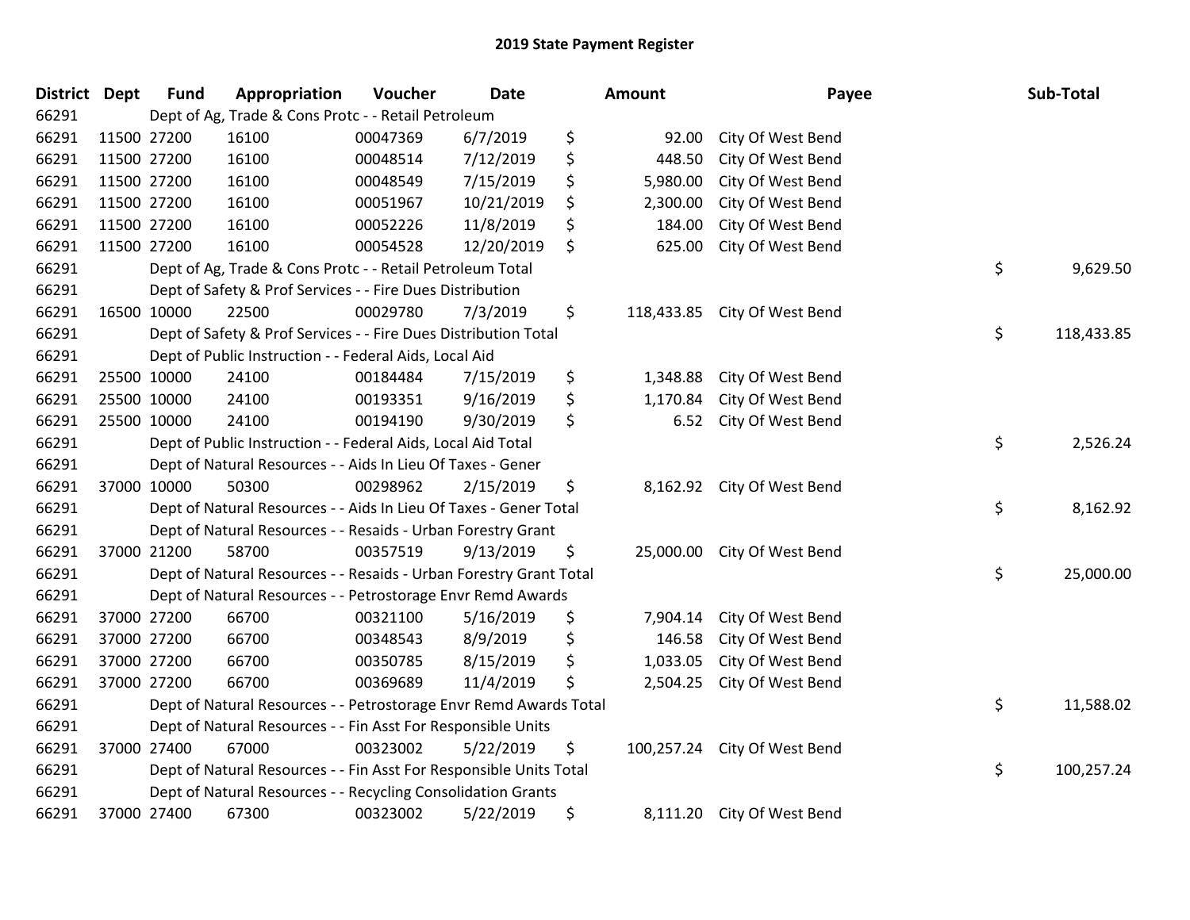## 2019 State Payment Register

| District | Dept | Fund | Appropriation | Voucher | Date | Amount | Payee | Sub-Total |
|---|---|---|---|---|---|---|---|---|
| 66291 | | Dept of Ag, Trade & Cons Protc - - Retail Petroleum | | | | | | |
| 66291 | 11500 | 27200 | 16100 | 00047369 | 6/7/2019 | $ 92.00 | City Of West Bend | |
| 66291 | 11500 | 27200 | 16100 | 00048514 | 7/12/2019 | $ 448.50 | City Of West Bend | |
| 66291 | 11500 | 27200 | 16100 | 00048549 | 7/15/2019 | $ 5,980.00 | City Of West Bend | |
| 66291 | 11500 | 27200 | 16100 | 00051967 | 10/21/2019 | $ 2,300.00 | City Of West Bend | |
| 66291 | 11500 | 27200 | 16100 | 00052226 | 11/8/2019 | $ 184.00 | City Of West Bend | |
| 66291 | 11500 | 27200 | 16100 | 00054528 | 12/20/2019 | $ 625.00 | City Of West Bend | |
| 66291 | | Dept of Ag, Trade & Cons Protc - - Retail Petroleum Total | | | | | | $ 9,629.50 |
| 66291 | | Dept of Safety & Prof Services - - Fire Dues Distribution | | | | | | |
| 66291 | 16500 | 10000 | 22500 | 00029780 | 7/3/2019 | $ 118,433.85 | City Of West Bend | |
| 66291 | | Dept of Safety & Prof Services - - Fire Dues Distribution Total | | | | | | $ 118,433.85 |
| 66291 | | Dept of Public Instruction - - Federal Aids, Local Aid | | | | | | |
| 66291 | 25500 | 10000 | 24100 | 00184484 | 7/15/2019 | $ 1,348.88 | City Of West Bend | |
| 66291 | 25500 | 10000 | 24100 | 00193351 | 9/16/2019 | $ 1,170.84 | City Of West Bend | |
| 66291 | 25500 | 10000 | 24100 | 00194190 | 9/30/2019 | $ 6.52 | City Of West Bend | |
| 66291 | | Dept of Public Instruction - - Federal Aids, Local Aid Total | | | | | | $ 2,526.24 |
| 66291 | | Dept of Natural Resources - - Aids In Lieu Of Taxes - Gener | | | | | | |
| 66291 | 37000 | 10000 | 50300 | 00298962 | 2/15/2019 | $ 8,162.92 | City Of West Bend | |
| 66291 | | Dept of Natural Resources - - Aids In Lieu Of Taxes - Gener Total | | | | | | $ 8,162.92 |
| 66291 | | Dept of Natural Resources - - Resaids - Urban Forestry Grant | | | | | | |
| 66291 | 37000 | 21200 | 58700 | 00357519 | 9/13/2019 | $ 25,000.00 | City Of West Bend | |
| 66291 | | Dept of Natural Resources - - Resaids - Urban Forestry Grant Total | | | | | | $ 25,000.00 |
| 66291 | | Dept of Natural Resources - - Petrostorage Envr Remd Awards | | | | | | |
| 66291 | 37000 | 27200 | 66700 | 00321100 | 5/16/2019 | $ 7,904.14 | City Of West Bend | |
| 66291 | 37000 | 27200 | 66700 | 00348543 | 8/9/2019 | $ 146.58 | City Of West Bend | |
| 66291 | 37000 | 27200 | 66700 | 00350785 | 8/15/2019 | $ 1,033.05 | City Of West Bend | |
| 66291 | 37000 | 27200 | 66700 | 00369689 | 11/4/2019 | $ 2,504.25 | City Of West Bend | |
| 66291 | | Dept of Natural Resources - - Petrostorage Envr Remd Awards Total | | | | | | $ 11,588.02 |
| 66291 | | Dept of Natural Resources - - Fin Asst For Responsible Units | | | | | | |
| 66291 | 37000 | 27400 | 67000 | 00323002 | 5/22/2019 | $ 100,257.24 | City Of West Bend | |
| 66291 | | Dept of Natural Resources - - Fin Asst For Responsible Units Total | | | | | | $ 100,257.24 |
| 66291 | | Dept of Natural Resources - - Recycling Consolidation Grants | | | | | | |
| 66291 | 37000 | 27400 | 67300 | 00323002 | 5/22/2019 | $ 8,111.20 | City Of West Bend | |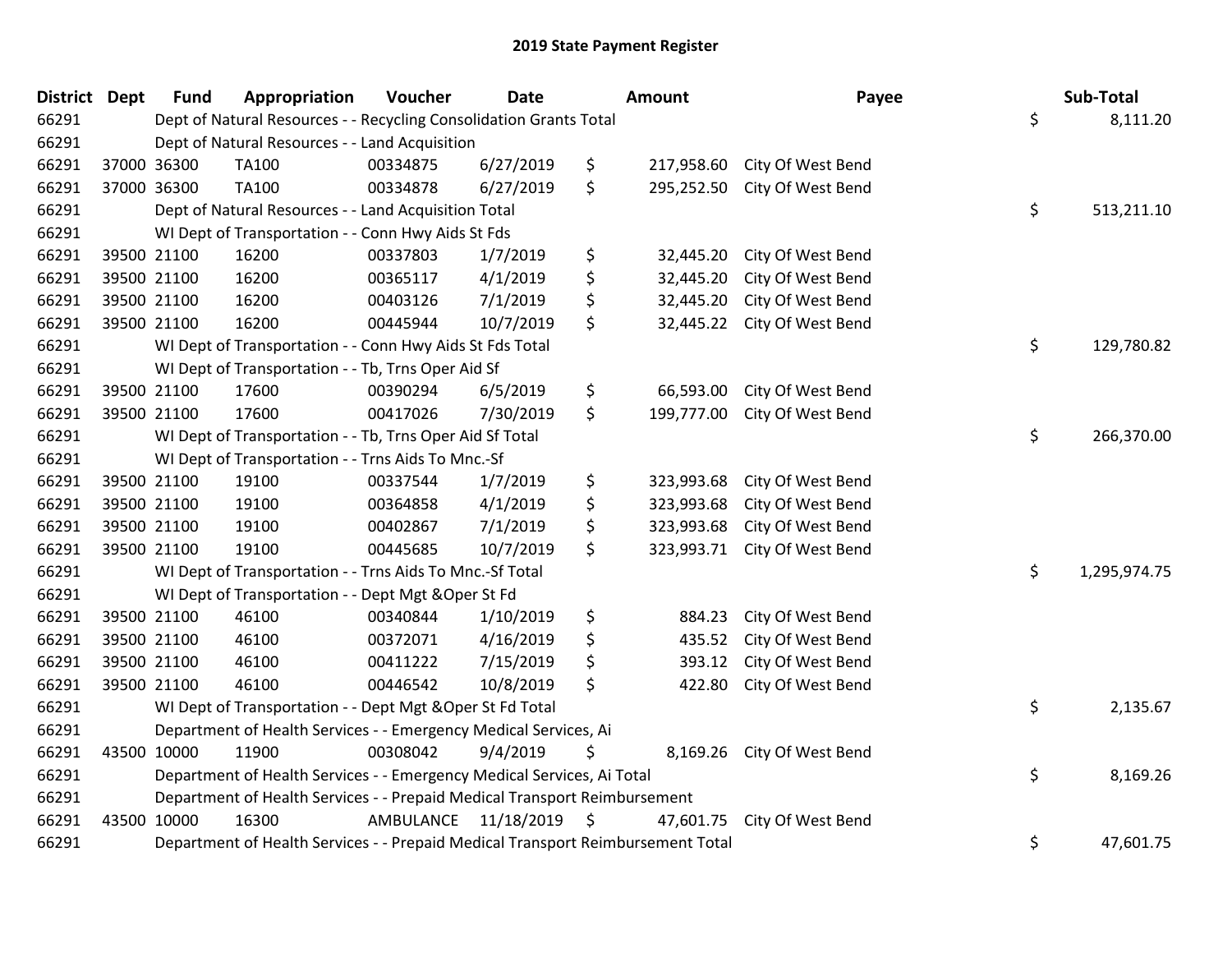## 2019 State Payment Register

| District | Dept | Fund | Appropriation | Voucher | Date | Amount | Payee | Sub-Total |
|---|---|---|---|---|---|---|---|---|
| 66291 | | Dept of Natural Resources - - Recycling Consolidation Grants Total | | | | | | $ 8,111.20 |
| 66291 | | Dept of Natural Resources - - Land Acquisition | | | | | | |
| 66291 | 37000 | 36300 | TA100 | 00334875 | 6/27/2019 | $ 217,958.60 | City Of West Bend | |
| 66291 | 37000 | 36300 | TA100 | 00334878 | 6/27/2019 | $ 295,252.50 | City Of West Bend | |
| 66291 | | Dept of Natural Resources - - Land Acquisition Total | | | | | | $ 513,211.10 |
| 66291 | | WI Dept of Transportation - - Conn Hwy Aids St Fds | | | | | | |
| 66291 | 39500 | 21100 | 16200 | 00337803 | 1/7/2019 | $ 32,445.20 | City Of West Bend | |
| 66291 | 39500 | 21100 | 16200 | 00365117 | 4/1/2019 | $ 32,445.20 | City Of West Bend | |
| 66291 | 39500 | 21100 | 16200 | 00403126 | 7/1/2019 | $ 32,445.20 | City Of West Bend | |
| 66291 | 39500 | 21100 | 16200 | 00445944 | 10/7/2019 | $ 32,445.22 | City Of West Bend | |
| 66291 | | WI Dept of Transportation - - Conn Hwy Aids St Fds Total | | | | | | $ 129,780.82 |
| 66291 | | WI Dept of Transportation - - Tb, Trns Oper Aid Sf | | | | | | |
| 66291 | 39500 | 21100 | 17600 | 00390294 | 6/5/2019 | $ 66,593.00 | City Of West Bend | |
| 66291 | 39500 | 21100 | 17600 | 00417026 | 7/30/2019 | $ 199,777.00 | City Of West Bend | |
| 66291 | | WI Dept of Transportation - - Tb, Trns Oper Aid Sf Total | | | | | | $ 266,370.00 |
| 66291 | | WI Dept of Transportation - - Trns Aids To Mnc.-Sf | | | | | | |
| 66291 | 39500 | 21100 | 19100 | 00337544 | 1/7/2019 | $ 323,993.68 | City Of West Bend | |
| 66291 | 39500 | 21100 | 19100 | 00364858 | 4/1/2019 | $ 323,993.68 | City Of West Bend | |
| 66291 | 39500 | 21100 | 19100 | 00402867 | 7/1/2019 | $ 323,993.68 | City Of West Bend | |
| 66291 | 39500 | 21100 | 19100 | 00445685 | 10/7/2019 | $ 323,993.71 | City Of West Bend | |
| 66291 | | WI Dept of Transportation - - Trns Aids To Mnc.-Sf Total | | | | | | $ 1,295,974.75 |
| 66291 | | WI Dept of Transportation - - Dept Mgt &Oper St Fd | | | | | | |
| 66291 | 39500 | 21100 | 46100 | 00340844 | 1/10/2019 | $ 884.23 | City Of West Bend | |
| 66291 | 39500 | 21100 | 46100 | 00372071 | 4/16/2019 | $ 435.52 | City Of West Bend | |
| 66291 | 39500 | 21100 | 46100 | 00411222 | 7/15/2019 | $ 393.12 | City Of West Bend | |
| 66291 | 39500 | 21100 | 46100 | 00446542 | 10/8/2019 | $ 422.80 | City Of West Bend | |
| 66291 | | WI Dept of Transportation - - Dept Mgt &Oper St Fd Total | | | | | | $ 2,135.67 |
| 66291 | | Department of Health Services - - Emergency Medical Services, Ai | | | | | | |
| 66291 | 43500 | 10000 | 11900 | 00308042 | 9/4/2019 | $ 8,169.26 | City Of West Bend | |
| 66291 | | Department of Health Services - - Emergency Medical Services, Ai Total | | | | | | $ 8,169.26 |
| 66291 | | Department of Health Services - - Prepaid Medical Transport Reimbursement | | | | | | |
| 66291 | 43500 | 10000 | 16300 | AMBULANCE | 11/18/2019 | $ 47,601.75 | City Of West Bend | |
| 66291 | | Department of Health Services - - Prepaid Medical Transport Reimbursement Total | | | | | | $ 47,601.75 |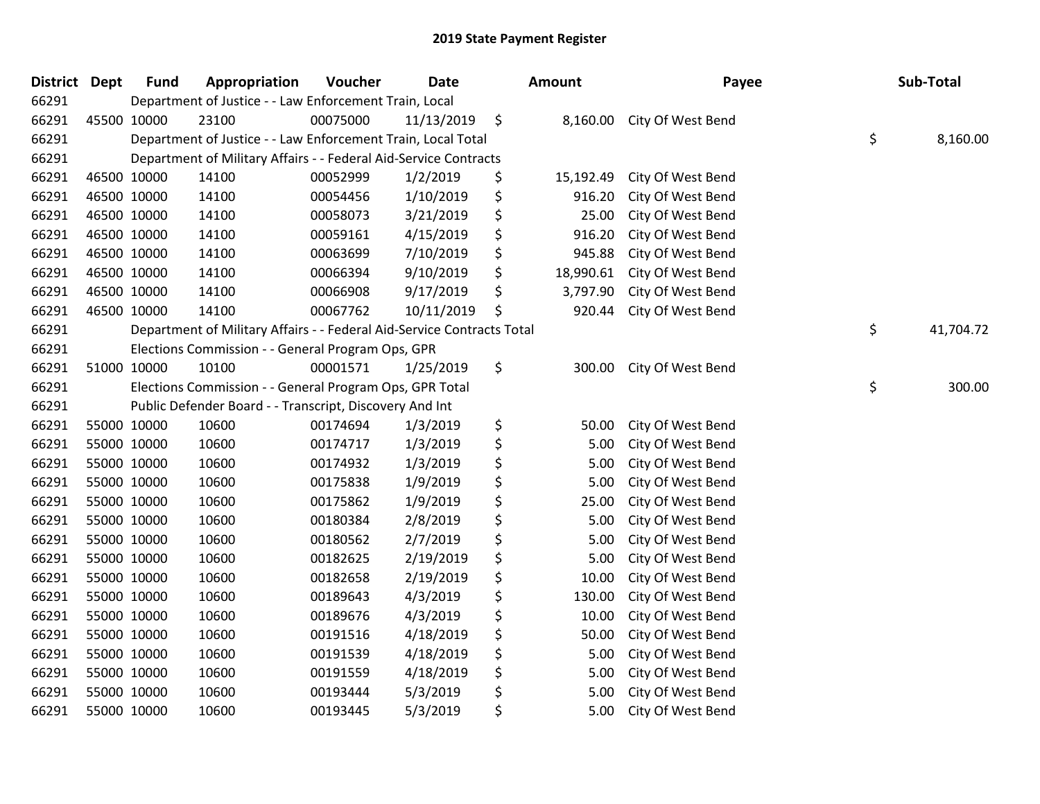## 2019 State Payment Register

| District | Dept | Fund | Appropriation | Voucher | Date | Amount | Payee | Sub-Total |
|---|---|---|---|---|---|---|---|---|
| 66291 | | Department of Justice - - Law Enforcement Train, Local | | | | | | |
| 66291 | 45500 | 10000 | 23100 | 00075000 | 11/13/2019 | $ 8,160.00 | City Of West Bend | |
| 66291 | | Department of Justice - - Law Enforcement Train, Local Total | | | | | | $ 8,160.00 |
| 66291 | | Department of Military Affairs - - Federal Aid-Service Contracts | | | | | | |
| 66291 | 46500 | 10000 | 14100 | 00052999 | 1/2/2019 | $ 15,192.49 | City Of West Bend | |
| 66291 | 46500 | 10000 | 14100 | 00054456 | 1/10/2019 | $ 916.20 | City Of West Bend | |
| 66291 | 46500 | 10000 | 14100 | 00058073 | 3/21/2019 | $ 25.00 | City Of West Bend | |
| 66291 | 46500 | 10000 | 14100 | 00059161 | 4/15/2019 | $ 916.20 | City Of West Bend | |
| 66291 | 46500 | 10000 | 14100 | 00063699 | 7/10/2019 | $ 945.88 | City Of West Bend | |
| 66291 | 46500 | 10000 | 14100 | 00066394 | 9/10/2019 | $ 18,990.61 | City Of West Bend | |
| 66291 | 46500 | 10000 | 14100 | 00066908 | 9/17/2019 | $ 3,797.90 | City Of West Bend | |
| 66291 | 46500 | 10000 | 14100 | 00067762 | 10/11/2019 | $ 920.44 | City Of West Bend | |
| 66291 | | Department of Military Affairs - - Federal Aid-Service Contracts Total | | | | | | $ 41,704.72 |
| 66291 | | Elections Commission - - General Program Ops, GPR | | | | | | |
| 66291 | 51000 | 10000 | 10100 | 00001571 | 1/25/2019 | $ 300.00 | City Of West Bend | |
| 66291 | | Elections Commission - - General Program Ops, GPR Total | | | | | | $ 300.00 |
| 66291 | | Public Defender Board - - Transcript, Discovery And Int | | | | | | |
| 66291 | 55000 | 10000 | 10600 | 00174694 | 1/3/2019 | $ 50.00 | City Of West Bend | |
| 66291 | 55000 | 10000 | 10600 | 00174717 | 1/3/2019 | $ 5.00 | City Of West Bend | |
| 66291 | 55000 | 10000 | 10600 | 00174932 | 1/3/2019 | $ 5.00 | City Of West Bend | |
| 66291 | 55000 | 10000 | 10600 | 00175838 | 1/9/2019 | $ 5.00 | City Of West Bend | |
| 66291 | 55000 | 10000 | 10600 | 00175862 | 1/9/2019 | $ 25.00 | City Of West Bend | |
| 66291 | 55000 | 10000 | 10600 | 00180384 | 2/8/2019 | $ 5.00 | City Of West Bend | |
| 66291 | 55000 | 10000 | 10600 | 00180562 | 2/7/2019 | $ 5.00 | City Of West Bend | |
| 66291 | 55000 | 10000 | 10600 | 00182625 | 2/19/2019 | $ 5.00 | City Of West Bend | |
| 66291 | 55000 | 10000 | 10600 | 00182658 | 2/19/2019 | $ 10.00 | City Of West Bend | |
| 66291 | 55000 | 10000 | 10600 | 00189643 | 4/3/2019 | $ 130.00 | City Of West Bend | |
| 66291 | 55000 | 10000 | 10600 | 00189676 | 4/3/2019 | $ 10.00 | City Of West Bend | |
| 66291 | 55000 | 10000 | 10600 | 00191516 | 4/18/2019 | $ 50.00 | City Of West Bend | |
| 66291 | 55000 | 10000 | 10600 | 00191539 | 4/18/2019 | $ 5.00 | City Of West Bend | |
| 66291 | 55000 | 10000 | 10600 | 00191559 | 4/18/2019 | $ 5.00 | City Of West Bend | |
| 66291 | 55000 | 10000 | 10600 | 00193444 | 5/3/2019 | $ 5.00 | City Of West Bend | |
| 66291 | 55000 | 10000 | 10600 | 00193445 | 5/3/2019 | $ 5.00 | City Of West Bend | |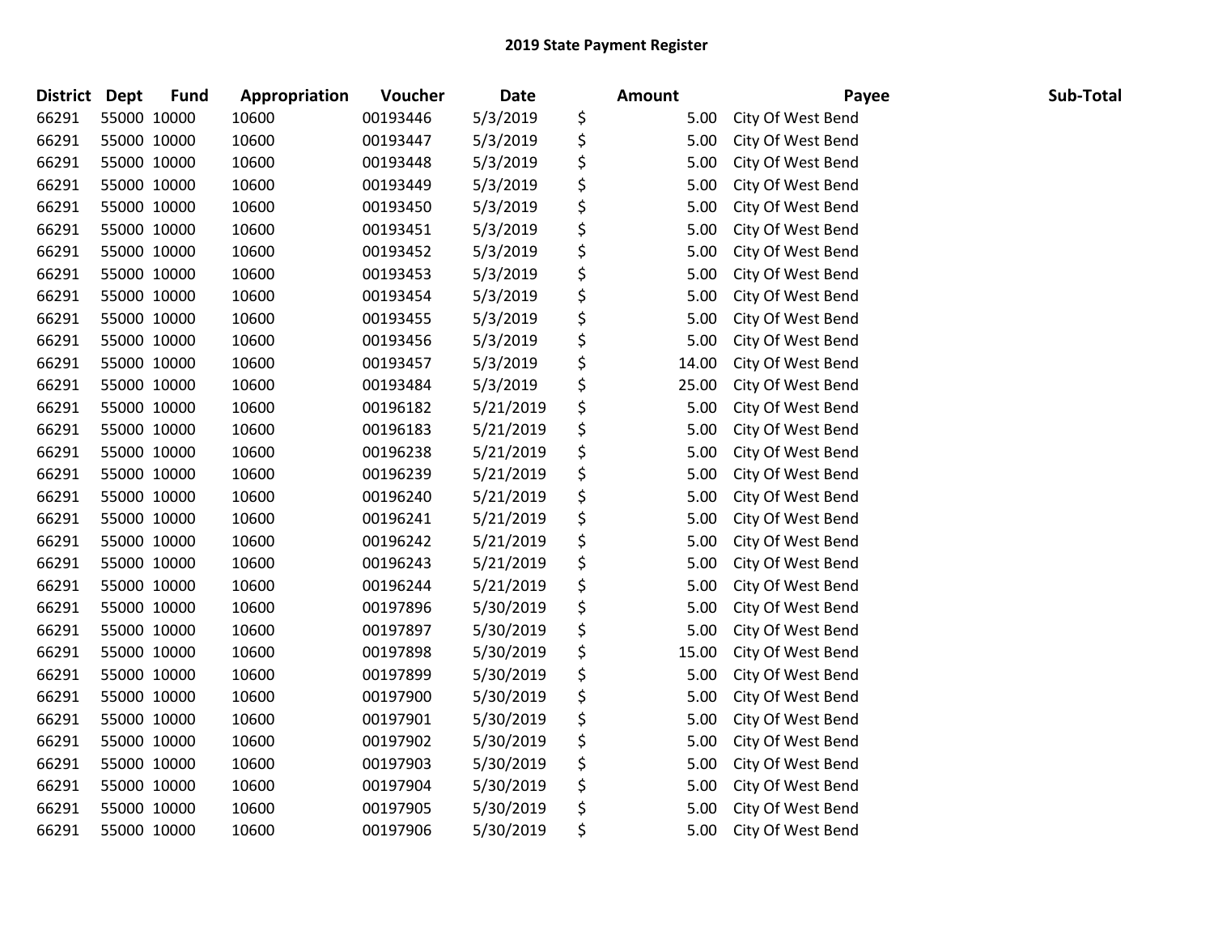# 2019 State Payment Register

| District | Dept | Fund | Appropriation | Voucher | Date | Amount | Payee | Sub-Total |
|---|---|---|---|---|---|---|---|---|
| 66291 | 55000 | 10000 | 10600 | 00193446 | 5/3/2019 | $ 5.00 | City Of West Bend | |
| 66291 | 55000 | 10000 | 10600 | 00193447 | 5/3/2019 | $ 5.00 | City Of West Bend | |
| 66291 | 55000 | 10000 | 10600 | 00193448 | 5/3/2019 | $ 5.00 | City Of West Bend | |
| 66291 | 55000 | 10000 | 10600 | 00193449 | 5/3/2019 | $ 5.00 | City Of West Bend | |
| 66291 | 55000 | 10000 | 10600 | 00193450 | 5/3/2019 | $ 5.00 | City Of West Bend | |
| 66291 | 55000 | 10000 | 10600 | 00193451 | 5/3/2019 | $ 5.00 | City Of West Bend | |
| 66291 | 55000 | 10000 | 10600 | 00193452 | 5/3/2019 | $ 5.00 | City Of West Bend | |
| 66291 | 55000 | 10000 | 10600 | 00193453 | 5/3/2019 | $ 5.00 | City Of West Bend | |
| 66291 | 55000 | 10000 | 10600 | 00193454 | 5/3/2019 | $ 5.00 | City Of West Bend | |
| 66291 | 55000 | 10000 | 10600 | 00193455 | 5/3/2019 | $ 5.00 | City Of West Bend | |
| 66291 | 55000 | 10000 | 10600 | 00193456 | 5/3/2019 | $ 5.00 | City Of West Bend | |
| 66291 | 55000 | 10000 | 10600 | 00193457 | 5/3/2019 | $ 14.00 | City Of West Bend | |
| 66291 | 55000 | 10000 | 10600 | 00193484 | 5/3/2019 | $ 25.00 | City Of West Bend | |
| 66291 | 55000 | 10000 | 10600 | 00196182 | 5/21/2019 | $ 5.00 | City Of West Bend | |
| 66291 | 55000 | 10000 | 10600 | 00196183 | 5/21/2019 | $ 5.00 | City Of West Bend | |
| 66291 | 55000 | 10000 | 10600 | 00196238 | 5/21/2019 | $ 5.00 | City Of West Bend | |
| 66291 | 55000 | 10000 | 10600 | 00196239 | 5/21/2019 | $ 5.00 | City Of West Bend | |
| 66291 | 55000 | 10000 | 10600 | 00196240 | 5/21/2019 | $ 5.00 | City Of West Bend | |
| 66291 | 55000 | 10000 | 10600 | 00196241 | 5/21/2019 | $ 5.00 | City Of West Bend | |
| 66291 | 55000 | 10000 | 10600 | 00196242 | 5/21/2019 | $ 5.00 | City Of West Bend | |
| 66291 | 55000 | 10000 | 10600 | 00196243 | 5/21/2019 | $ 5.00 | City Of West Bend | |
| 66291 | 55000 | 10000 | 10600 | 00196244 | 5/21/2019 | $ 5.00 | City Of West Bend | |
| 66291 | 55000 | 10000 | 10600 | 00197896 | 5/30/2019 | $ 5.00 | City Of West Bend | |
| 66291 | 55000 | 10000 | 10600 | 00197897 | 5/30/2019 | $ 5.00 | City Of West Bend | |
| 66291 | 55000 | 10000 | 10600 | 00197898 | 5/30/2019 | $ 15.00 | City Of West Bend | |
| 66291 | 55000 | 10000 | 10600 | 00197899 | 5/30/2019 | $ 5.00 | City Of West Bend | |
| 66291 | 55000 | 10000 | 10600 | 00197900 | 5/30/2019 | $ 5.00 | City Of West Bend | |
| 66291 | 55000 | 10000 | 10600 | 00197901 | 5/30/2019 | $ 5.00 | City Of West Bend | |
| 66291 | 55000 | 10000 | 10600 | 00197902 | 5/30/2019 | $ 5.00 | City Of West Bend | |
| 66291 | 55000 | 10000 | 10600 | 00197903 | 5/30/2019 | $ 5.00 | City Of West Bend | |
| 66291 | 55000 | 10000 | 10600 | 00197904 | 5/30/2019 | $ 5.00 | City Of West Bend | |
| 66291 | 55000 | 10000 | 10600 | 00197905 | 5/30/2019 | $ 5.00 | City Of West Bend | |
| 66291 | 55000 | 10000 | 10600 | 00197906 | 5/30/2019 | $ 5.00 | City Of West Bend | |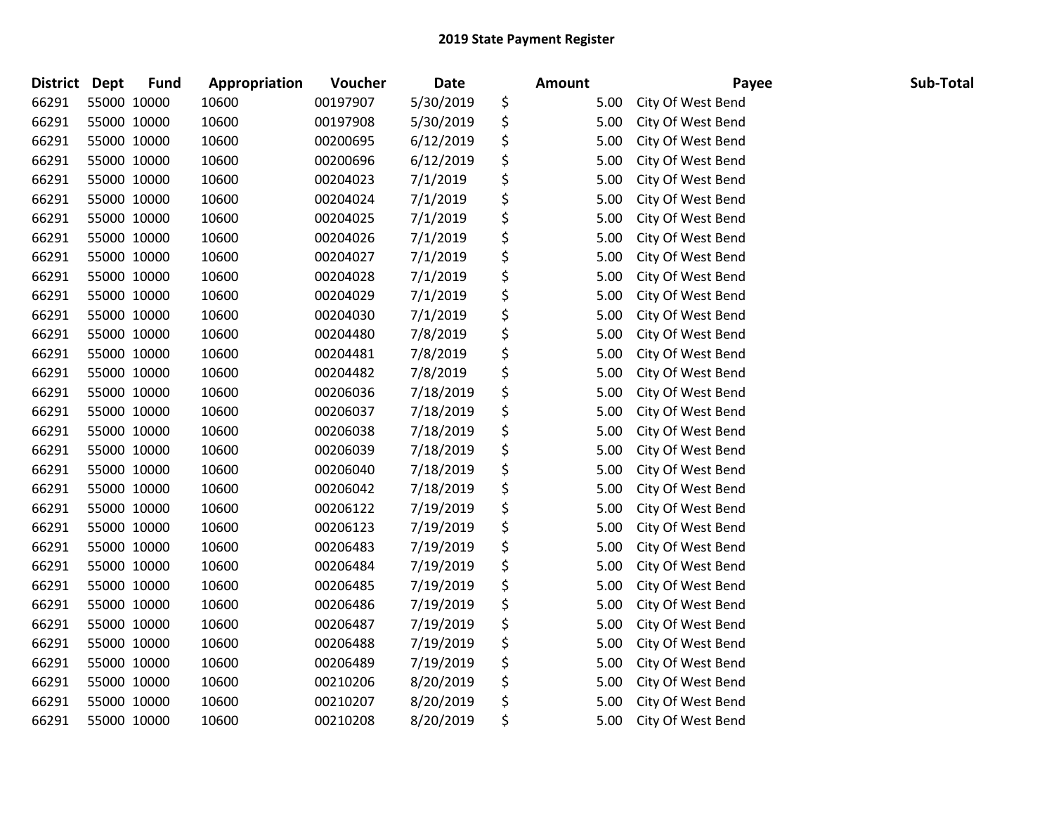# 2019 State Payment Register

| District | Dept | Fund | Appropriation | Voucher | Date | Amount | Payee | Sub-Total |
|---|---|---|---|---|---|---|---|---|
| 66291 | 55000 | 10000 | 10600 | 00197907 | 5/30/2019 | $ 5.00 | City Of West Bend | |
| 66291 | 55000 | 10000 | 10600 | 00197908 | 5/30/2019 | $ 5.00 | City Of West Bend | |
| 66291 | 55000 | 10000 | 10600 | 00200695 | 6/12/2019 | $ 5.00 | City Of West Bend | |
| 66291 | 55000 | 10000 | 10600 | 00200696 | 6/12/2019 | $ 5.00 | City Of West Bend | |
| 66291 | 55000 | 10000 | 10600 | 00204023 | 7/1/2019 | $ 5.00 | City Of West Bend | |
| 66291 | 55000 | 10000 | 10600 | 00204024 | 7/1/2019 | $ 5.00 | City Of West Bend | |
| 66291 | 55000 | 10000 | 10600 | 00204025 | 7/1/2019 | $ 5.00 | City Of West Bend | |
| 66291 | 55000 | 10000 | 10600 | 00204026 | 7/1/2019 | $ 5.00 | City Of West Bend | |
| 66291 | 55000 | 10000 | 10600 | 00204027 | 7/1/2019 | $ 5.00 | City Of West Bend | |
| 66291 | 55000 | 10000 | 10600 | 00204028 | 7/1/2019 | $ 5.00 | City Of West Bend | |
| 66291 | 55000 | 10000 | 10600 | 00204029 | 7/1/2019 | $ 5.00 | City Of West Bend | |
| 66291 | 55000 | 10000 | 10600 | 00204030 | 7/1/2019 | $ 5.00 | City Of West Bend | |
| 66291 | 55000 | 10000 | 10600 | 00204480 | 7/8/2019 | $ 5.00 | City Of West Bend | |
| 66291 | 55000 | 10000 | 10600 | 00204481 | 7/8/2019 | $ 5.00 | City Of West Bend | |
| 66291 | 55000 | 10000 | 10600 | 00204482 | 7/8/2019 | $ 5.00 | City Of West Bend | |
| 66291 | 55000 | 10000 | 10600 | 00206036 | 7/18/2019 | $ 5.00 | City Of West Bend | |
| 66291 | 55000 | 10000 | 10600 | 00206037 | 7/18/2019 | $ 5.00 | City Of West Bend | |
| 66291 | 55000 | 10000 | 10600 | 00206038 | 7/18/2019 | $ 5.00 | City Of West Bend | |
| 66291 | 55000 | 10000 | 10600 | 00206039 | 7/18/2019 | $ 5.00 | City Of West Bend | |
| 66291 | 55000 | 10000 | 10600 | 00206040 | 7/18/2019 | $ 5.00 | City Of West Bend | |
| 66291 | 55000 | 10000 | 10600 | 00206042 | 7/18/2019 | $ 5.00 | City Of West Bend | |
| 66291 | 55000 | 10000 | 10600 | 00206122 | 7/19/2019 | $ 5.00 | City Of West Bend | |
| 66291 | 55000 | 10000 | 10600 | 00206123 | 7/19/2019 | $ 5.00 | City Of West Bend | |
| 66291 | 55000 | 10000 | 10600 | 00206483 | 7/19/2019 | $ 5.00 | City Of West Bend | |
| 66291 | 55000 | 10000 | 10600 | 00206484 | 7/19/2019 | $ 5.00 | City Of West Bend | |
| 66291 | 55000 | 10000 | 10600 | 00206485 | 7/19/2019 | $ 5.00 | City Of West Bend | |
| 66291 | 55000 | 10000 | 10600 | 00206486 | 7/19/2019 | $ 5.00 | City Of West Bend | |
| 66291 | 55000 | 10000 | 10600 | 00206487 | 7/19/2019 | $ 5.00 | City Of West Bend | |
| 66291 | 55000 | 10000 | 10600 | 00206488 | 7/19/2019 | $ 5.00 | City Of West Bend | |
| 66291 | 55000 | 10000 | 10600 | 00206489 | 7/19/2019 | $ 5.00 | City Of West Bend | |
| 66291 | 55000 | 10000 | 10600 | 00210206 | 8/20/2019 | $ 5.00 | City Of West Bend | |
| 66291 | 55000 | 10000 | 10600 | 00210207 | 8/20/2019 | $ 5.00 | City Of West Bend | |
| 66291 | 55000 | 10000 | 10600 | 00210208 | 8/20/2019 | $ 5.00 | City Of West Bend | |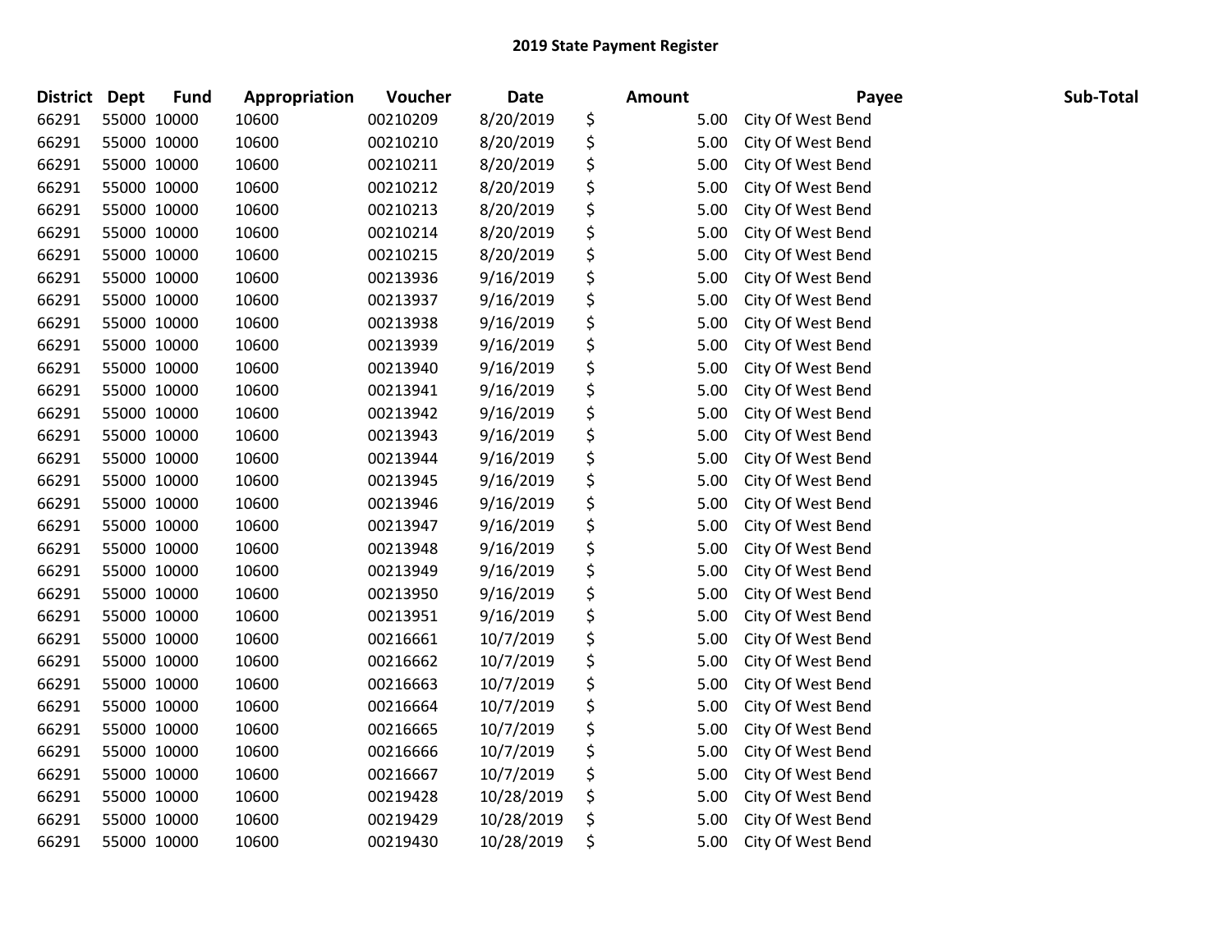## 2019 State Payment Register

| District | Dept | Fund | Appropriation | Voucher | Date | Amount | Payee | Sub-Total |
|---|---|---|---|---|---|---|---|---|
| 66291 | 55000 | 10000 | 10600 | 00210209 | 8/20/2019 | $ 5.00 | City Of West Bend | |
| 66291 | 55000 | 10000 | 10600 | 00210210 | 8/20/2019 | $ 5.00 | City Of West Bend | |
| 66291 | 55000 | 10000 | 10600 | 00210211 | 8/20/2019 | $ 5.00 | City Of West Bend | |
| 66291 | 55000 | 10000 | 10600 | 00210212 | 8/20/2019 | $ 5.00 | City Of West Bend | |
| 66291 | 55000 | 10000 | 10600 | 00210213 | 8/20/2019 | $ 5.00 | City Of West Bend | |
| 66291 | 55000 | 10000 | 10600 | 00210214 | 8/20/2019 | $ 5.00 | City Of West Bend | |
| 66291 | 55000 | 10000 | 10600 | 00210215 | 8/20/2019 | $ 5.00 | City Of West Bend | |
| 66291 | 55000 | 10000 | 10600 | 00213936 | 9/16/2019 | $ 5.00 | City Of West Bend | |
| 66291 | 55000 | 10000 | 10600 | 00213937 | 9/16/2019 | $ 5.00 | City Of West Bend | |
| 66291 | 55000 | 10000 | 10600 | 00213938 | 9/16/2019 | $ 5.00 | City Of West Bend | |
| 66291 | 55000 | 10000 | 10600 | 00213939 | 9/16/2019 | $ 5.00 | City Of West Bend | |
| 66291 | 55000 | 10000 | 10600 | 00213940 | 9/16/2019 | $ 5.00 | City Of West Bend | |
| 66291 | 55000 | 10000 | 10600 | 00213941 | 9/16/2019 | $ 5.00 | City Of West Bend | |
| 66291 | 55000 | 10000 | 10600 | 00213942 | 9/16/2019 | $ 5.00 | City Of West Bend | |
| 66291 | 55000 | 10000 | 10600 | 00213943 | 9/16/2019 | $ 5.00 | City Of West Bend | |
| 66291 | 55000 | 10000 | 10600 | 00213944 | 9/16/2019 | $ 5.00 | City Of West Bend | |
| 66291 | 55000 | 10000 | 10600 | 00213945 | 9/16/2019 | $ 5.00 | City Of West Bend | |
| 66291 | 55000 | 10000 | 10600 | 00213946 | 9/16/2019 | $ 5.00 | City Of West Bend | |
| 66291 | 55000 | 10000 | 10600 | 00213947 | 9/16/2019 | $ 5.00 | City Of West Bend | |
| 66291 | 55000 | 10000 | 10600 | 00213948 | 9/16/2019 | $ 5.00 | City Of West Bend | |
| 66291 | 55000 | 10000 | 10600 | 00213949 | 9/16/2019 | $ 5.00 | City Of West Bend | |
| 66291 | 55000 | 10000 | 10600 | 00213950 | 9/16/2019 | $ 5.00 | City Of West Bend | |
| 66291 | 55000 | 10000 | 10600 | 00213951 | 9/16/2019 | $ 5.00 | City Of West Bend | |
| 66291 | 55000 | 10000 | 10600 | 00216661 | 10/7/2019 | $ 5.00 | City Of West Bend | |
| 66291 | 55000 | 10000 | 10600 | 00216662 | 10/7/2019 | $ 5.00 | City Of West Bend | |
| 66291 | 55000 | 10000 | 10600 | 00216663 | 10/7/2019 | $ 5.00 | City Of West Bend | |
| 66291 | 55000 | 10000 | 10600 | 00216664 | 10/7/2019 | $ 5.00 | City Of West Bend | |
| 66291 | 55000 | 10000 | 10600 | 00216665 | 10/7/2019 | $ 5.00 | City Of West Bend | |
| 66291 | 55000 | 10000 | 10600 | 00216666 | 10/7/2019 | $ 5.00 | City Of West Bend | |
| 66291 | 55000 | 10000 | 10600 | 00216667 | 10/7/2019 | $ 5.00 | City Of West Bend | |
| 66291 | 55000 | 10000 | 10600 | 00219428 | 10/28/2019 | $ 5.00 | City Of West Bend | |
| 66291 | 55000 | 10000 | 10600 | 00219429 | 10/28/2019 | $ 5.00 | City Of West Bend | |
| 66291 | 55000 | 10000 | 10600 | 00219430 | 10/28/2019 | $ 5.00 | City Of West Bend | |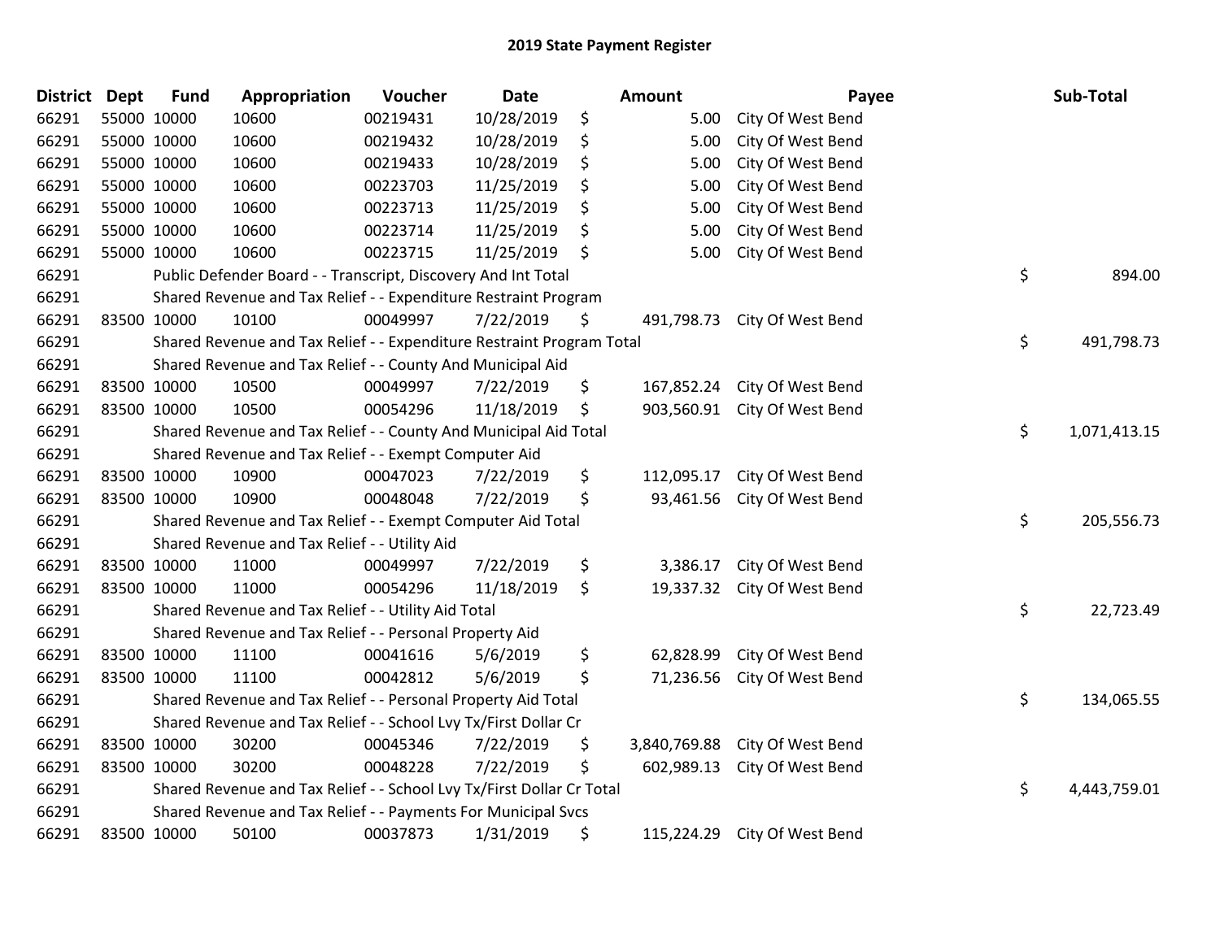# 2019 State Payment Register

| District | Dept | Fund | Appropriation | Voucher | Date | Amount | Payee | Sub-Total |
|---|---|---|---|---|---|---|---|---|
| 66291 | 55000 | 10000 | 10600 | 00219431 | 10/28/2019 | $ 5.00 | City Of West Bend | |
| 66291 | 55000 | 10000 | 10600 | 00219432 | 10/28/2019 | $ 5.00 | City Of West Bend | |
| 66291 | 55000 | 10000 | 10600 | 00219433 | 10/28/2019 | $ 5.00 | City Of West Bend | |
| 66291 | 55000 | 10000 | 10600 | 00223703 | 11/25/2019 | $ 5.00 | City Of West Bend | |
| 66291 | 55000 | 10000 | 10600 | 00223713 | 11/25/2019 | $ 5.00 | City Of West Bend | |
| 66291 | 55000 | 10000 | 10600 | 00223714 | 11/25/2019 | $ 5.00 | City Of West Bend | |
| 66291 | 55000 | 10000 | 10600 | 00223715 | 11/25/2019 | $ 5.00 | City Of West Bend | |
| 66291 | | | Public Defender Board - - Transcript, Discovery And Int Total | | | | | $ 894.00 |
| 66291 | | | Shared Revenue and Tax Relief - - Expenditure Restraint Program | | | | | |
| 66291 | 83500 | 10000 | 10100 | 00049997 | 7/22/2019 | $ 491,798.73 | City Of West Bend | |
| 66291 | | | Shared Revenue and Tax Relief - - Expenditure Restraint Program Total | | | | | $ 491,798.73 |
| 66291 | | | Shared Revenue and Tax Relief - - County And Municipal Aid | | | | | |
| 66291 | 83500 | 10000 | 10500 | 00049997 | 7/22/2019 | $ 167,852.24 | City Of West Bend | |
| 66291 | 83500 | 10000 | 10500 | 00054296 | 11/18/2019 | $ 903,560.91 | City Of West Bend | |
| 66291 | | | Shared Revenue and Tax Relief - - County And Municipal Aid Total | | | | | $ 1,071,413.15 |
| 66291 | | | Shared Revenue and Tax Relief - - Exempt Computer Aid | | | | | |
| 66291 | 83500 | 10000 | 10900 | 00047023 | 7/22/2019 | $ 112,095.17 | City Of West Bend | |
| 66291 | 83500 | 10000 | 10900 | 00048048 | 7/22/2019 | $ 93,461.56 | City Of West Bend | |
| 66291 | | | Shared Revenue and Tax Relief - - Exempt Computer Aid Total | | | | | $ 205,556.73 |
| 66291 | | | Shared Revenue and Tax Relief - - Utility Aid | | | | | |
| 66291 | 83500 | 10000 | 11000 | 00049997 | 7/22/2019 | $ 3,386.17 | City Of West Bend | |
| 66291 | 83500 | 10000 | 11000 | 00054296 | 11/18/2019 | $ 19,337.32 | City Of West Bend | |
| 66291 | | | Shared Revenue and Tax Relief - - Utility Aid Total | | | | | $ 22,723.49 |
| 66291 | | | Shared Revenue and Tax Relief - - Personal Property Aid | | | | | |
| 66291 | 83500 | 10000 | 11100 | 00041616 | 5/6/2019 | $ 62,828.99 | City Of West Bend | |
| 66291 | 83500 | 10000 | 11100 | 00042812 | 5/6/2019 | $ 71,236.56 | City Of West Bend | |
| 66291 | | | Shared Revenue and Tax Relief - - Personal Property Aid Total | | | | | $ 134,065.55 |
| 66291 | | | Shared Revenue and Tax Relief - - School Lvy Tx/First Dollar Cr | | | | | |
| 66291 | 83500 | 10000 | 30200 | 00045346 | 7/22/2019 | $ 3,840,769.88 | City Of West Bend | |
| 66291 | 83500 | 10000 | 30200 | 00048228 | 7/22/2019 | $ 602,989.13 | City Of West Bend | |
| 66291 | | | Shared Revenue and Tax Relief - - School Lvy Tx/First Dollar Cr Total | | | | | $ 4,443,759.01 |
| 66291 | | | Shared Revenue and Tax Relief - - Payments For Municipal Svcs | | | | | |
| 66291 | 83500 | 10000 | 50100 | 00037873 | 1/31/2019 | $ 115,224.29 | City Of West Bend | |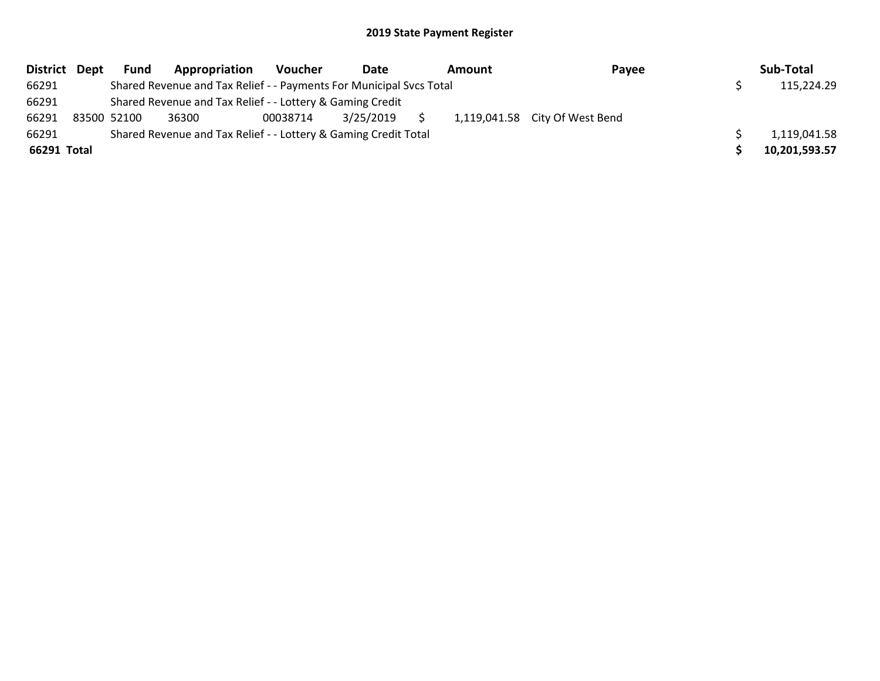## 2019 State Payment Register

| District | Dept | Fund | Appropriation | Voucher | Date | Amount | Payee | Sub-Total |
|---|---|---|---|---|---|---|---|---|
| 66291 | | Shared Revenue and Tax Relief - - Payments For Municipal Svcs Total | | | | | | $ 115,224.29 |
| 66291 | | Shared Revenue and Tax Relief - - Lottery & Gaming Credit | | | | | | |
| 66291 | 83500 | 52100 | 36300 | 00038714 | 3/25/2019 | $ 1,119,041.58 | City Of West Bend | |
| 66291 | | Shared Revenue and Tax Relief - - Lottery & Gaming Credit Total | | | | | | $ 1,119,041.58 |
| **66291 Total** | | | | | | | | **$ 10,201,593.57** |